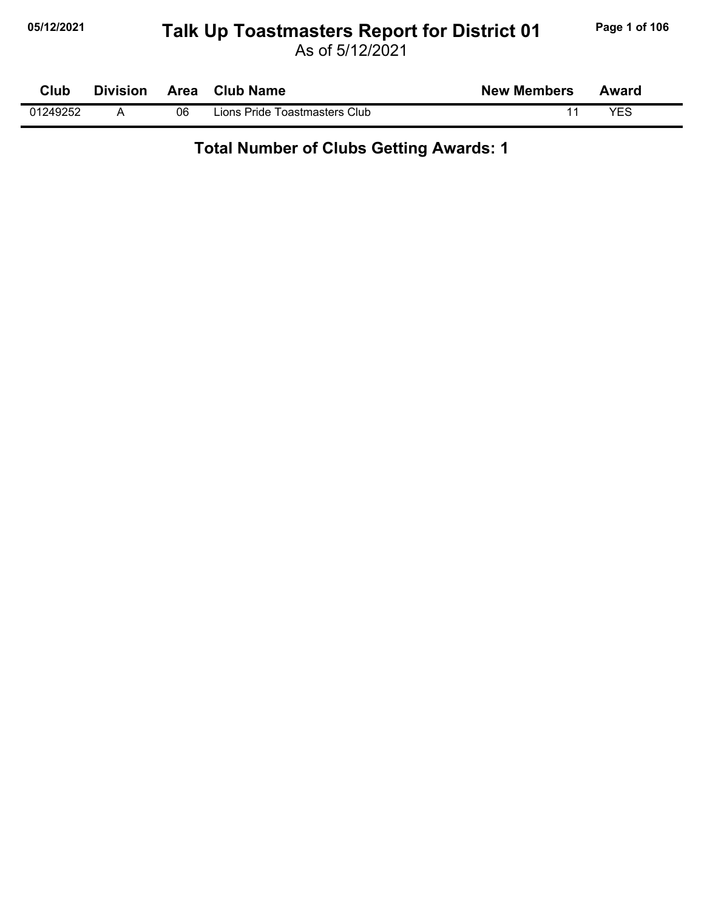# Talk Up Toastmasters Report for District 01

As of 5/12/2021

| Club | Division | Area | Club Name | New Members | Award |
|---|---|---|---|---|---|
| 01249252 | A | 06 | Lions Pride Toastmasters Club | 11 | YES |

## Total Number of Clubs Getting Awards: 1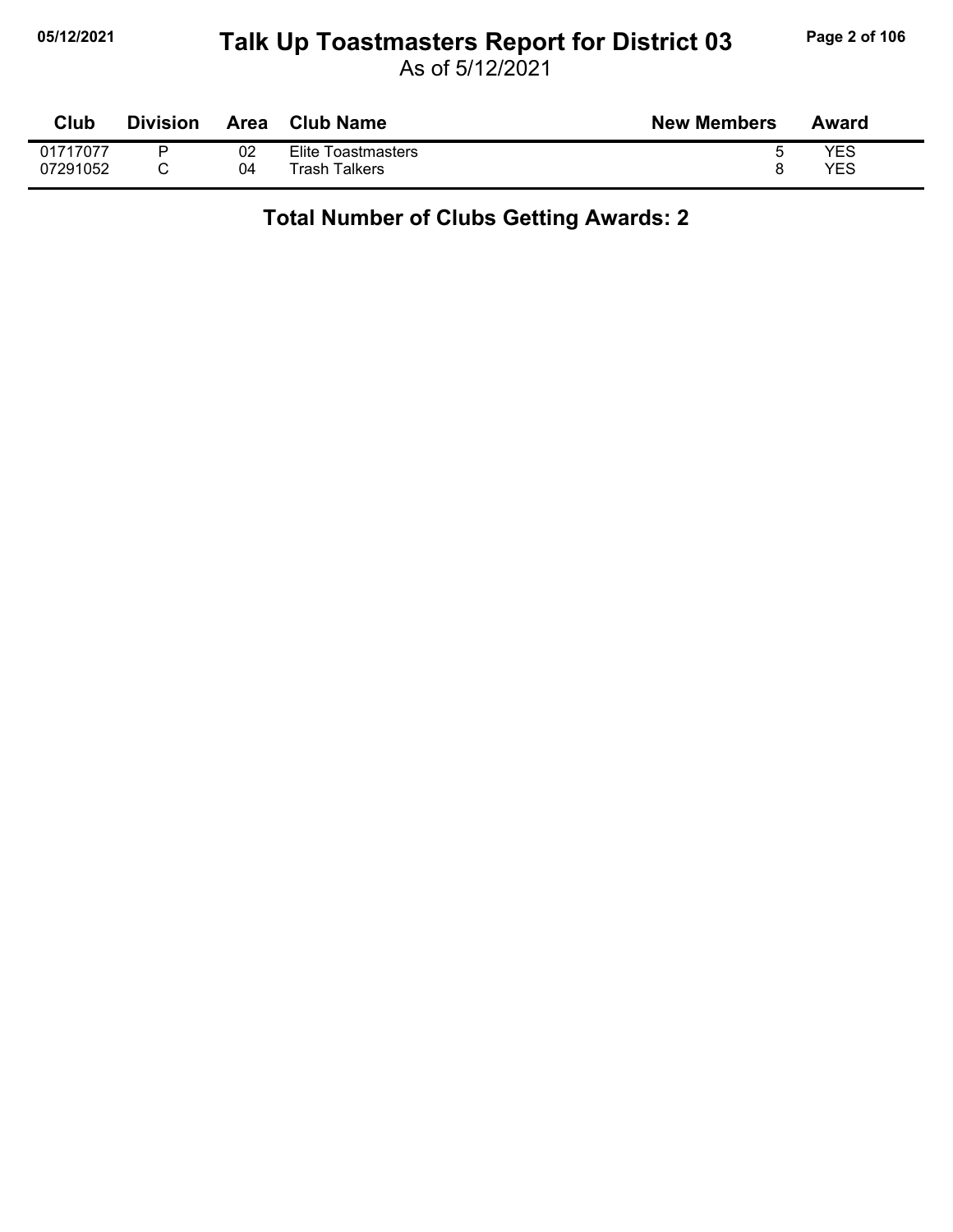# Talk Up Toastmasters Report for District 03

As of 5/12/2021

| Club | Division | Area | Club Name | New Members | Award |
|---|---|---|---|---|---|
| 01717077 | P | 02 | Elite Toastmasters | 5 | YES |
| 07291052 | C | 04 | Trash Talkers | 8 | YES |

**Total Number of Clubs Getting Awards: 2**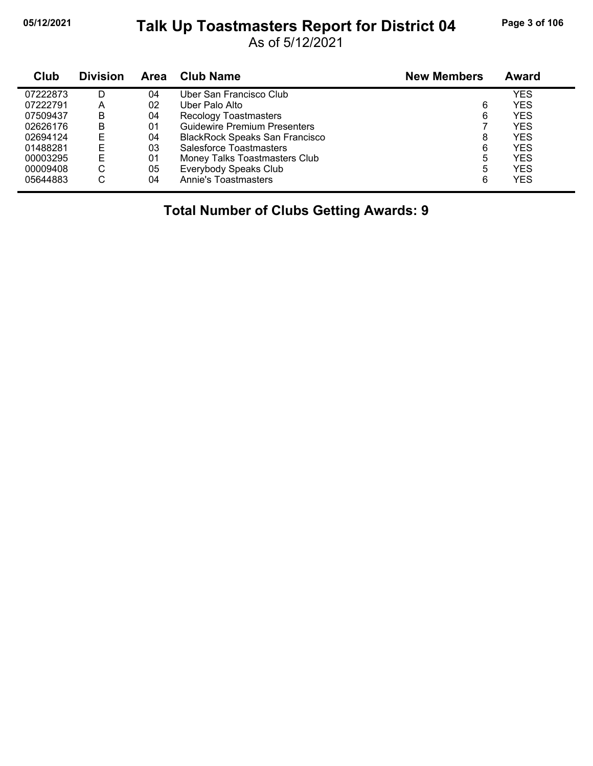# Talk Up Toastmasters Report for District 04

As of 5/12/2021

| Club | Division | Area | Club Name | New Members | Award |
|---|---|---|---|---|---|
| 07222873 | D | 04 | Uber San Francisco Club | | YES |
| 07222791 | A | 02 | Uber Palo Alto | 6 | YES |
| 07509437 | B | 04 | Recology Toastmasters | 6 | YES |
| 02626176 | B | 01 | Guidewire Premium Presenters | 7 | YES |
| 02694124 | E | 04 | BlackRock Speaks San Francisco | 8 | YES |
| 01488281 | E | 03 | Salesforce Toastmasters | 6 | YES |
| 00003295 | E | 01 | Money Talks Toastmasters Club | 5 | YES |
| 00009408 | C | 05 | Everybody Speaks Club | 5 | YES |
| 05644883 | C | 04 | Annie's Toastmasters | 6 | YES |

**Total Number of Clubs Getting Awards: 9**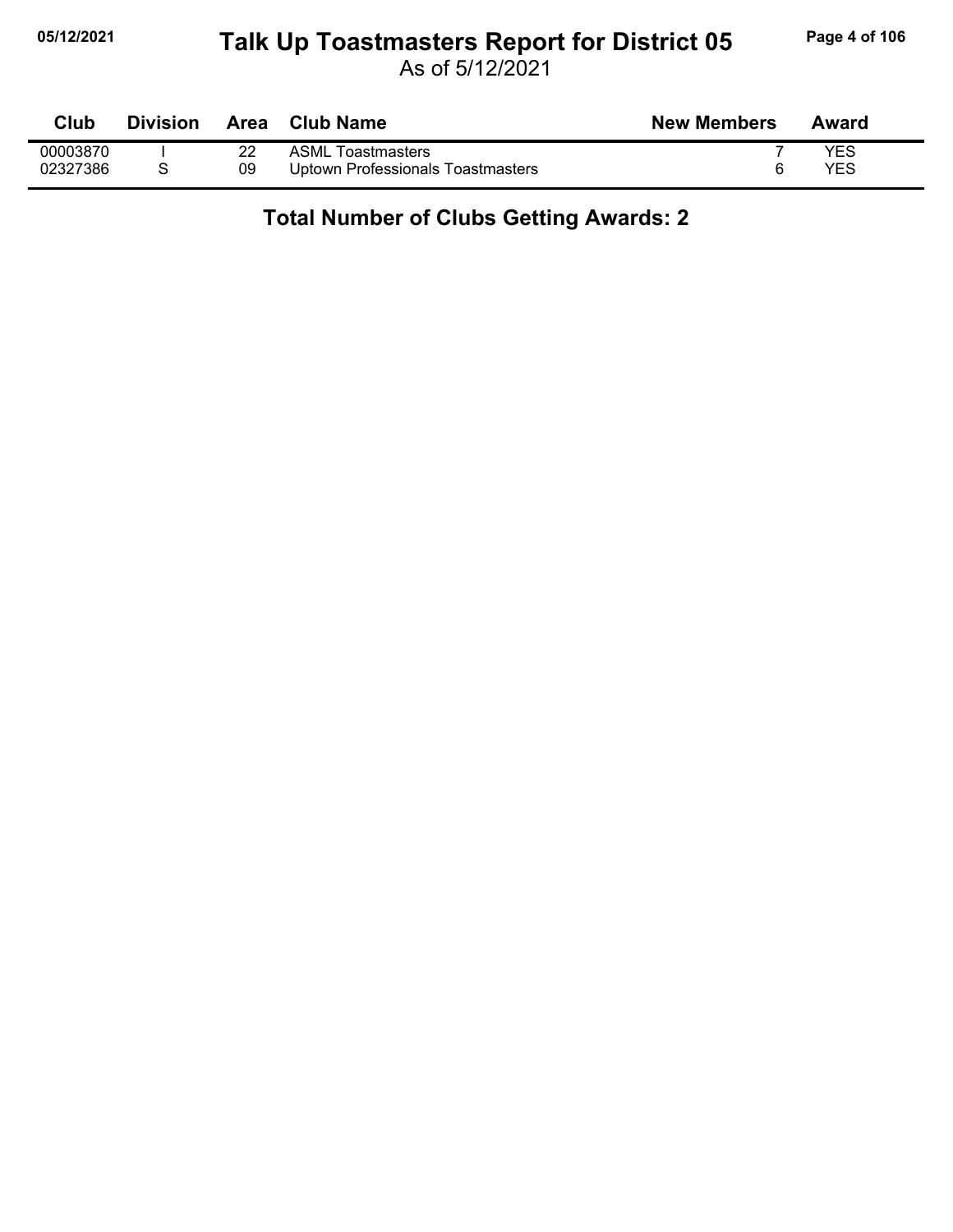# Talk Up Toastmasters Report for District 05

As of 5/12/2021

| Club | Division | Area | Club Name | New Members | Award |
|---|---|---|---|---|---|
| 00003870 | I | 22 | ASML Toastmasters | 7 | YES |
| 02327386 | S | 09 | Uptown Professionals Toastmasters | 6 | YES |

**Total Number of Clubs Getting Awards: 2**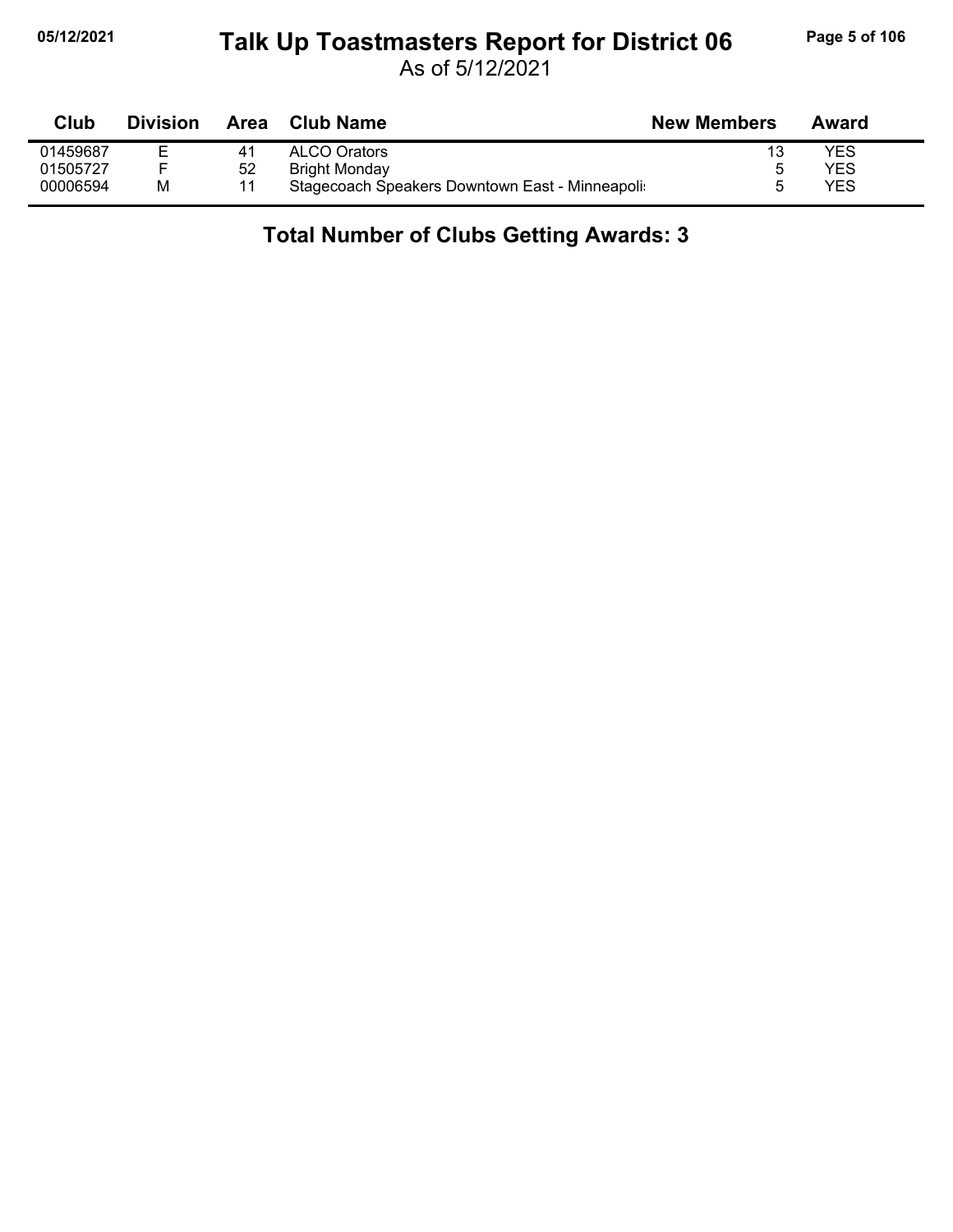# Talk Up Toastmasters Report for District 06

As of 5/12/2021

| Club | Division | Area | Club Name | New Members | Award |
|---|---|---|---|---|---|
| 01459687 | E | 41 | ALCO Orators | 13 | YES |
| 01505727 | F | 52 | Bright Monday | 5 | YES |
| 00006594 | M | 11 | Stagecoach Speakers Downtown East - Minneapoli: | 5 | YES |

**Total Number of Clubs Getting Awards: 3**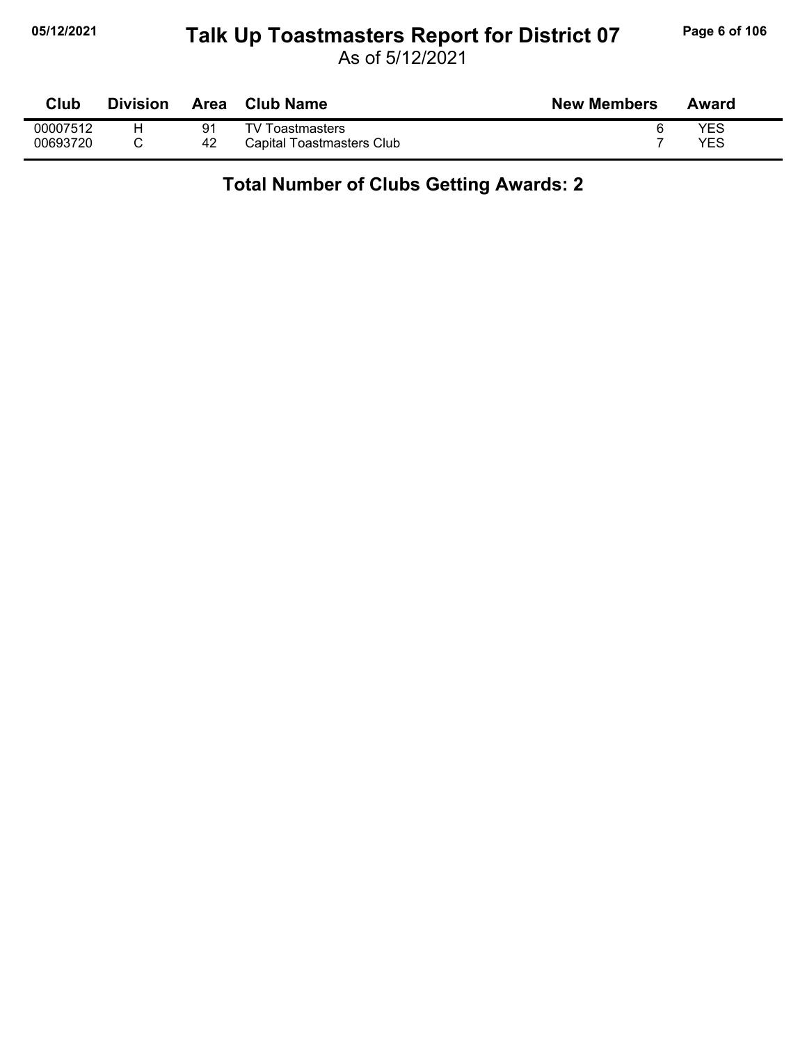# Talk Up Toastmasters Report for District 07

As of 5/12/2021

| Club | Division | Area | Club Name | New Members | Award |
|---|---|---|---|---|---|
| 00007512 | H | 91 | TV Toastmasters | 6 | YES |
| 00693720 | C | 42 | Capital Toastmasters Club | 7 | YES |

**Total Number of Clubs Getting Awards: 2**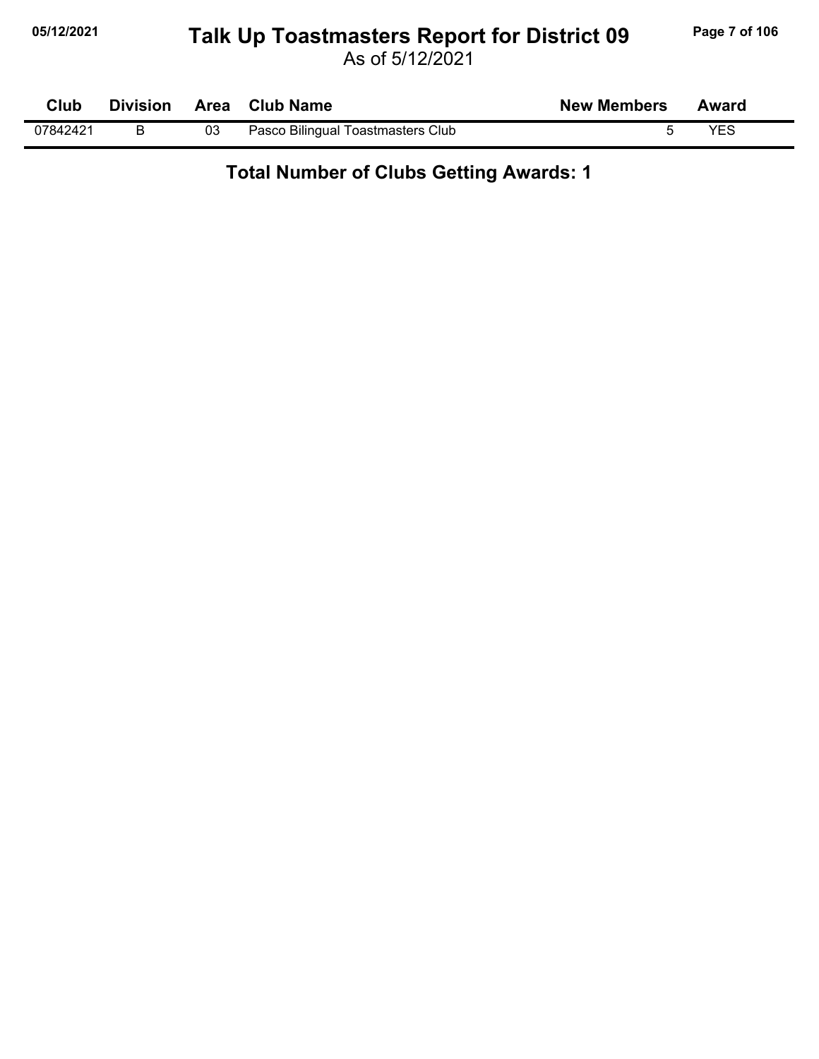# Talk Up Toastmasters Report for District 09

As of 5/12/2021

| Club | Division | Area | Club Name | New Members | Award |
|---|---|---|---|---|---|
| 07842421 | B | 03 | Pasco Bilingual Toastmasters Club | 5 | YES |

**Total Number of Clubs Getting Awards: 1**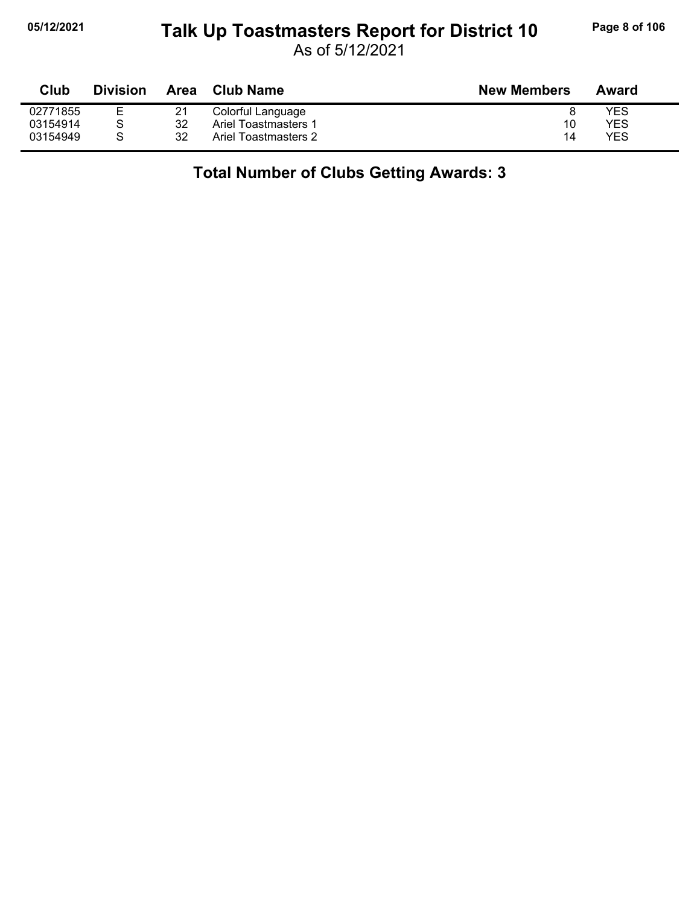# Talk Up Toastmasters Report for District 10

As of 5/12/2021

| Club | Division | Area | Club Name | New Members | Award |
|---|---|---|---|---|---|
| 02771855 | E | 21 | Colorful Language | 8 | YES |
| 03154914 | S | 32 | Ariel Toastmasters 1 | 10 | YES |
| 03154949 | S | 32 | Ariel Toastmasters 2 | 14 | YES |

**Total Number of Clubs Getting Awards: 3**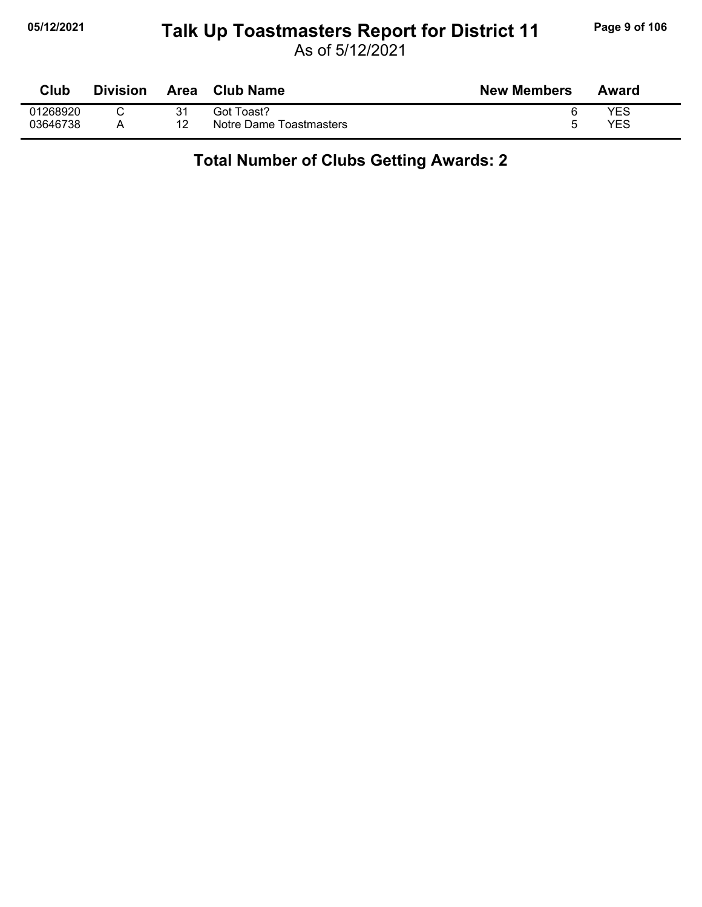# Talk Up Toastmasters Report for District 11

As of 5/12/2021

| Club | Division | Area | Club Name | New Members | Award |
|---|---|---|---|---|---|
| 01268920 | C | 31 | Got Toast? | 6 | YES |
| 03646738 | A | 12 | Notre Dame Toastmasters | 5 | YES |

**Total Number of Clubs Getting Awards: 2**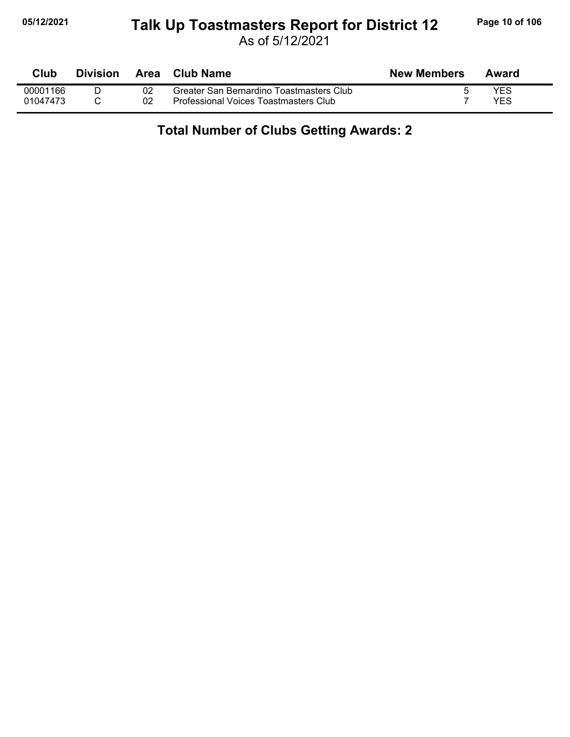# Talk Up Toastmasters Report for District 12

As of 5/12/2021

| Club | Division | Area | Club Name | New Members | Award |
|---|---|---|---|---|---|
| 00001166 | D | 02 | Greater San Bernardino Toastmasters Club | 5 | YES |
| 01047473 | C | 02 | Professional Voices Toastmasters Club | 7 | YES |

**Total Number of Clubs Getting Awards: 2**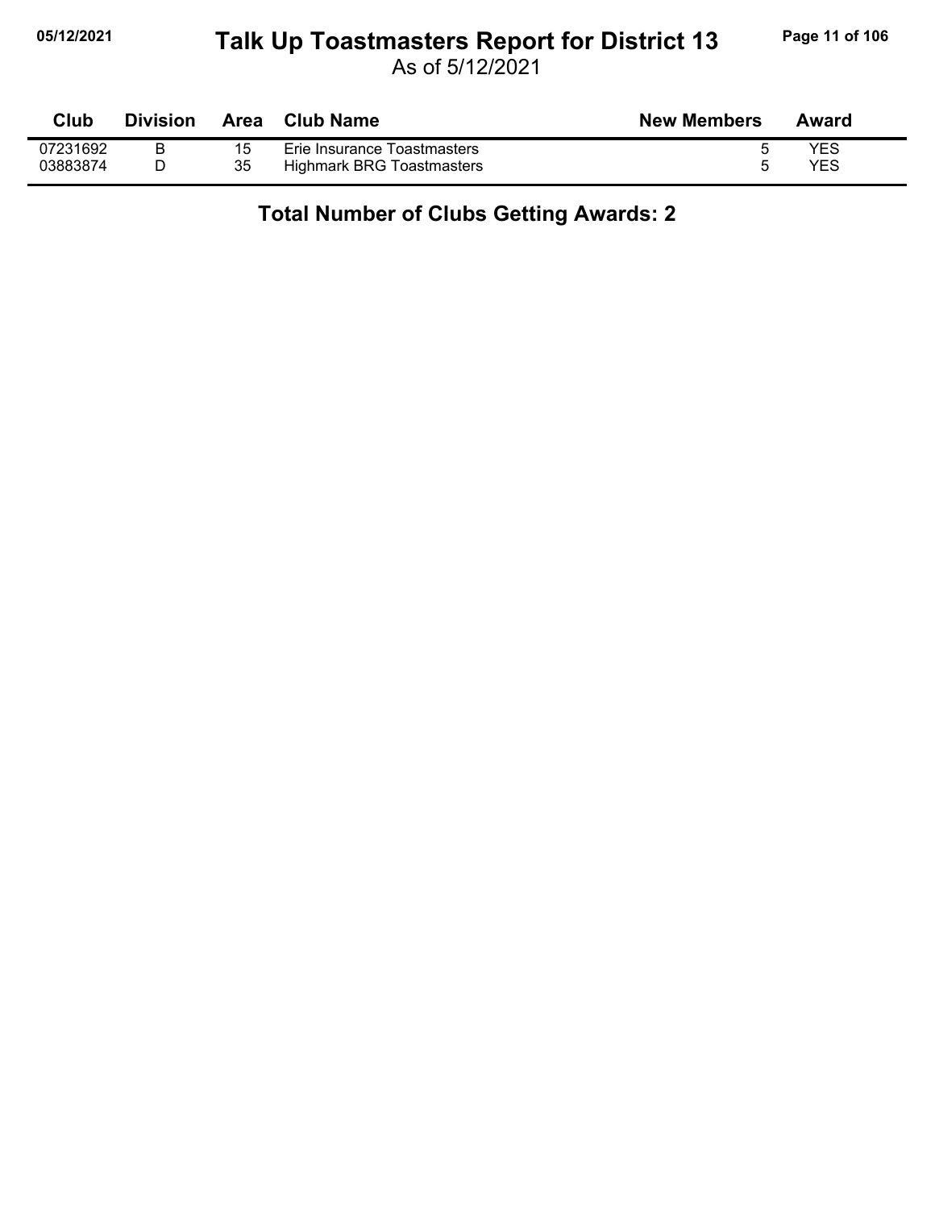| Club | Division | Area | Club Name | New Members | Award |
|---|---|---|---|---|---|
| 07231692 | B | 15 | Erie Insurance Toastmasters | 5 | YES |
| 03883874 | D | 35 | Highmark BRG Toastmasters | 5 | YES |

**Total Number of Clubs Getting Awards: 2**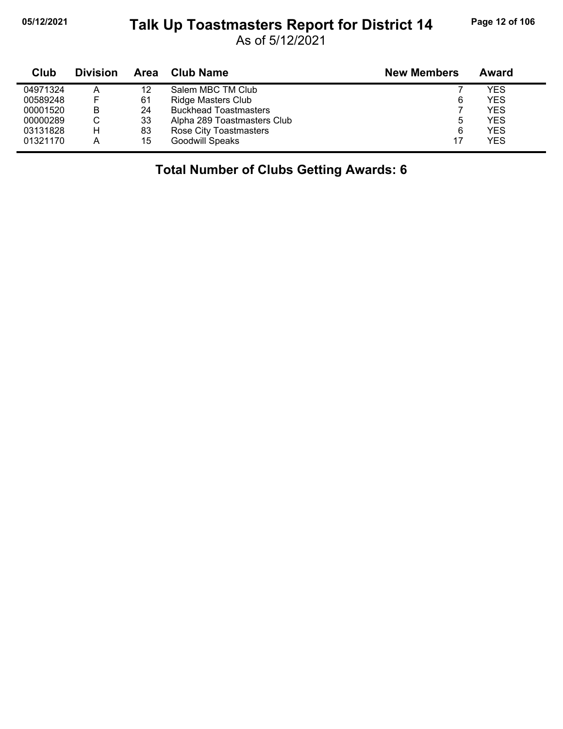# Talk Up Toastmasters Report for District 14

As of 5/12/2021

| Club | Division | Area | Club Name | New Members | Award |
|---|---|---|---|---|---|
| 04971324 | A | 12 | Salem MBC TM Club | 7 | YES |
| 00589248 | F | 61 | Ridge Masters Club | 6 | YES |
| 00001520 | B | 24 | Buckhead Toastmasters | 7 | YES |
| 00000289 | C | 33 | Alpha 289 Toastmasters Club | 5 | YES |
| 03131828 | H | 83 | Rose City Toastmasters | 6 | YES |
| 01321170 | A | 15 | Goodwill Speaks | 17 | YES |

**Total Number of Clubs Getting Awards: 6**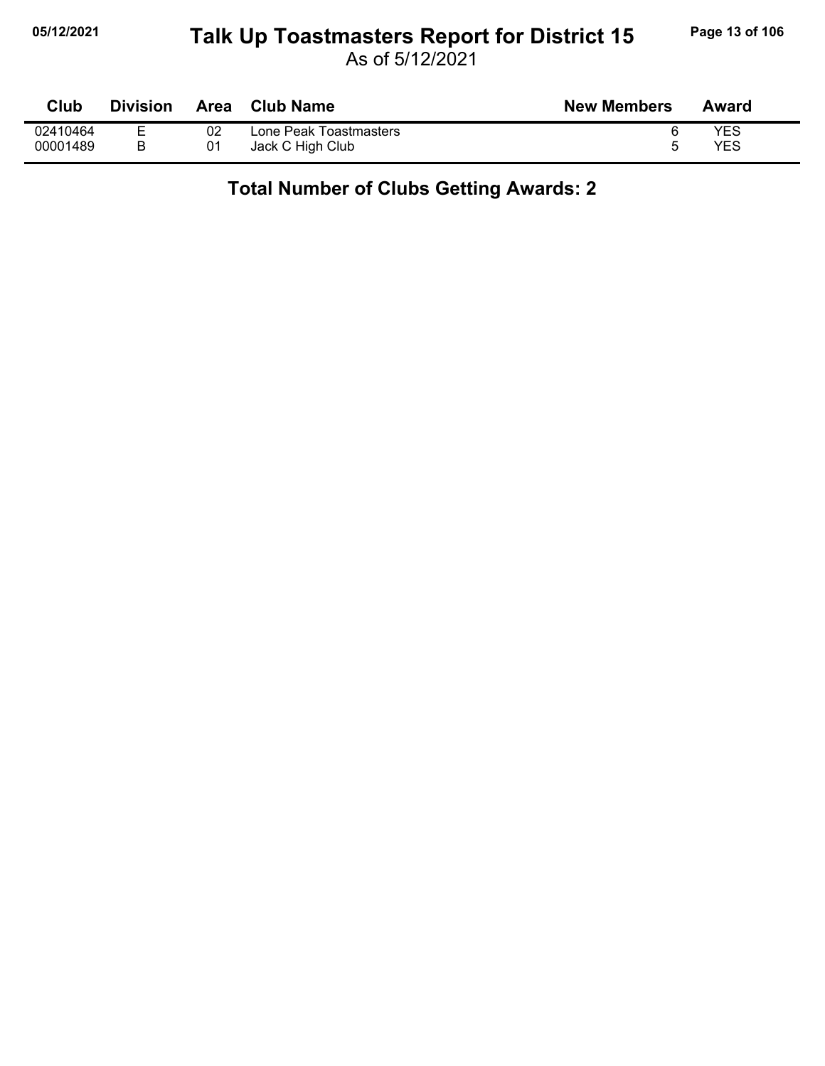# Talk Up Toastmasters Report for District 15

As of 5/12/2021

| Club | Division | Area | Club Name | New Members | Award |
|---|---|---|---|---|---|
| 02410464 | E | 02 | Lone Peak Toastmasters | 6 | YES |
| 00001489 | B | 01 | Jack C High Club | 5 | YES |

## Total Number of Clubs Getting Awards: 2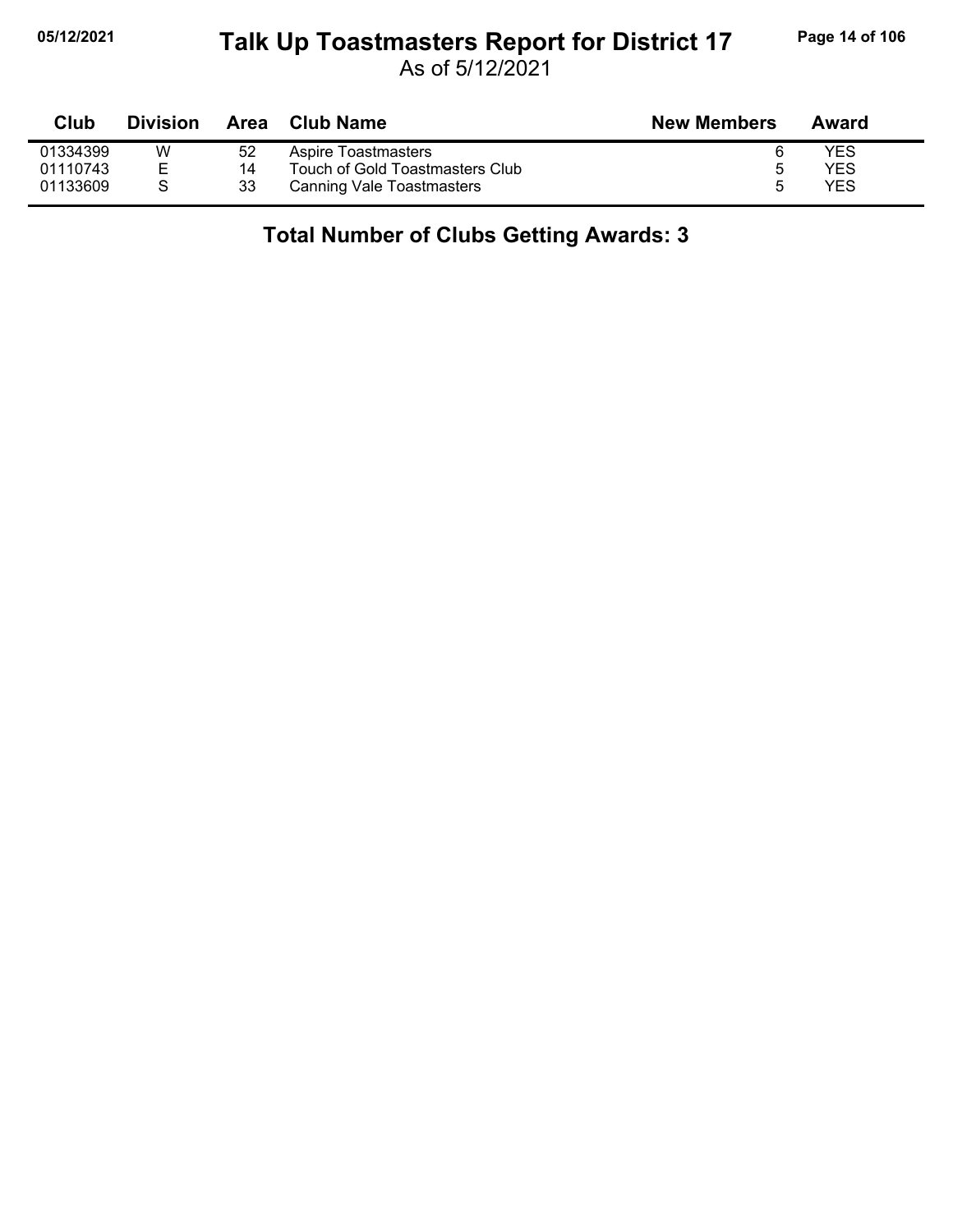# Talk Up Toastmasters Report for District 17

As of 5/12/2021

| Club | Division | Area | Club Name | New Members | Award |
|---|---|---|---|---|---|
| 01334399 | W | 52 | Aspire Toastmasters | 6 | YES |
| 01110743 | E | 14 | Touch of Gold Toastmasters Club | 5 | YES |
| 01133609 | S | 33 | Canning Vale Toastmasters | 5 | YES |

## Total Number of Clubs Getting Awards: 3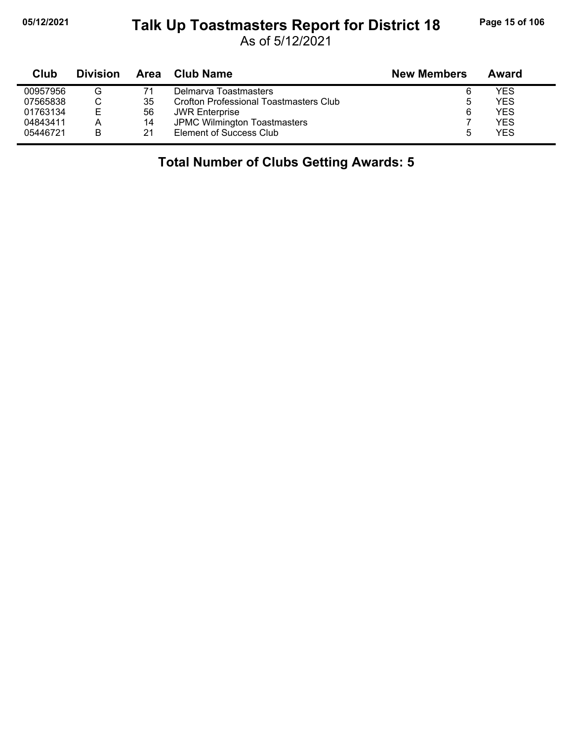# Talk Up Toastmasters Report for District 18

As of 5/12/2021

| Club | Division | Area | Club Name | New Members | Award |
|---|---|---|---|---|---|
| 00957956 | G | 71 | Delmarva Toastmasters | 6 | YES |
| 07565838 | C | 35 | Crofton Professional Toastmasters Club | 5 | YES |
| 01763134 | E | 56 | JWR Enterprise | 6 | YES |
| 04843411 | A | 14 | JPMC Wilmington Toastmasters | 7 | YES |
| 05446721 | B | 21 | Element of Success Club | 5 | YES |

**Total Number of Clubs Getting Awards: 5**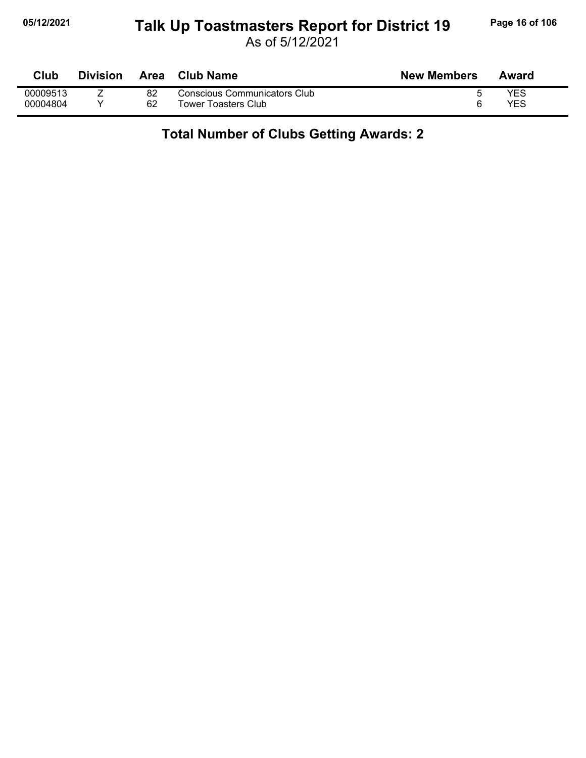# Talk Up Toastmasters Report for District 19

As of 5/12/2021

| Club | Division | Area | Club Name | New Members | Award |
|---|---|---|---|---|---|
| 00009513 | Z | 82 | Conscious Communicators Club | 5 | YES |
| 00004804 | Y | 62 | Tower Toasters Club | 6 | YES |

**Total Number of Clubs Getting Awards: 2**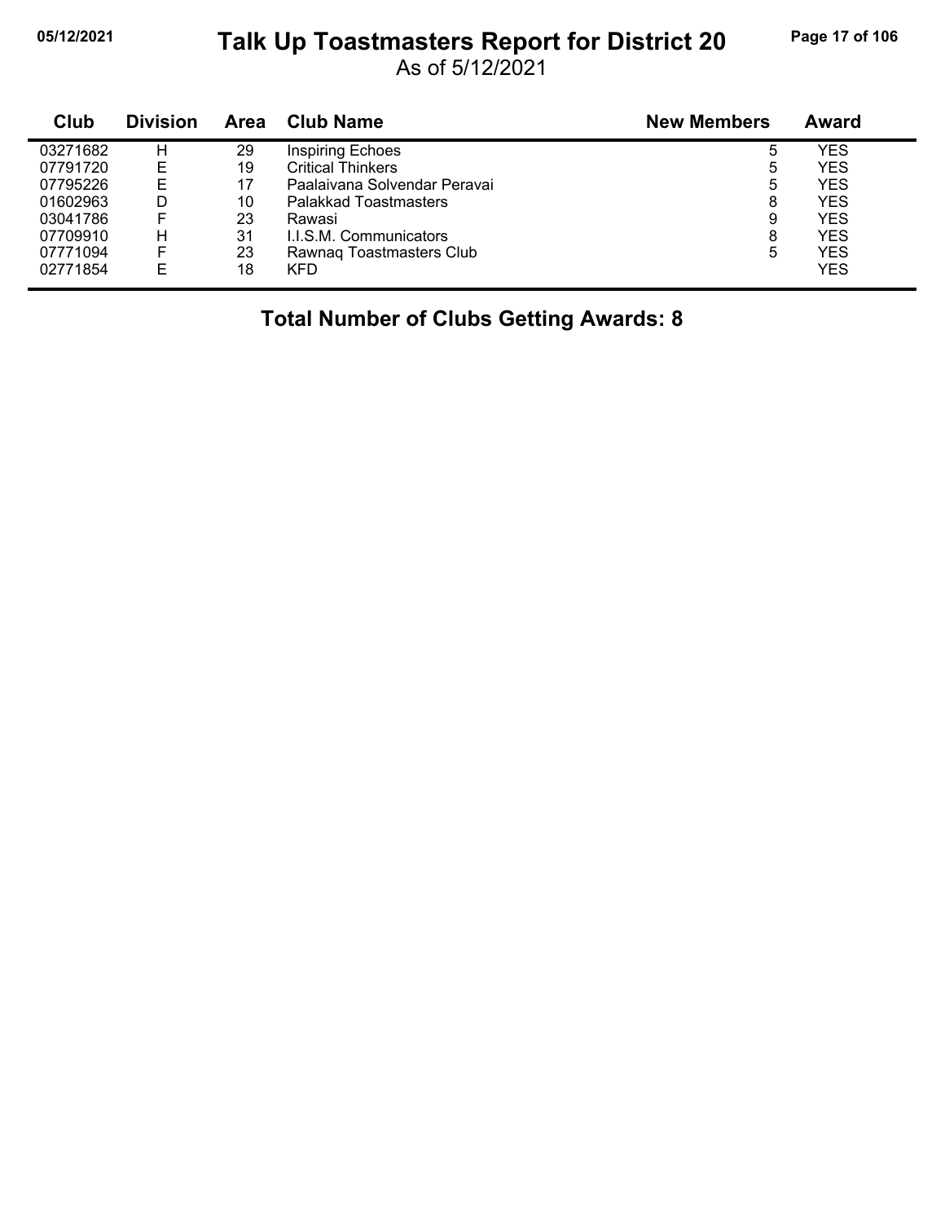# Talk Up Toastmasters Report for District 20

As of 5/12/2021

| Club | Division | Area | Club Name | New Members | Award |
|---|---|---|---|---|---|
| 03271682 | H | 29 | Inspiring Echoes | 5 | YES |
| 07791720 | E | 19 | Critical Thinkers | 5 | YES |
| 07795226 | E | 17 | Paalaivana Solvendar Peravai | 5 | YES |
| 01602963 | D | 10 | Palakkad Toastmasters | 8 | YES |
| 03041786 | F | 23 | Rawasi | 9 | YES |
| 07709910 | H | 31 | I.I.S.M. Communicators | 8 | YES |
| 07771094 | F | 23 | Rawnaq Toastmasters Club | 5 | YES |
| 02771854 | E | 18 | KFD | | YES |

**Total Number of Clubs Getting Awards: 8**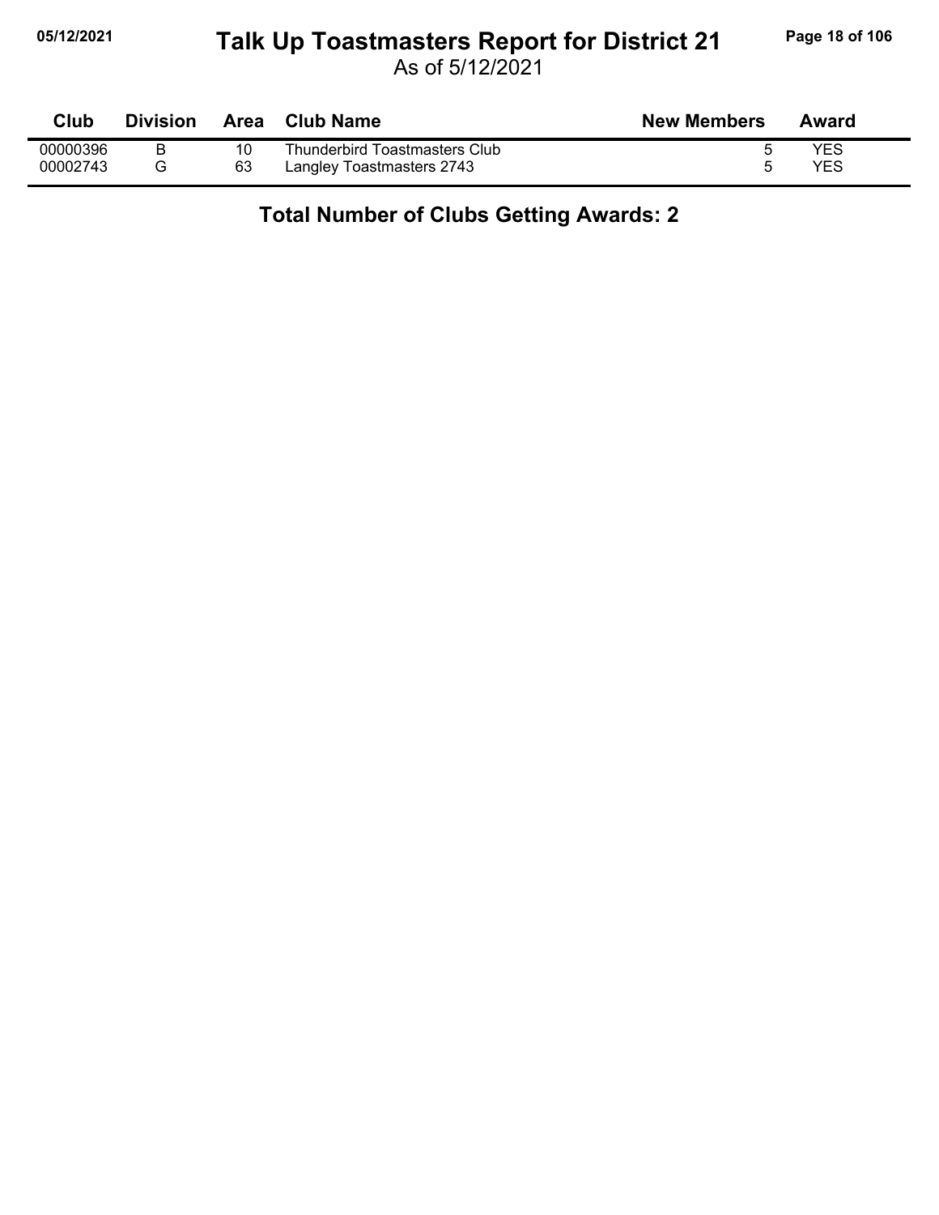| Club | Division | Area | Club Name | New Members | Award |
|---|---|---|---|---|---|
| 00000396 | B | 10 | Thunderbird Toastmasters Club | 5 | YES |
| 00002743 | G | 63 | Langley Toastmasters 2743 | 5 | YES |

## Total Number of Clubs Getting Awards: 2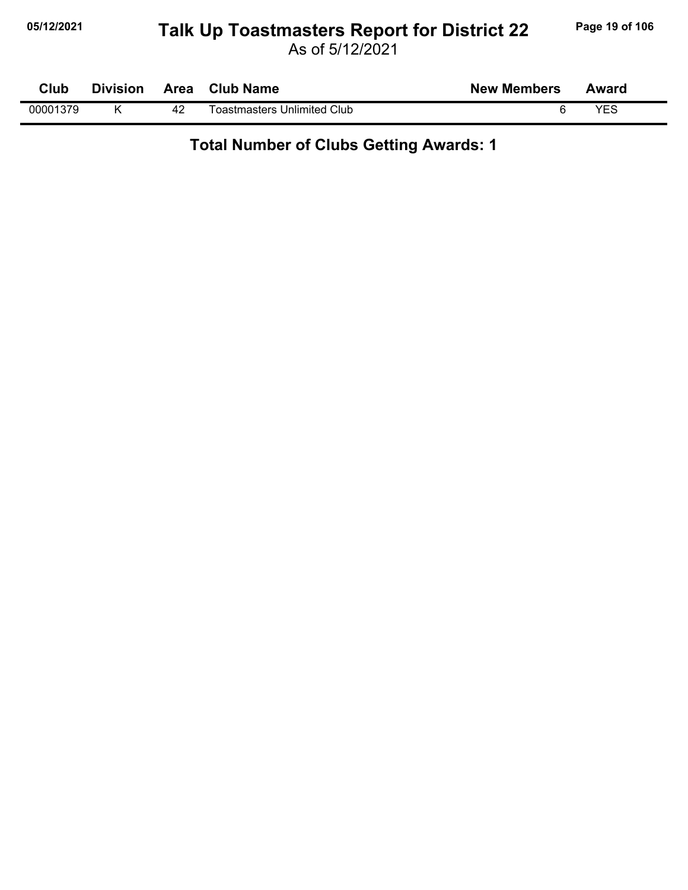# Talk Up Toastmasters Report for District 22

As of 5/12/2021

| Club | Division | Area | Club Name | New Members | Award |
|---|---|---|---|---|---|
| 00001379 | K | 42 | Toastmasters Unlimited Club | 6 | YES |

## Total Number of Clubs Getting Awards: 1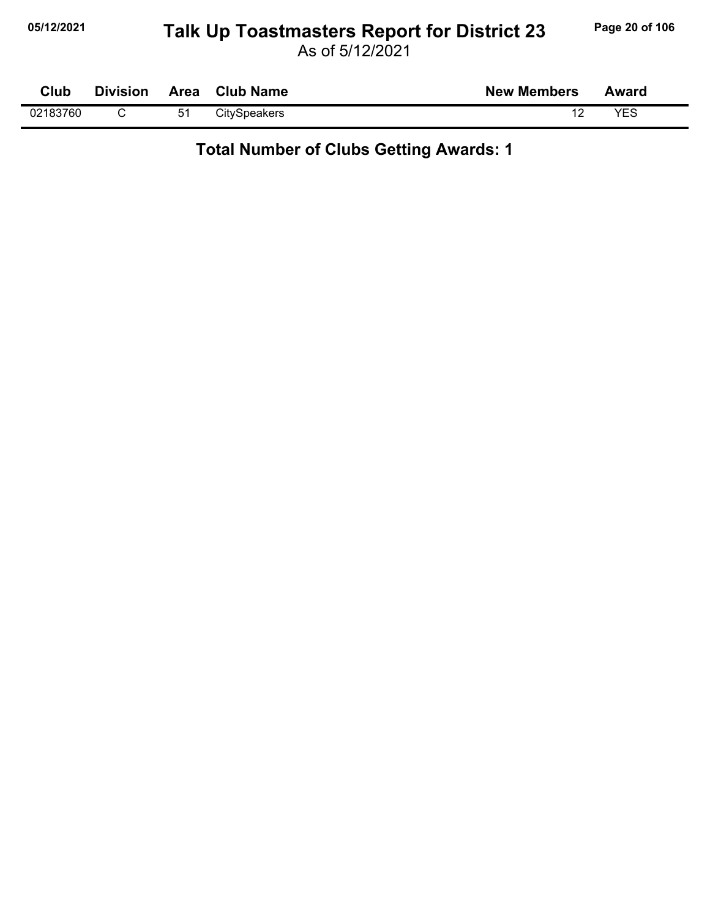# Talk Up Toastmasters Report for District 23

As of 5/12/2021

| Club | Division | Area | Club Name | New Members | Award |
|---|---|---|---|---|---|
| 02183760 | C | 51 | CitySpeakers | 12 | YES |

**Total Number of Clubs Getting Awards: 1**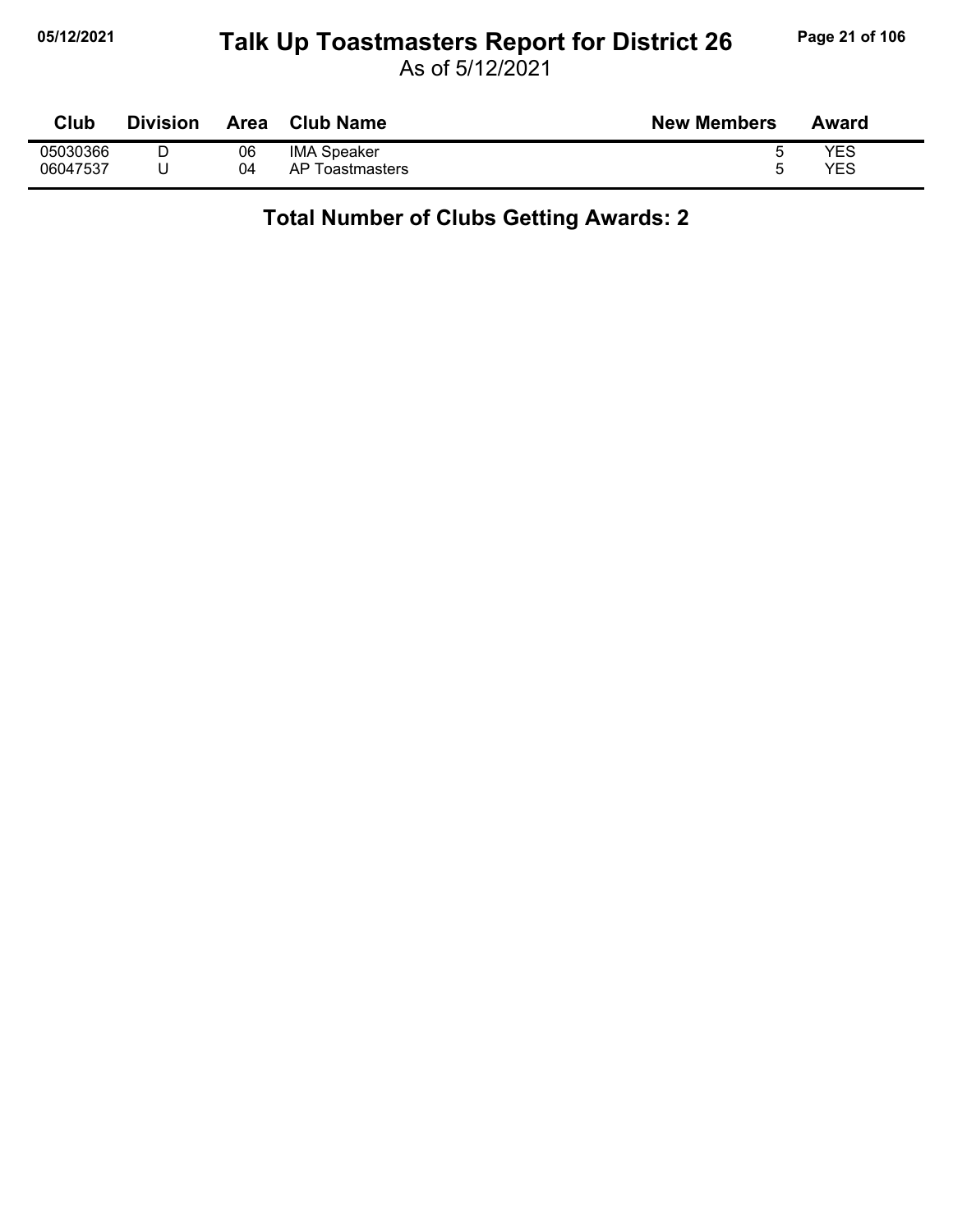# Talk Up Toastmasters Report for District 26

As of 5/12/2021

| Club | Division | Area | Club Name | New Members | Award |
|---|---|---|---|---|---|
| 05030366 | D | 06 | IMA Speaker | 5 | YES |
| 06047537 | U | 04 | AP Toastmasters | 5 | YES |

**Total Number of Clubs Getting Awards: 2**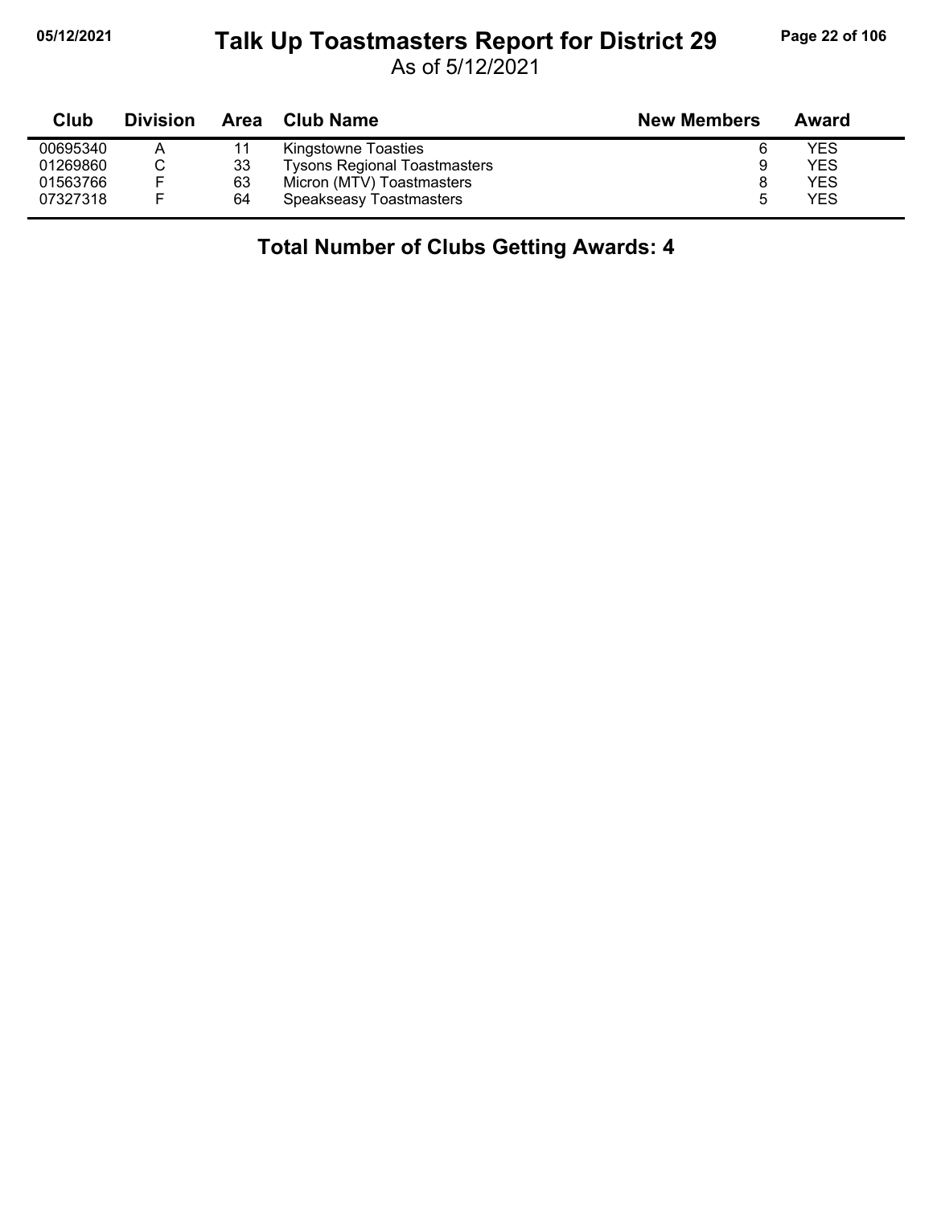# Talk Up Toastmasters Report for District 29

As of 5/12/2021

| Club | Division | Area | Club Name | New Members | Award |
|---|---|---|---|---|---|
| 00695340 | A | 11 | Kingstowne Toasties | 6 | YES |
| 01269860 | C | 33 | Tysons Regional Toastmasters | 9 | YES |
| 01563766 | F | 63 | Micron (MTV) Toastmasters | 8 | YES |
| 07327318 | F | 64 | Speakseasy Toastmasters | 5 | YES |

## Total Number of Clubs Getting Awards: 4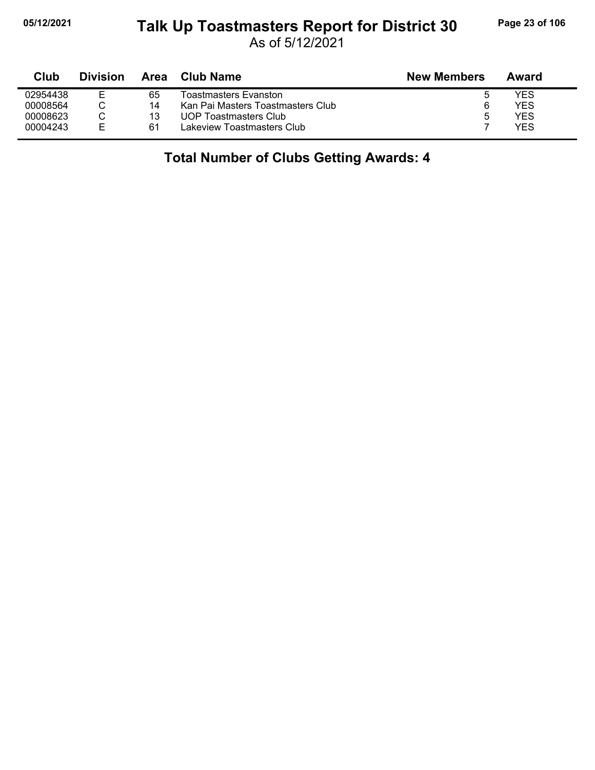# Talk Up Toastmasters Report for District 30

As of 5/12/2021

| Club | Division | Area | Club Name | New Members | Award |
|---|---|---|---|---|---|
| 02954438 | E | 65 | Toastmasters Evanston | 5 | YES |
| 00008564 | C | 14 | Kan Pai Masters Toastmasters Club | 6 | YES |
| 00008623 | C | 13 | UOP Toastmasters Club | 5 | YES |
| 00004243 | E | 61 | Lakeview Toastmasters Club | 7 | YES |

**Total Number of Clubs Getting Awards: 4**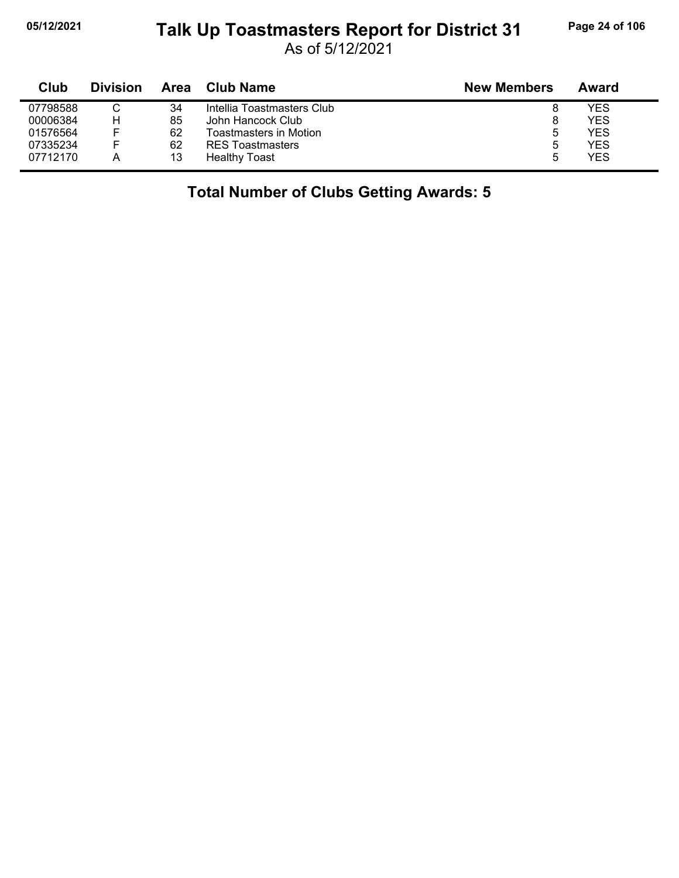# Talk Up Toastmasters Report for District 31

As of 5/12/2021

| Club | Division | Area | Club Name | New Members | Award |
|---|---|---|---|---|---|
| 07798588 | C | 34 | Intellia Toastmasters Club | 8 | YES |
| 00006384 | H | 85 | John Hancock Club | 8 | YES |
| 01576564 | F | 62 | Toastmasters in Motion | 5 | YES |
| 07335234 | F | 62 | RES Toastmasters | 5 | YES |
| 07712170 | A | 13 | Healthy Toast | 5 | YES |

**Total Number of Clubs Getting Awards: 5**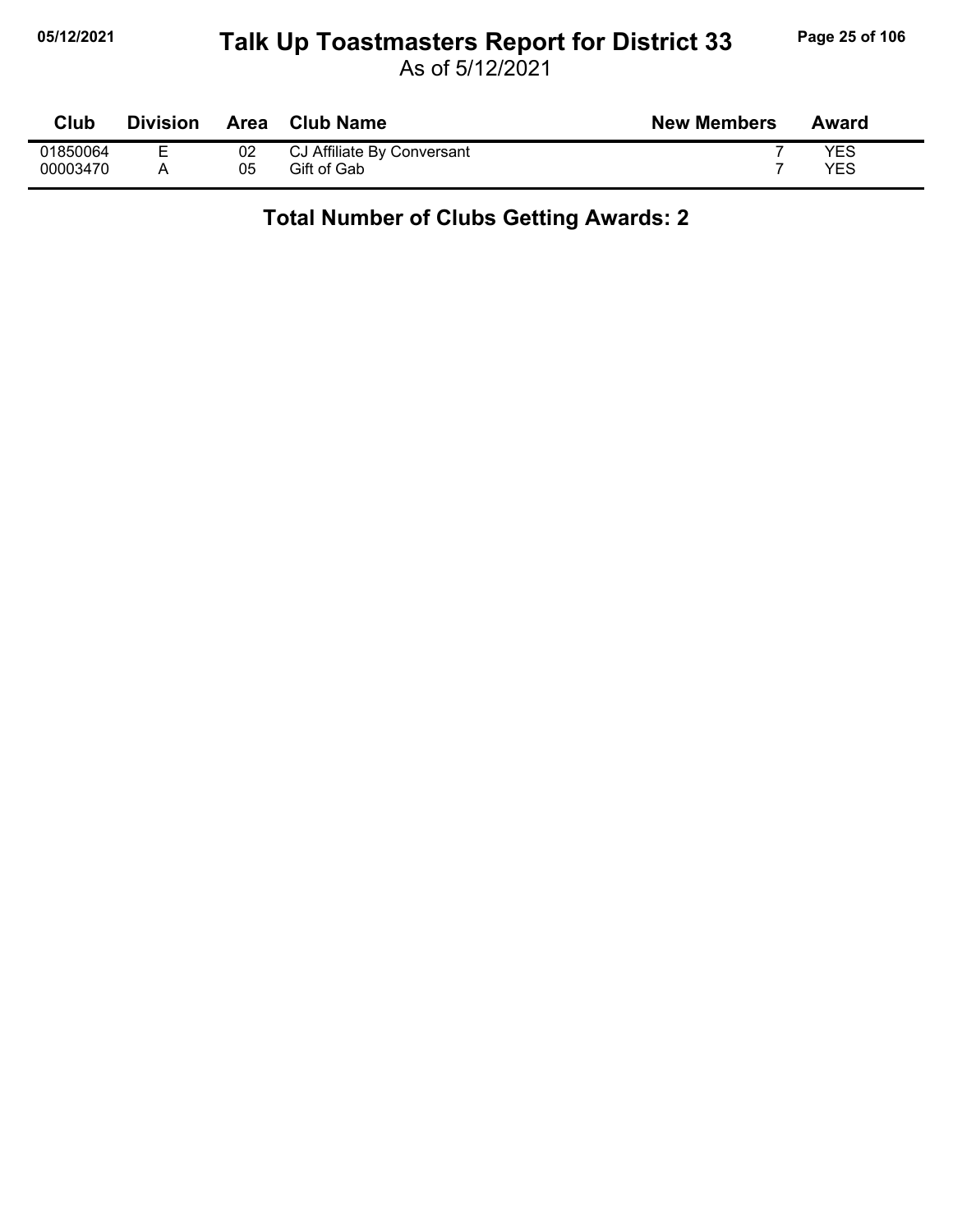# Talk Up Toastmasters Report for District 33

As of 5/12/2021

| Club | Division | Area | Club Name | New Members | Award |
|---|---|---|---|---|---|
| 01850064 | E | 02 | CJ Affiliate By Conversant | 7 | YES |
| 00003470 | A | 05 | Gift of Gab | 7 | YES |

**Total Number of Clubs Getting Awards: 2**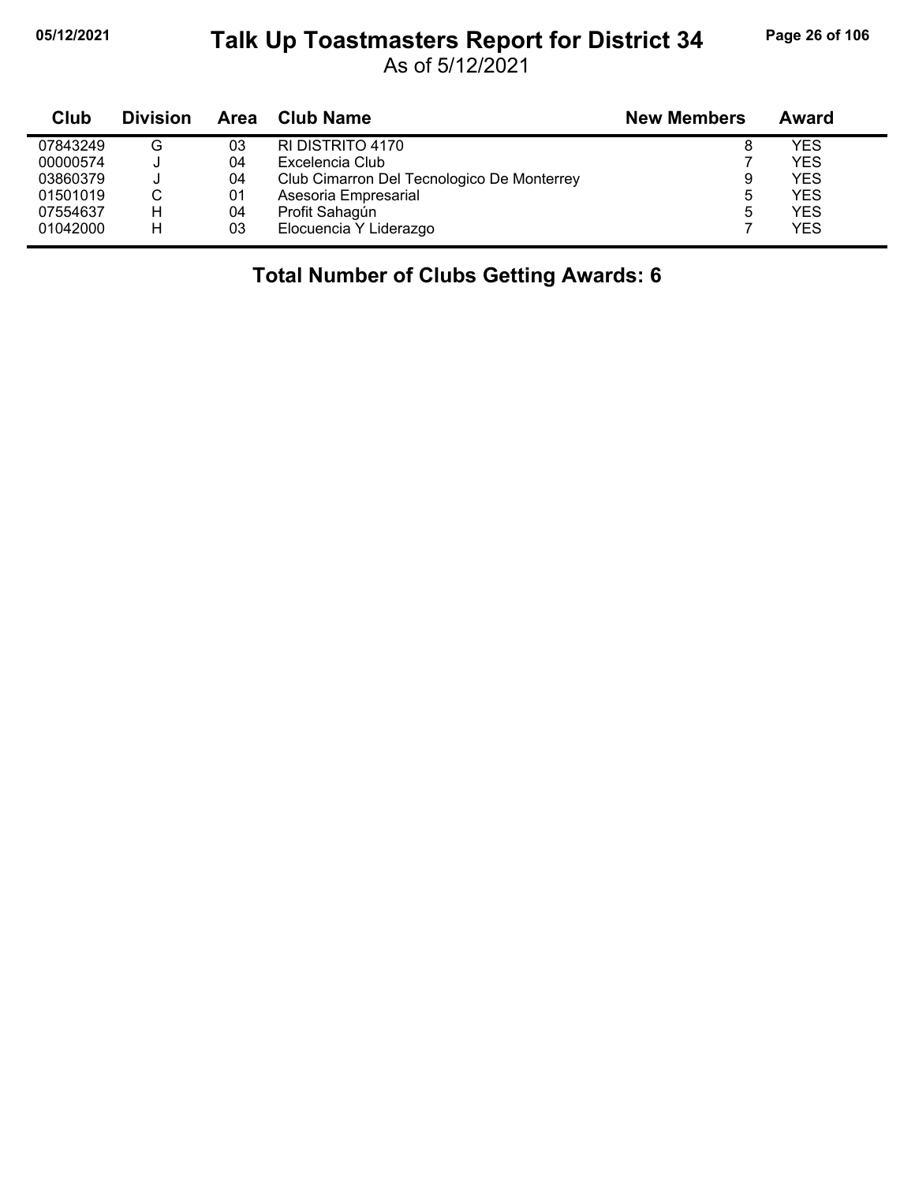# Talk Up Toastmasters Report for District 34

As of 5/12/2021

| Club | Division | Area | Club Name | New Members | Award |
|---|---|---|---|---|---|
| 07843249 | G | 03 | RI DISTRITO 4170 | 8 | YES |
| 00000574 | J | 04 | Excelencia Club | 7 | YES |
| 03860379 | J | 04 | Club Cimarron Del Tecnologico De Monterrey | 9 | YES |
| 01501019 | C | 01 | Asesoria Empresarial | 5 | YES |
| 07554637 | H | 04 | Profit Sahagún | 5 | YES |
| 01042000 | H | 03 | Elocuencia Y Liderazgo | 7 | YES |

**Total Number of Clubs Getting Awards: 6**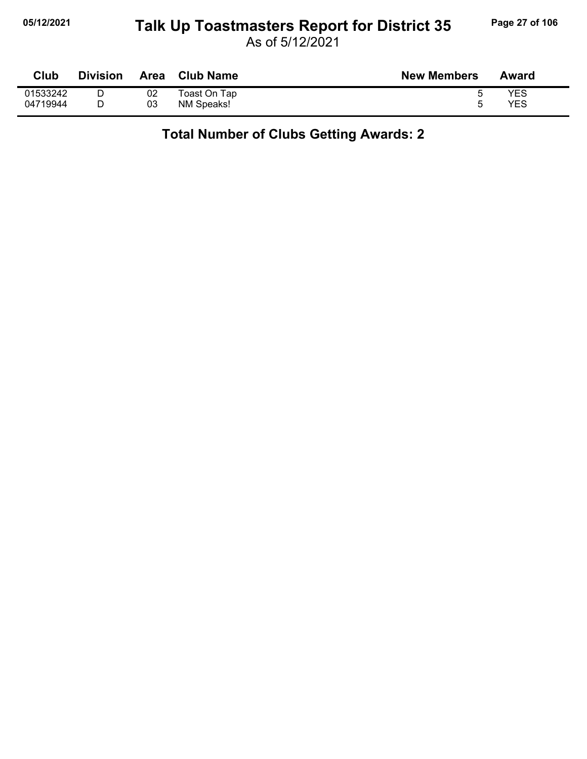# Talk Up Toastmasters Report for District 35

As of 5/12/2021

| Club | Division | Area | Club Name | New Members | Award |
|---|---|---|---|---|---|
| 01533242 | D | 02 | Toast On Tap | 5 | YES |
| 04719944 | D | 03 | NM Speaks! | 5 | YES |

**Total Number of Clubs Getting Awards: 2**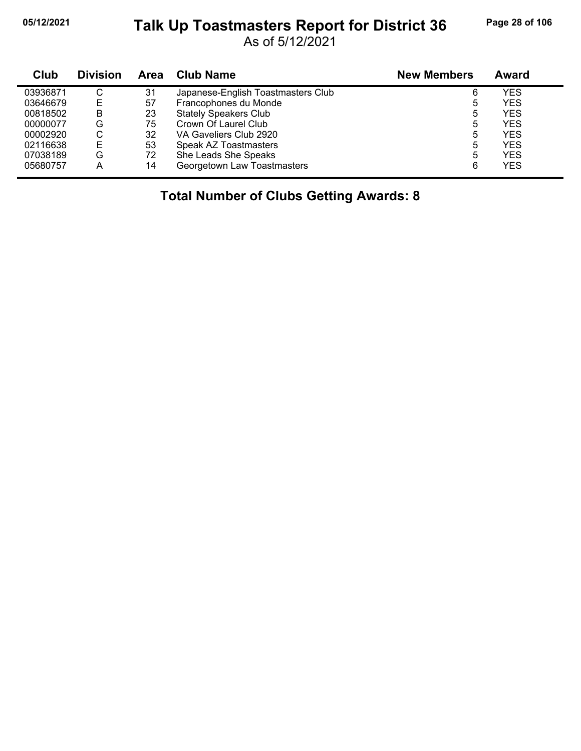# Talk Up Toastmasters Report for District 36

As of 5/12/2021

| Club | Division | Area | Club Name | New Members | Award |
|---|---|---|---|---|---|
| 03936871 | C | 31 | Japanese-English Toastmasters Club | 6 | YES |
| 03646679 | E | 57 | Francophones du Monde | 5 | YES |
| 00818502 | B | 23 | Stately Speakers Club | 5 | YES |
| 00000077 | G | 75 | Crown Of Laurel Club | 5 | YES |
| 00002920 | C | 32 | VA Gaveliers Club 2920 | 5 | YES |
| 02116638 | E | 53 | Speak AZ Toastmasters | 5 | YES |
| 07038189 | G | 72 | She Leads She Speaks | 5 | YES |
| 05680757 | A | 14 | Georgetown Law Toastmasters | 6 | YES |

**Total Number of Clubs Getting Awards: 8**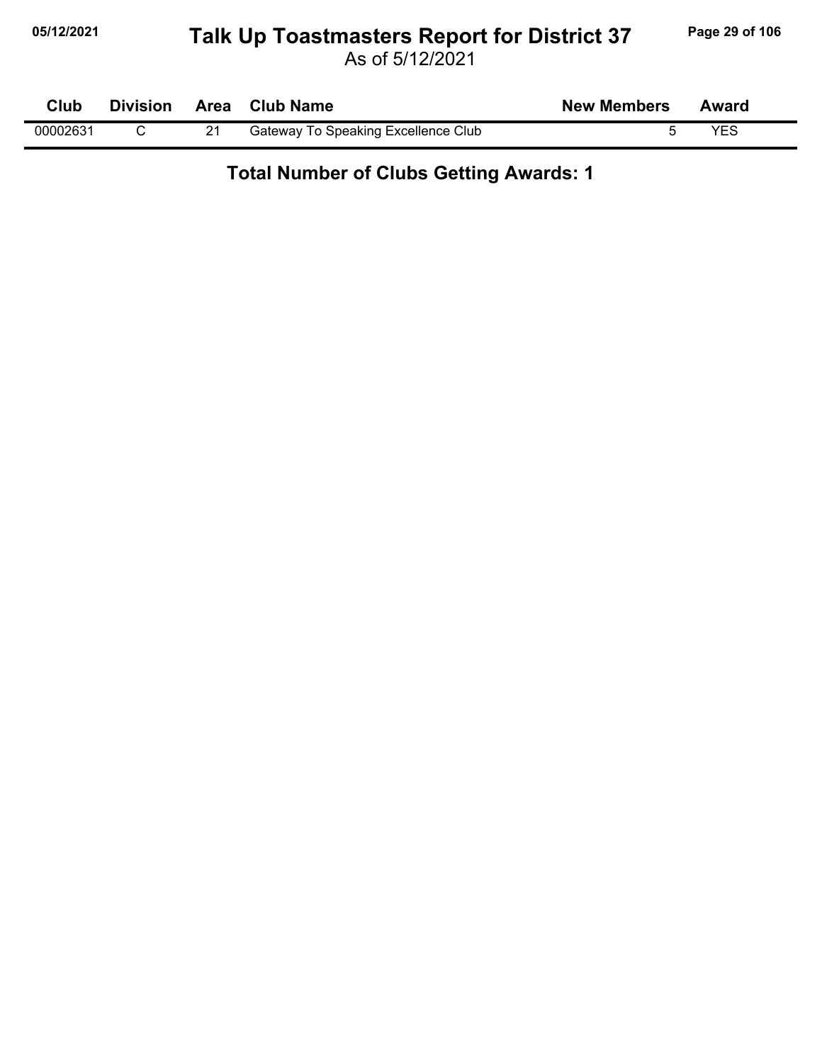# Talk Up Toastmasters Report for District 37

As of 5/12/2021

| Club | Division | Area | Club Name | New Members | Award |
|---|---|---|---|---|---|
| 00002631 | C | 21 | Gateway To Speaking Excellence Club | 5 | YES |

**Total Number of Clubs Getting Awards: 1**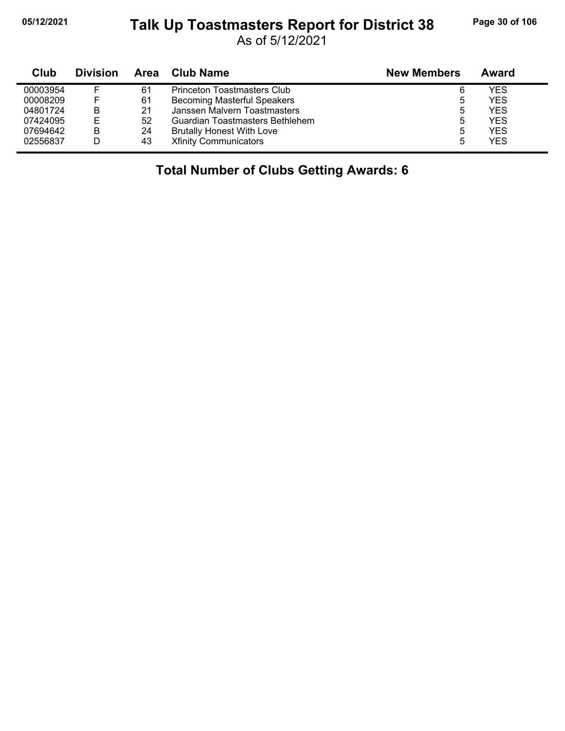# Talk Up Toastmasters Report for District 38

As of 5/12/2021

| Club | Division | Area | Club Name | New Members | Award |
|---|---|---|---|---|---|
| 00003954 | F | 61 | Princeton Toastmasters Club | 6 | YES |
| 00008209 | F | 61 | Becoming Masterful Speakers | 5 | YES |
| 04801724 | B | 21 | Janssen Malvern Toastmasters | 5 | YES |
| 07424095 | E | 52 | Guardian Toastmasters Bethlehem | 5 | YES |
| 07694642 | B | 24 | Brutally Honest With Love | 5 | YES |
| 02556837 | D | 43 | Xfinity Communicators | 5 | YES |

**Total Number of Clubs Getting Awards: 6**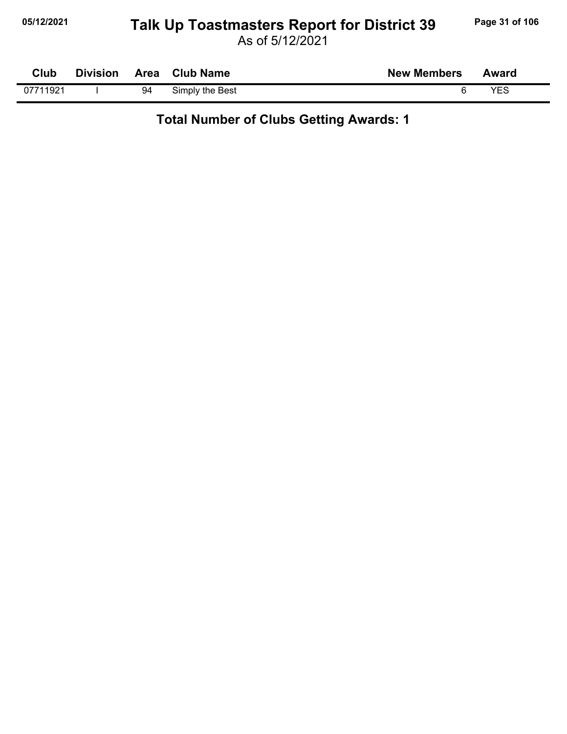# Talk Up Toastmasters Report for District 39

As of 5/12/2021

| Club | Division | Area | Club Name | New Members | Award |
|---|---|---|---|---|---|
| 07711921 | I | 94 | Simply the Best | 6 | YES |

**Total Number of Clubs Getting Awards: 1**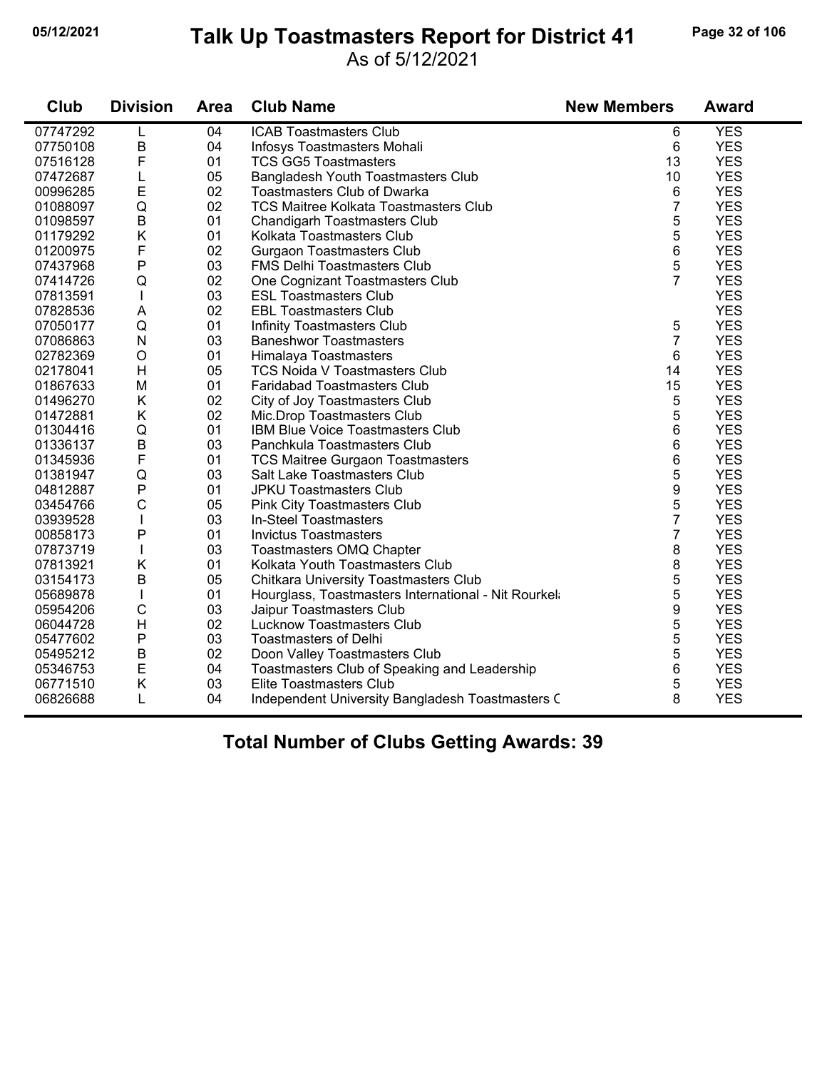# Talk Up Toastmasters Report for District 41

As of 5/12/2021

| Club | Division | Area | Club Name | New Members | Award |
|---|---|---|---|---|---|
| 07747292 | L | 04 | ICAB Toastmasters Club | 6 | YES |
| 07750108 | B | 04 | Infosys Toastmasters Mohali | 6 | YES |
| 07516128 | F | 01 | TCS GG5 Toastmasters | 13 | YES |
| 07472687 | L | 05 | Bangladesh Youth Toastmasters Club | 10 | YES |
| 00996285 | E | 02 | Toastmasters Club of Dwarka | 6 | YES |
| 01088097 | Q | 02 | TCS Maitree Kolkata Toastmasters Club | 7 | YES |
| 01098597 | B | 01 | Chandigarh Toastmasters Club | 5 | YES |
| 01179292 | K | 01 | Kolkata Toastmasters Club | 5 | YES |
| 01200975 | F | 02 | Gurgaon Toastmasters Club | 6 | YES |
| 07437968 | P | 03 | FMS Delhi Toastmasters Club | 5 | YES |
| 07414726 | Q | 02 | One Cognizant Toastmasters Club | 7 | YES |
| 07813591 | I | 03 | ESL Toastmasters Club | | YES |
| 07828536 | A | 02 | EBL Toastmasters Club | | YES |
| 07050177 | Q | 01 | Infinity Toastmasters Club | 5 | YES |
| 07086863 | N | 03 | Baneshwor Toastmasters | 7 | YES |
| 02782369 | O | 01 | Himalaya Toastmasters | 6 | YES |
| 02178041 | H | 05 | TCS Noida V Toastmasters Club | 14 | YES |
| 01867633 | M | 01 | Faridabad Toastmasters Club | 15 | YES |
| 01496270 | K | 02 | City of Joy Toastmasters Club | 5 | YES |
| 01472881 | K | 02 | Mic.Drop Toastmasters Club | 5 | YES |
| 01304416 | Q | 01 | IBM Blue Voice Toastmasters Club | 6 | YES |
| 01336137 | B | 03 | Panchkula Toastmasters Club | 6 | YES |
| 01345936 | F | 01 | TCS Maitree Gurgaon Toastmasters | 6 | YES |
| 01381947 | Q | 03 | Salt Lake Toastmasters Club | 5 | YES |
| 04812887 | P | 01 | JPKU Toastmasters Club | 9 | YES |
| 03454766 | C | 05 | Pink City Toastmasters Club | 5 | YES |
| 03939528 | I | 03 | In-Steel Toastmasters | 7 | YES |
| 00858173 | P | 01 | Invictus Toastmasters | 7 | YES |
| 07873719 | I | 03 | Toastmasters OMQ Chapter | 8 | YES |
| 07813921 | K | 01 | Kolkata Youth Toastmasters Club | 8 | YES |
| 03154173 | B | 05 | Chitkara University Toastmasters Club | 5 | YES |
| 05689878 | I | 01 | Hourglass, Toastmasters International - Nit Rourkela | 5 | YES |
| 05954206 | C | 03 | Jaipur Toastmasters Club | 9 | YES |
| 06044728 | H | 02 | Lucknow Toastmasters Club | 5 | YES |
| 05477602 | P | 03 | Toastmasters of Delhi | 5 | YES |
| 05495212 | B | 02 | Doon Valley Toastmasters Club | 5 | YES |
| 05346753 | E | 04 | Toastmasters Club of Speaking and Leadership | 6 | YES |
| 06771510 | K | 03 | Elite Toastmasters Club | 5 | YES |
| 06826688 | L | 04 | Independent University Bangladesh Toastmasters C | 8 | YES |

**Total Number of Clubs Getting Awards: 39**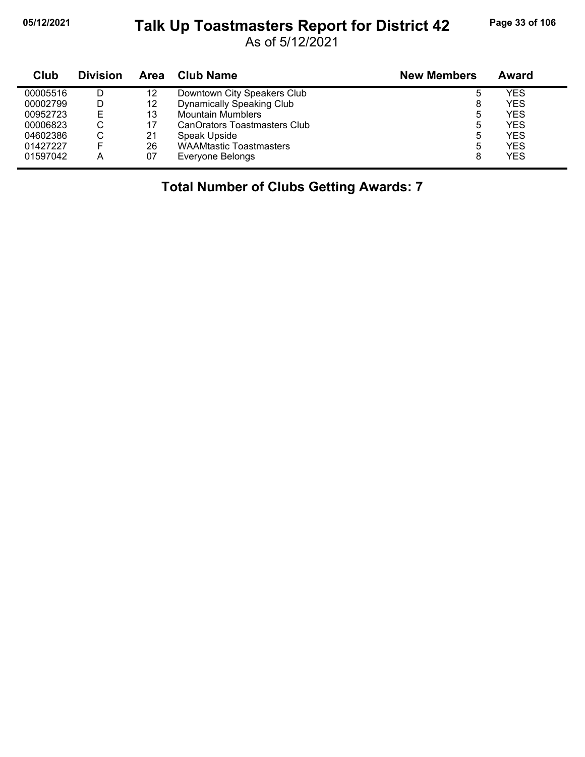# Talk Up Toastmasters Report for District 42

As of 5/12/2021

| Club | Division | Area | Club Name | New Members | Award |
|---|---|---|---|---|---|
| 00005516 | D | 12 | Downtown City Speakers Club | 5 | YES |
| 00002799 | D | 12 | Dynamically Speaking Club | 8 | YES |
| 00952723 | E | 13 | Mountain Mumblers | 5 | YES |
| 00006823 | C | 17 | CanOrators Toastmasters Club | 5 | YES |
| 04602386 | C | 21 | Speak Upside | 5 | YES |
| 01427227 | F | 26 | WAAMtastic Toastmasters | 5 | YES |
| 01597042 | A | 07 | Everyone Belongs | 8 | YES |

## Total Number of Clubs Getting Awards: 7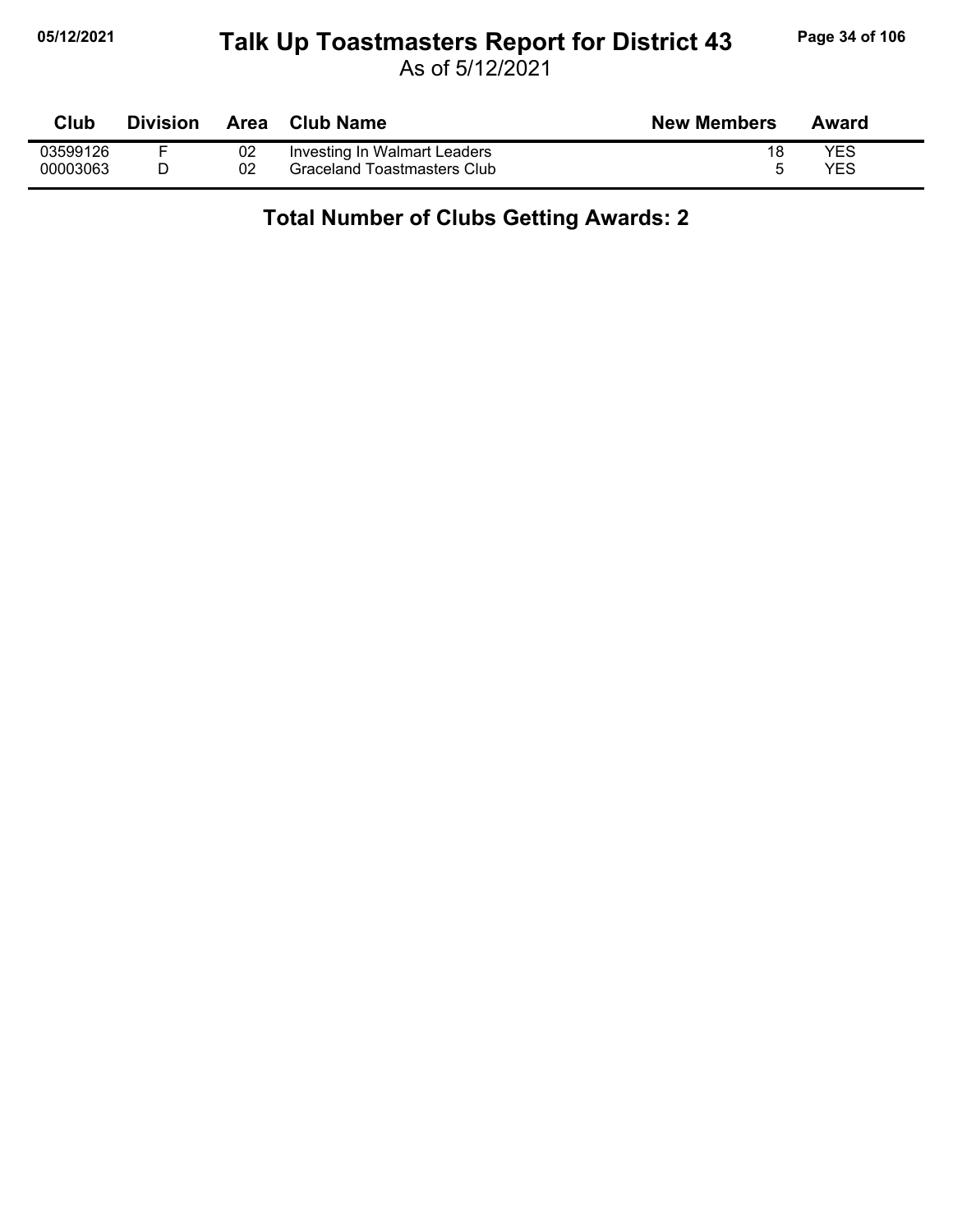# Talk Up Toastmasters Report for District 43

As of 5/12/2021

| Club | Division | Area | Club Name | New Members | Award |
|---|---|---|---|---|---|
| 03599126 | F | 02 | Investing In Walmart Leaders | 18 | YES |
| 00003063 | D | 02 | Graceland Toastmasters Club | 5 | YES |

**Total Number of Clubs Getting Awards: 2**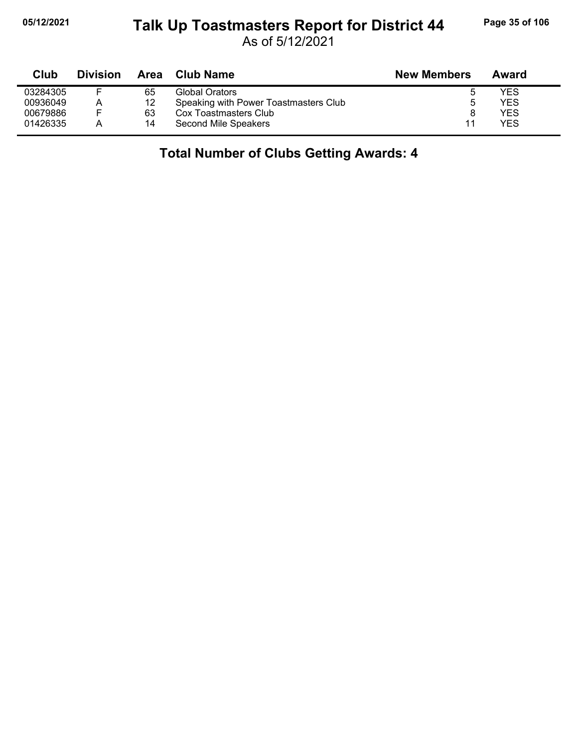# Talk Up Toastmasters Report for District 44

As of 5/12/2021

| Club | Division | Area | Club Name | New Members | Award |
|---|---|---|---|---|---|
| 03284305 | F | 65 | Global Orators | 5 | YES |
| 00936049 | A | 12 | Speaking with Power Toastmasters Club | 5 | YES |
| 00679886 | F | 63 | Cox Toastmasters Club | 8 | YES |
| 01426335 | A | 14 | Second Mile Speakers | 11 | YES |

## Total Number of Clubs Getting Awards: 4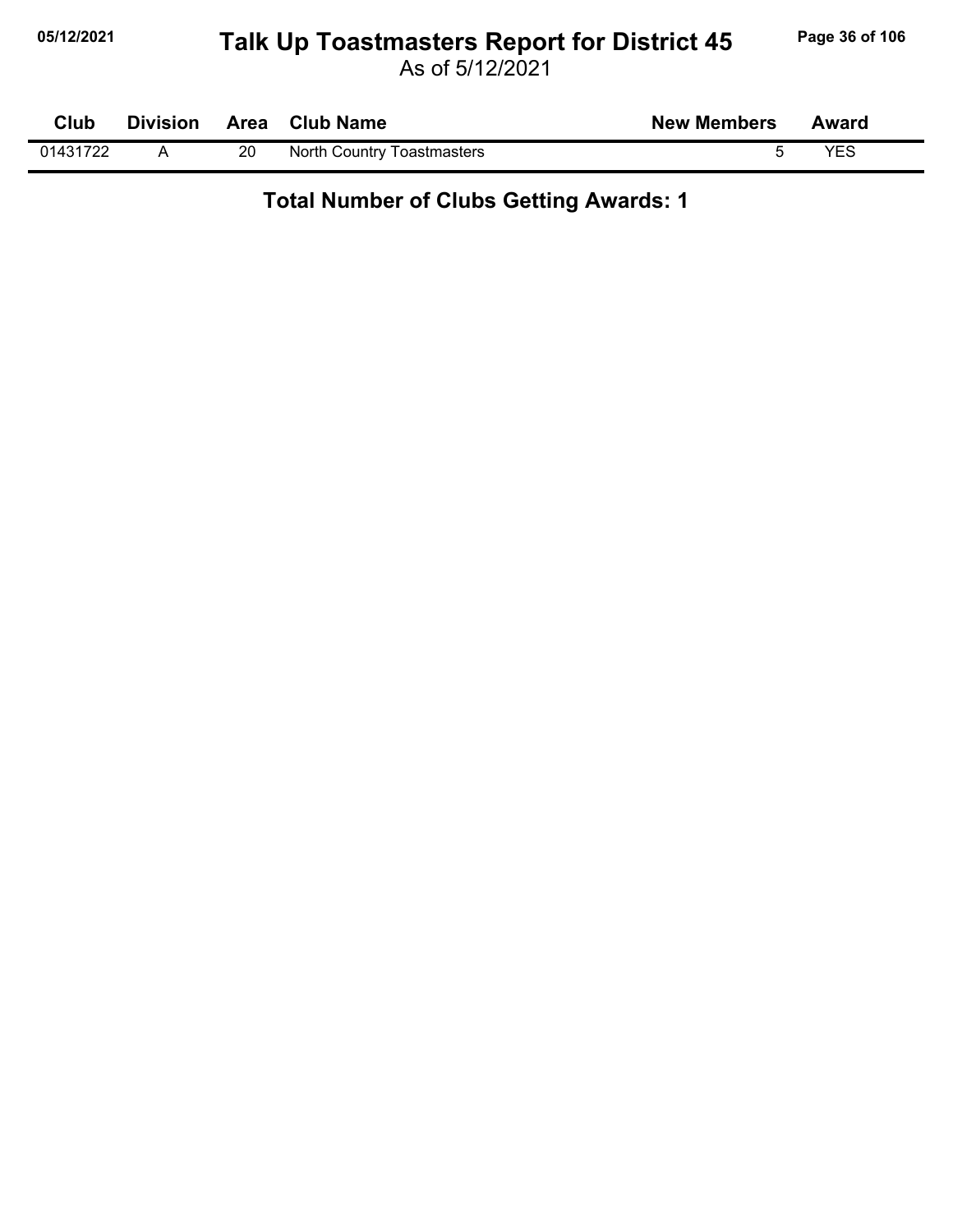# Talk Up Toastmasters Report for District 45

As of 5/12/2021

| Club | Division | Area | Club Name | New Members | Award |
|---|---|---|---|---|---|
| 01431722 | A | 20 | North Country Toastmasters | 5 | YES |

**Total Number of Clubs Getting Awards: 1**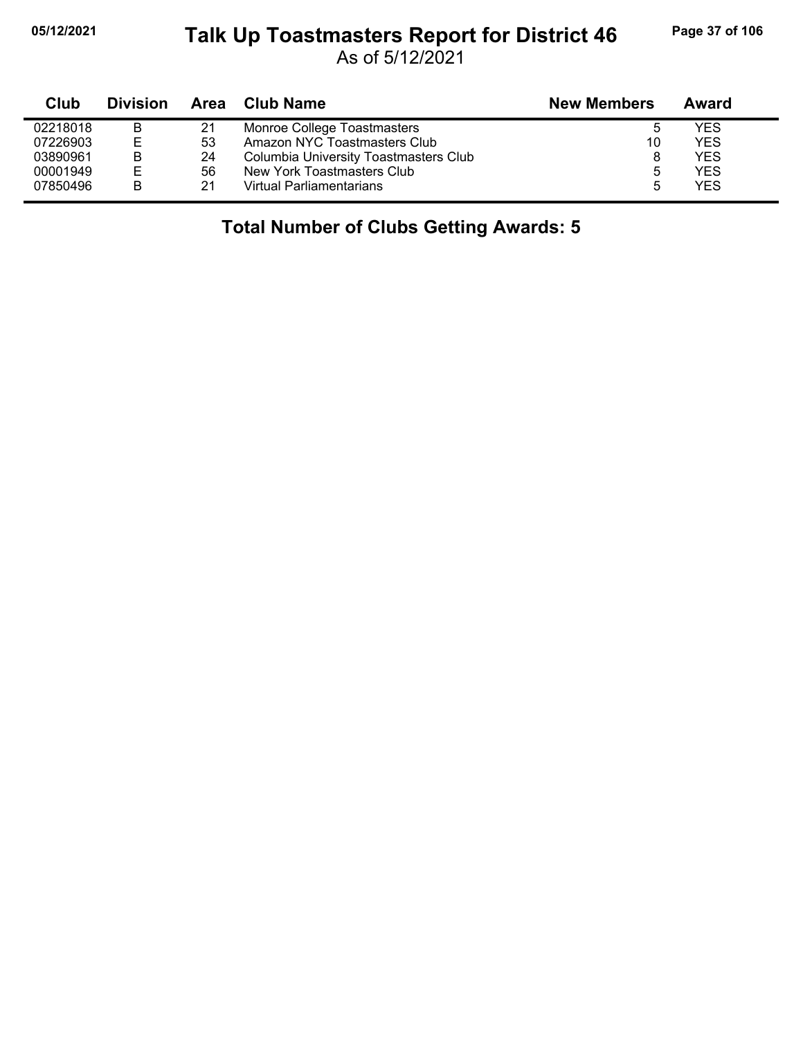# Talk Up Toastmasters Report for District 46

As of 5/12/2021

| Club | Division | Area | Club Name | New Members | Award |
|---|---|---|---|---|---|
| 02218018 | B | 21 | Monroe College Toastmasters | 5 | YES |
| 07226903 | E | 53 | Amazon NYC Toastmasters Club | 10 | YES |
| 03890961 | B | 24 | Columbia University Toastmasters Club | 8 | YES |
| 00001949 | E | 56 | New York Toastmasters Club | 5 | YES |
| 07850496 | B | 21 | Virtual Parliamentarians | 5 | YES |

**Total Number of Clubs Getting Awards: 5**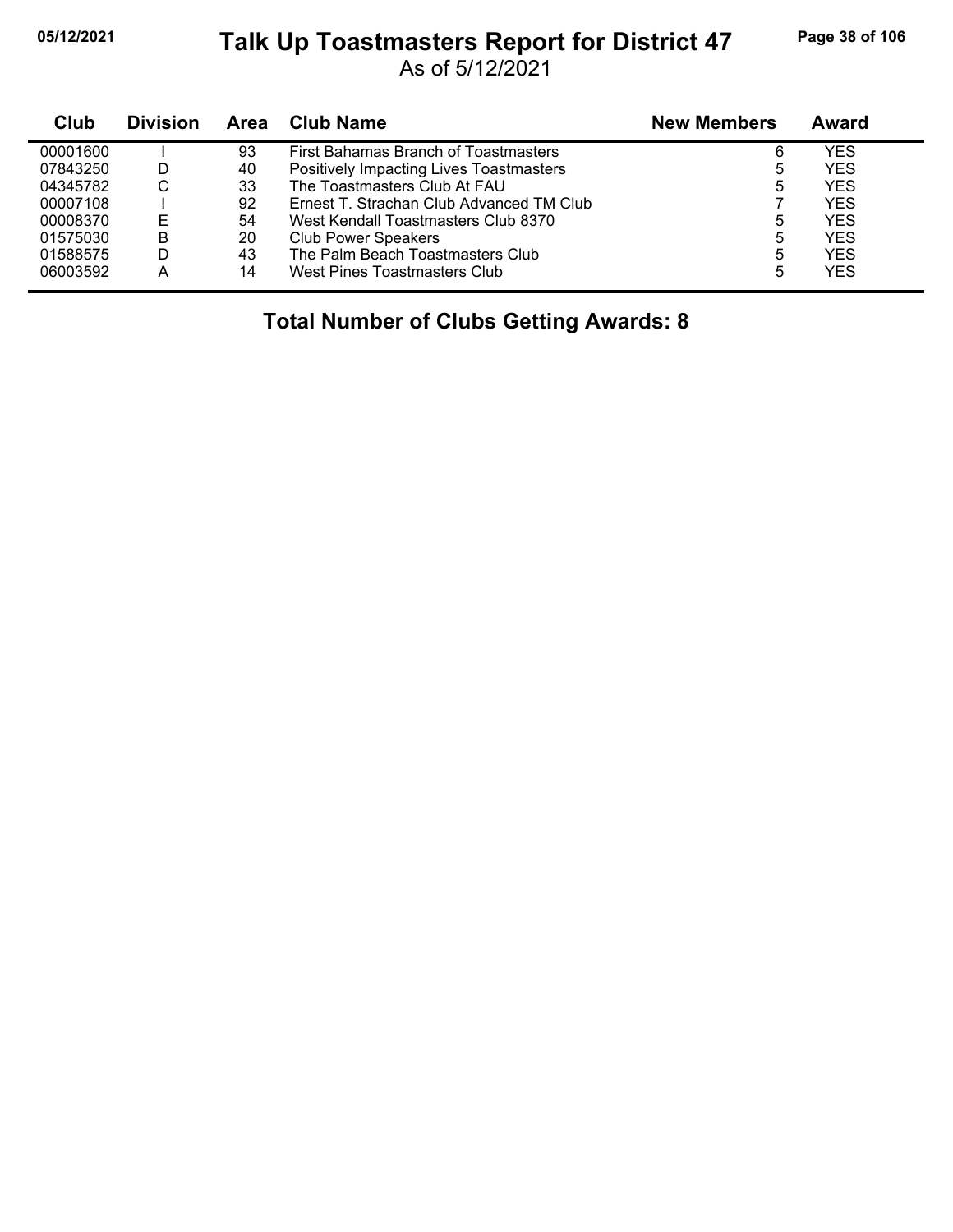# Talk Up Toastmasters Report for District 47

As of 5/12/2021

| Club | Division | Area | Club Name | New Members | Award |
|---|---|---|---|---|---|
| 00001600 | I | 93 | First Bahamas Branch of Toastmasters | 6 | YES |
| 07843250 | D | 40 | Positively Impacting Lives Toastmasters | 5 | YES |
| 04345782 | C | 33 | The Toastmasters Club At FAU | 5 | YES |
| 00007108 | I | 92 | Ernest T. Strachan Club Advanced TM Club | 7 | YES |
| 00008370 | E | 54 | West Kendall Toastmasters Club 8370 | 5 | YES |
| 01575030 | B | 20 | Club Power Speakers | 5 | YES |
| 01588575 | D | 43 | The Palm Beach Toastmasters Club | 5 | YES |
| 06003592 | A | 14 | West Pines Toastmasters Club | 5 | YES |

**Total Number of Clubs Getting Awards: 8**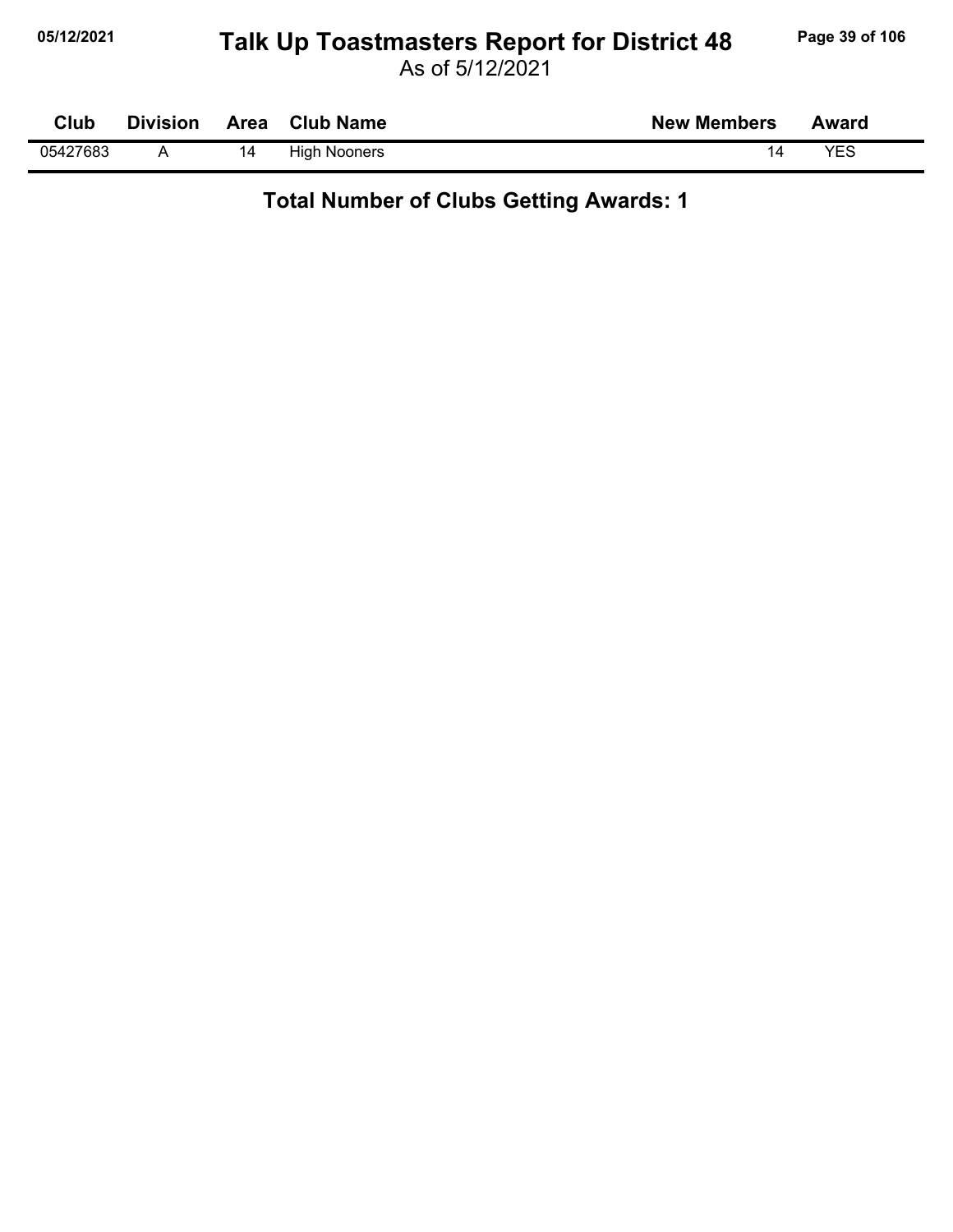# Talk Up Toastmasters Report for District 48

As of 5/12/2021

| Club | Division | Area | Club Name | New Members | Award |
|---|---|---|---|---|---|
| 05427683 | A | 14 | High Nooners | 14 | YES |

**Total Number of Clubs Getting Awards: 1**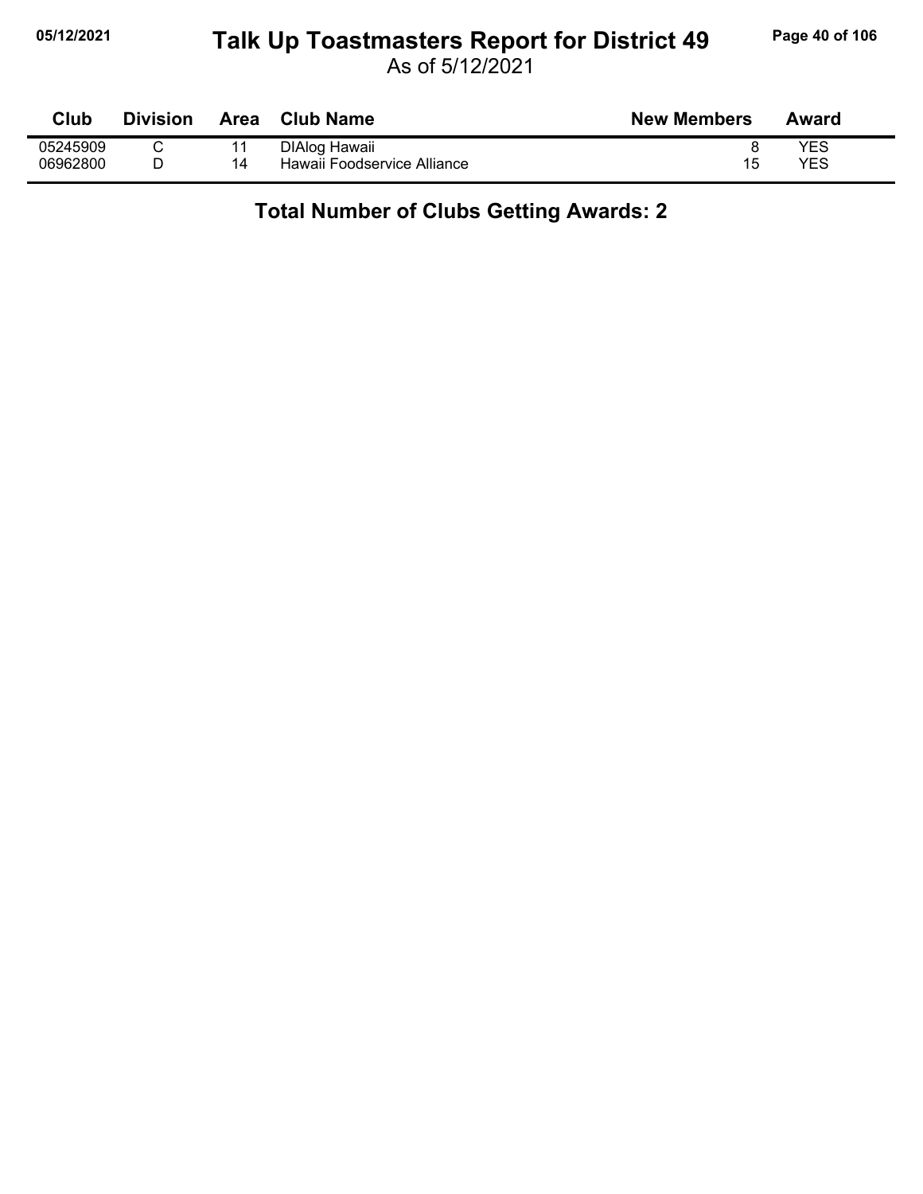# Talk Up Toastmasters Report for District 49

As of 5/12/2021

| Club | Division | Area | Club Name | New Members | Award |
|---|---|---|---|---|---|
| 05245909 | C | 11 | DIAlog Hawaii | 8 | YES |
| 06962800 | D | 14 | Hawaii Foodservice Alliance | 15 | YES |

**Total Number of Clubs Getting Awards: 2**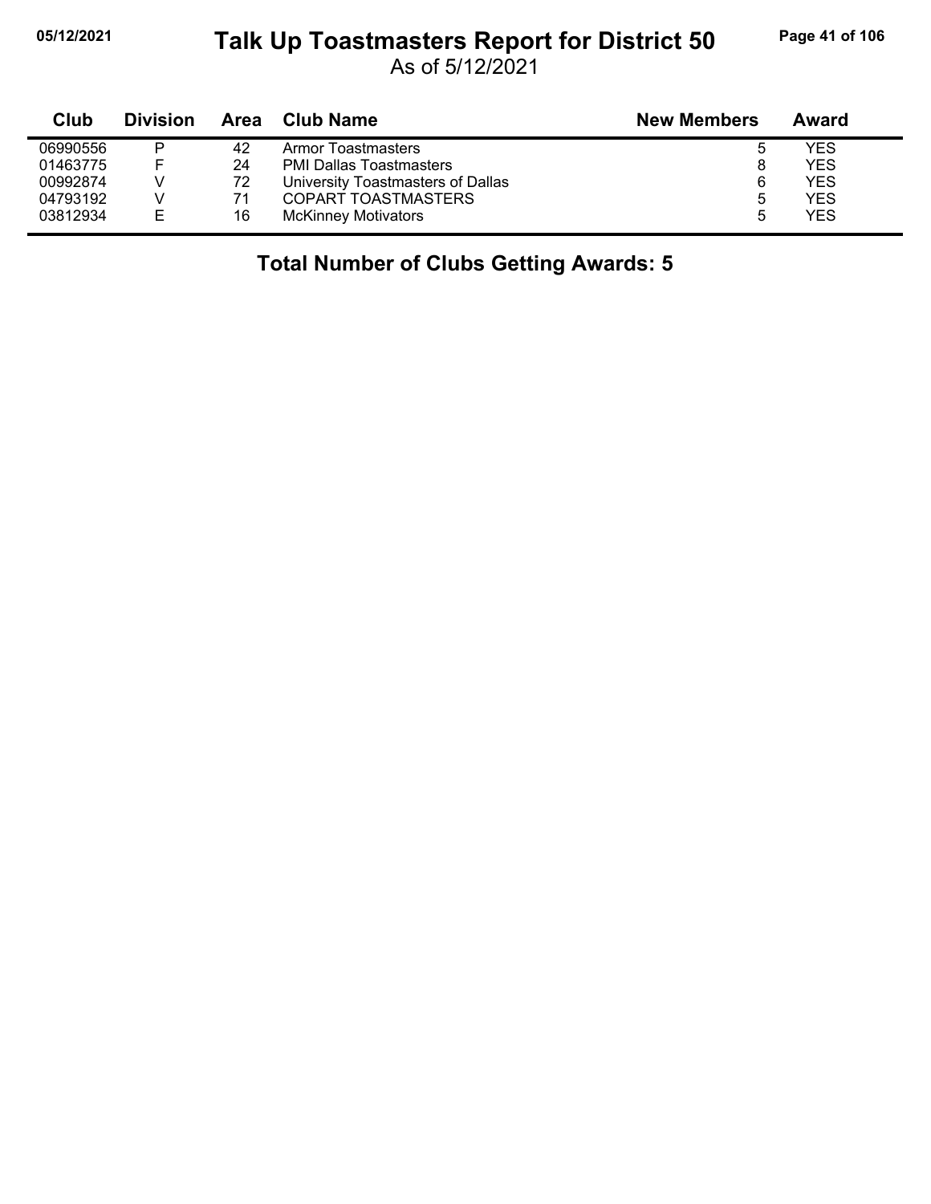# Talk Up Toastmasters Report for District 50

As of 5/12/2021

| Club | Division | Area | Club Name | New Members | Award |
|---|---|---|---|---|---|
| 06990556 | P | 42 | Armor Toastmasters | 5 | YES |
| 01463775 | F | 24 | PMI Dallas Toastmasters | 8 | YES |
| 00992874 | V | 72 | University Toastmasters of Dallas | 6 | YES |
| 04793192 | V | 71 | COPART TOASTMASTERS | 5 | YES |
| 03812934 | E | 16 | McKinney Motivators | 5 | YES |

## Total Number of Clubs Getting Awards: 5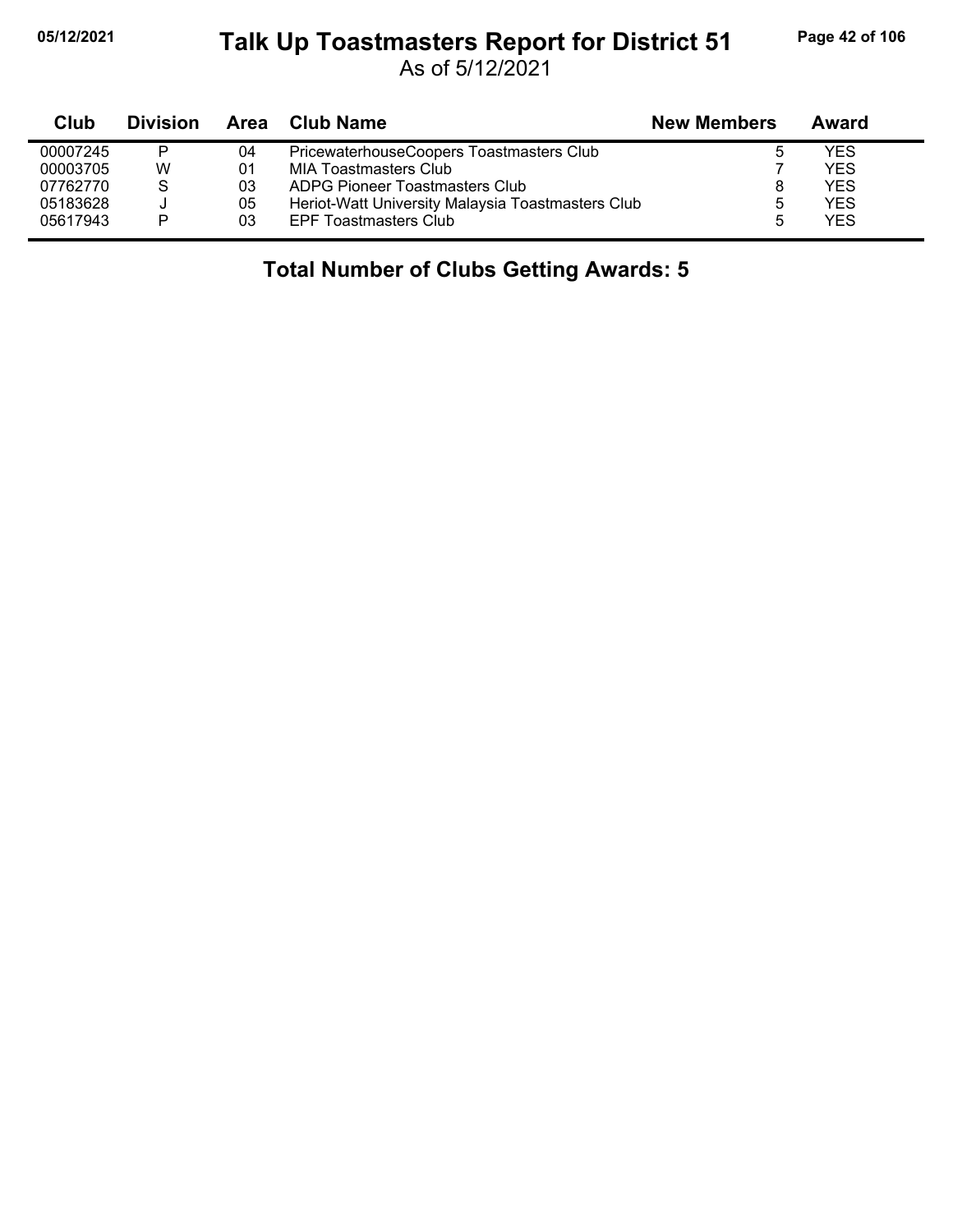# Talk Up Toastmasters Report for District 51

As of 5/12/2021

| Club | Division | Area | Club Name | New Members | Award |
|---|---|---|---|---|---|
| 00007245 | P | 04 | PricewaterhouseCoopers Toastmasters Club | 5 | YES |
| 00003705 | W | 01 | MIA Toastmasters Club | 7 | YES |
| 07762770 | S | 03 | ADPG Pioneer Toastmasters Club | 8 | YES |
| 05183628 | J | 05 | Heriot-Watt University Malaysia Toastmasters Club | 5 | YES |
| 05617943 | P | 03 | EPF Toastmasters Club | 5 | YES |

**Total Number of Clubs Getting Awards: 5**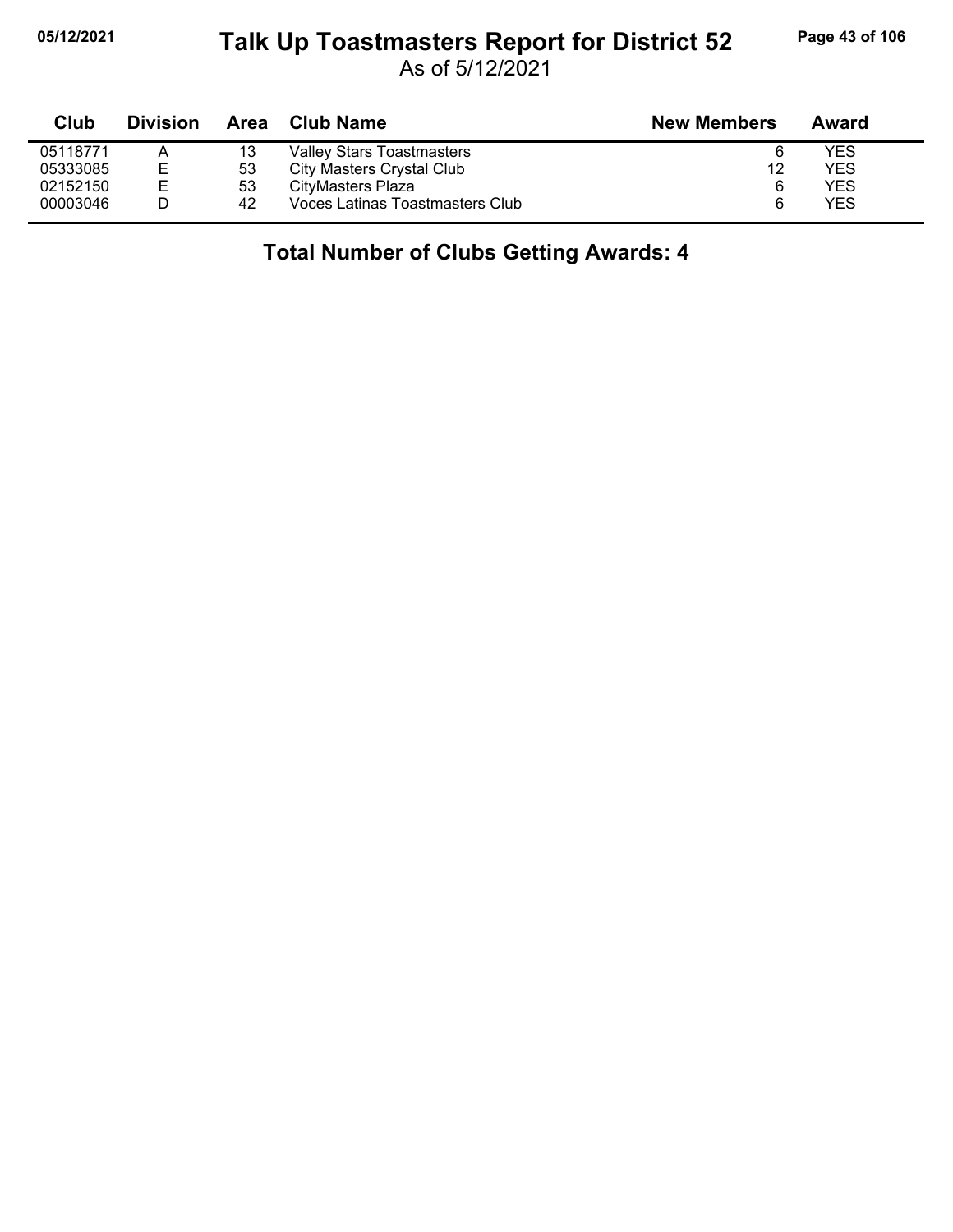# Talk Up Toastmasters Report for District 52

As of 5/12/2021

| Club | Division | Area | Club Name | New Members | Award |
|---|---|---|---|---|---|
| 05118771 | A | 13 | Valley Stars Toastmasters | 6 | YES |
| 05333085 | E | 53 | City Masters Crystal Club | 12 | YES |
| 02152150 | E | 53 | CityMasters Plaza | 6 | YES |
| 00003046 | D | 42 | Voces Latinas Toastmasters Club | 6 | YES |

**Total Number of Clubs Getting Awards: 4**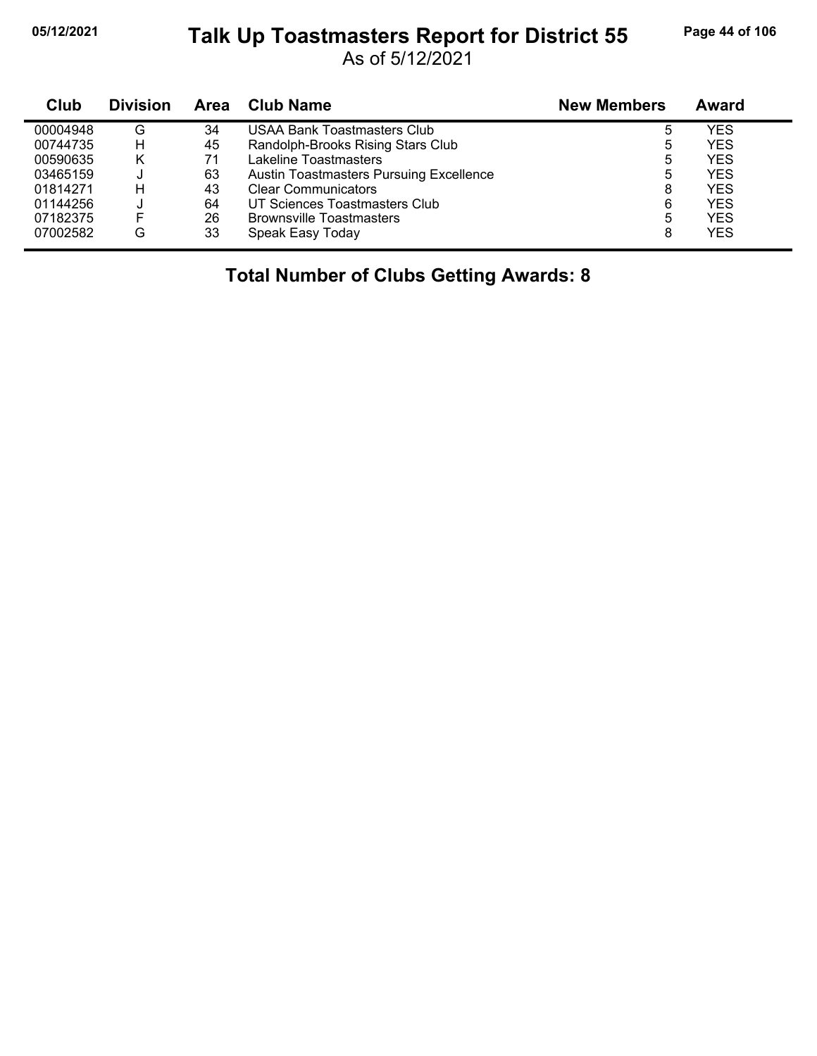# Talk Up Toastmasters Report for District 55

As of 5/12/2021

| Club | Division | Area | Club Name | New Members | Award |
|---|---|---|---|---|---|
| 00004948 | G | 34 | USAA Bank Toastmasters Club | 5 | YES |
| 00744735 | H | 45 | Randolph-Brooks Rising Stars Club | 5 | YES |
| 00590635 | K | 71 | Lakeline Toastmasters | 5 | YES |
| 03465159 | J | 63 | Austin Toastmasters Pursuing Excellence | 5 | YES |
| 01814271 | H | 43 | Clear Communicators | 8 | YES |
| 01144256 | J | 64 | UT Sciences Toastmasters Club | 6 | YES |
| 07182375 | F | 26 | Brownsville Toastmasters | 5 | YES |
| 07002582 | G | 33 | Speak Easy Today | 8 | YES |

**Total Number of Clubs Getting Awards: 8**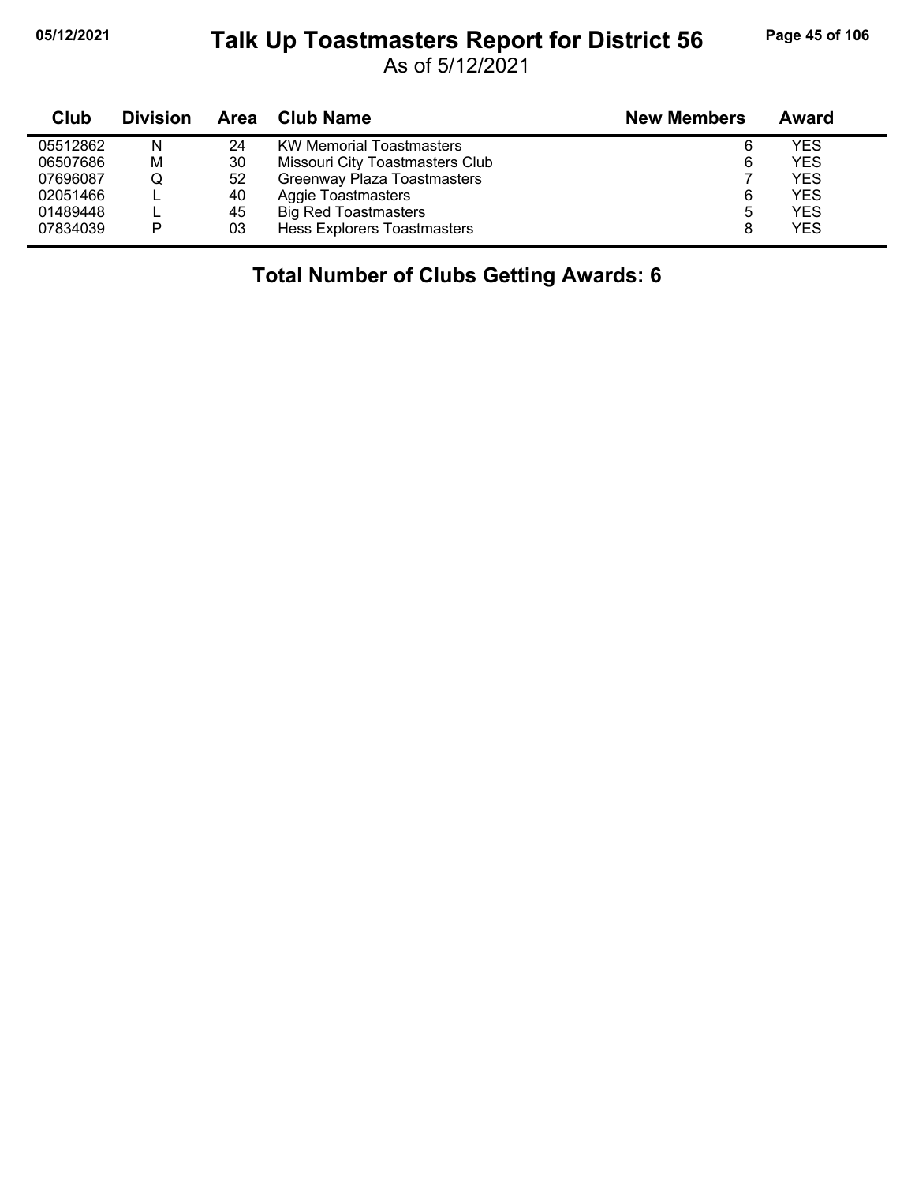# Talk Up Toastmasters Report for District 56

As of 5/12/2021

| Club | Division | Area | Club Name | New Members | Award |
|---|---|---|---|---|---|
| 05512862 | N | 24 | KW Memorial Toastmasters | 6 | YES |
| 06507686 | M | 30 | Missouri City Toastmasters Club | 6 | YES |
| 07696087 | Q | 52 | Greenway Plaza Toastmasters | 7 | YES |
| 02051466 | L | 40 | Aggie Toastmasters | 6 | YES |
| 01489448 | L | 45 | Big Red Toastmasters | 5 | YES |
| 07834039 | P | 03 | Hess Explorers Toastmasters | 8 | YES |

**Total Number of Clubs Getting Awards: 6**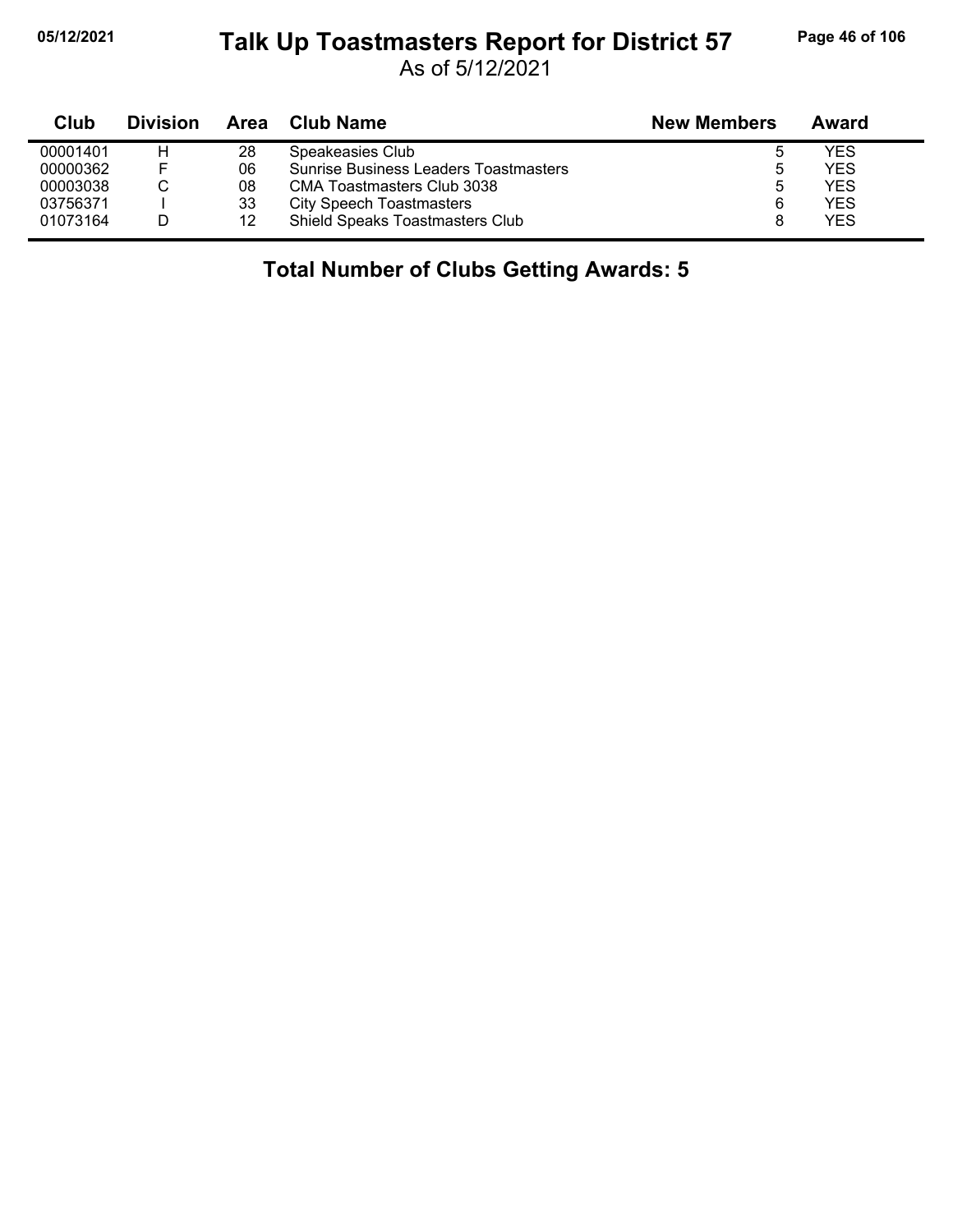# Talk Up Toastmasters Report for District 57

As of 5/12/2021

| Club | Division | Area | Club Name | New Members | Award |
|---|---|---|---|---|---|
| 00001401 | H | 28 | Speakeasies Club | 5 | YES |
| 00000362 | F | 06 | Sunrise Business Leaders Toastmasters | 5 | YES |
| 00003038 | C | 08 | CMA Toastmasters Club 3038 | 5 | YES |
| 03756371 | I | 33 | City Speech Toastmasters | 6 | YES |
| 01073164 | D | 12 | Shield Speaks Toastmasters Club | 8 | YES |

**Total Number of Clubs Getting Awards: 5**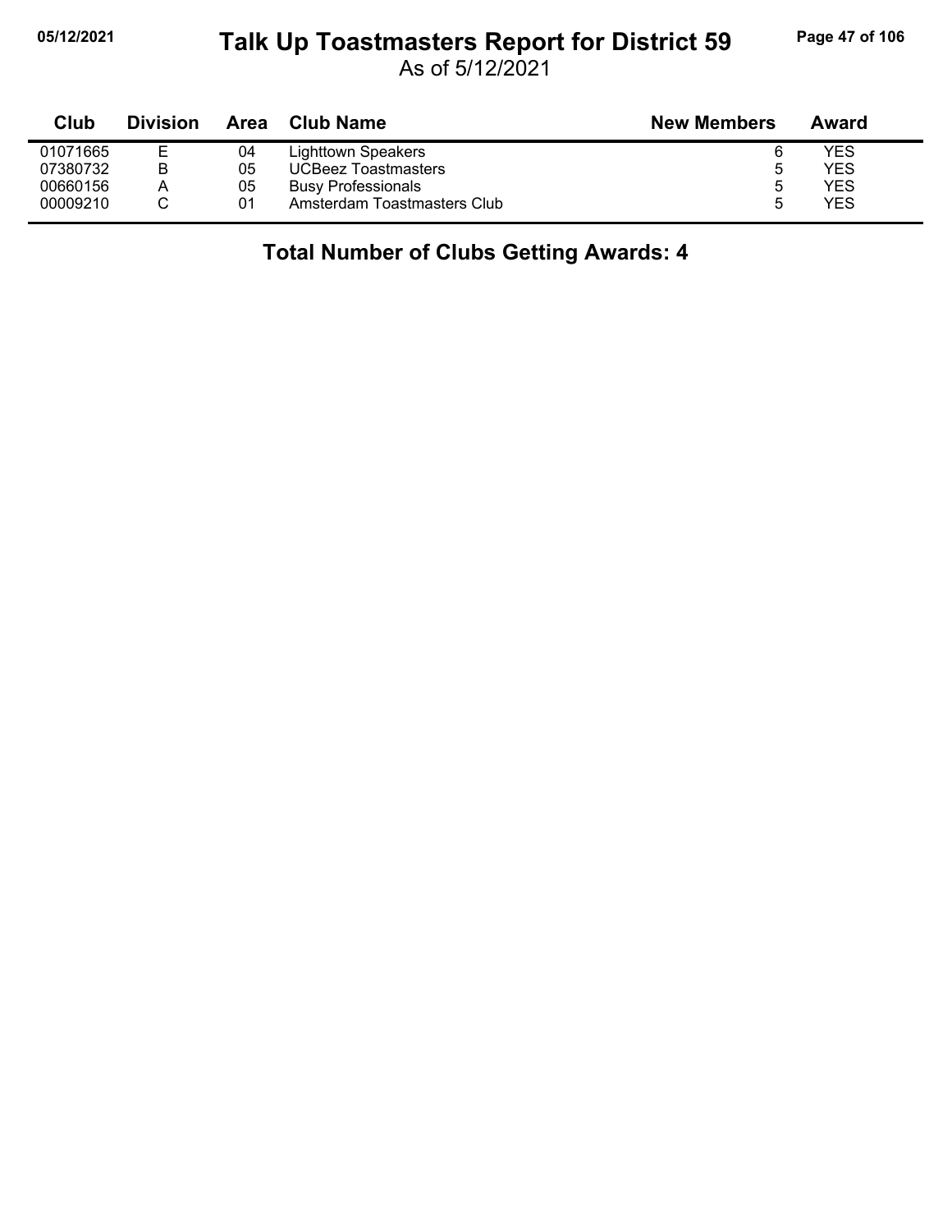# Talk Up Toastmasters Report for District 59

As of 5/12/2021

| Club | Division | Area | Club Name | New Members | Award |
|---|---|---|---|---|---|
| 01071665 | E | 04 | Lighttown Speakers | 6 | YES |
| 07380732 | B | 05 | UCBeez Toastmasters | 5 | YES |
| 00660156 | A | 05 | Busy Professionals | 5 | YES |
| 00009210 | C | 01 | Amsterdam Toastmasters Club | 5 | YES |

## Total Number of Clubs Getting Awards: 4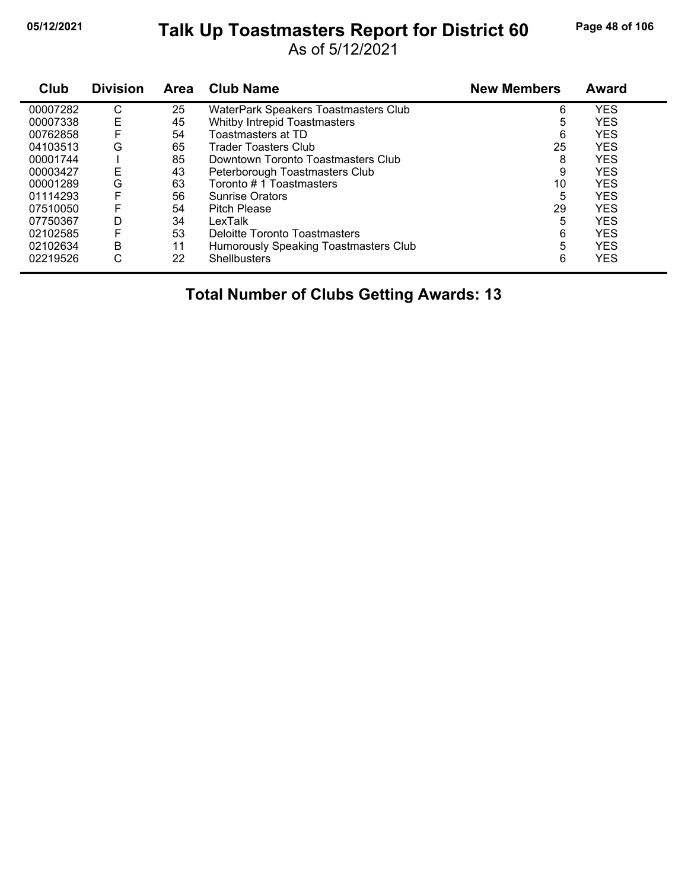# Talk Up Toastmasters Report for District 60

As of 5/12/2021

| Club | Division | Area | Club Name | New Members | Award |
|---|---|---|---|---|---|
| 00007282 | C | 25 | WaterPark Speakers Toastmasters Club | 6 | YES |
| 00007338 | E | 45 | Whitby Intrepid Toastmasters | 5 | YES |
| 00762858 | F | 54 | Toastmasters at TD | 6 | YES |
| 04103513 | G | 65 | Trader Toasters Club | 25 | YES |
| 00001744 | I | 85 | Downtown Toronto Toastmasters Club | 8 | YES |
| 00003427 | E | 43 | Peterborough Toastmasters Club | 9 | YES |
| 00001289 | G | 63 | Toronto # 1 Toastmasters | 10 | YES |
| 01114293 | F | 56 | Sunrise Orators | 5 | YES |
| 07510050 | F | 54 | Pitch Please | 29 | YES |
| 07750367 | D | 34 | LexTalk | 5 | YES |
| 02102585 | F | 53 | Deloitte Toronto Toastmasters | 6 | YES |
| 02102634 | B | 11 | Humorously Speaking Toastmasters Club | 5 | YES |
| 02219526 | C | 22 | Shellbusters | 6 | YES |

**Total Number of Clubs Getting Awards: 13**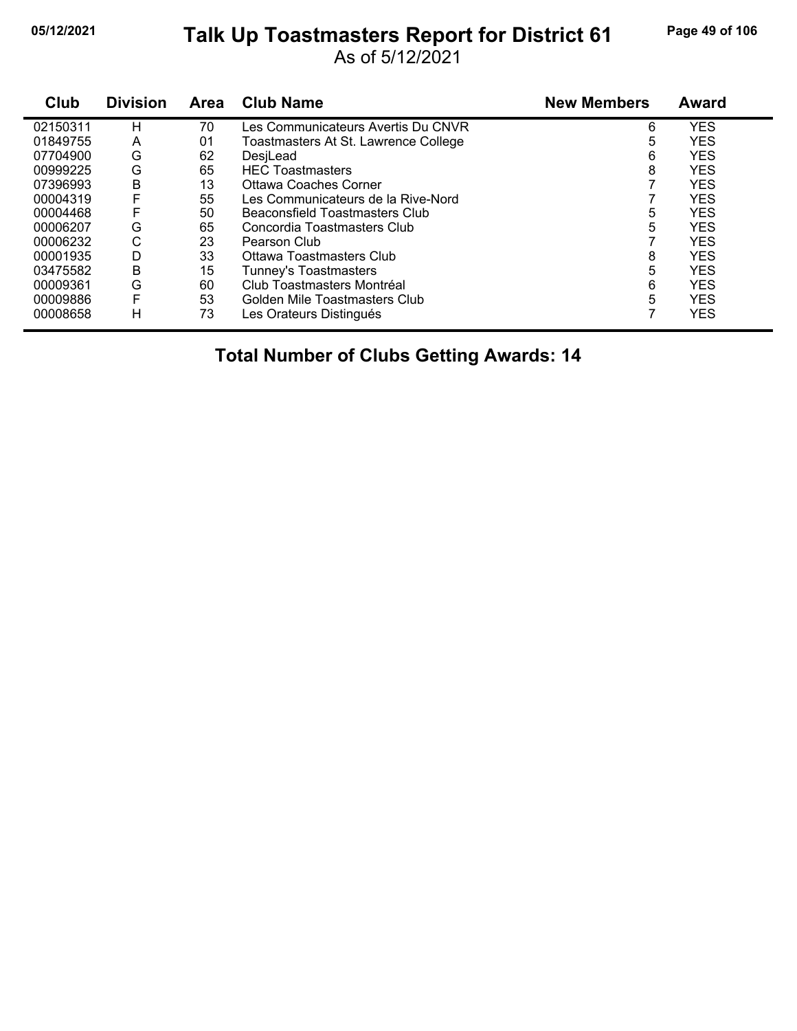# Talk Up Toastmasters Report for District 61

As of 5/12/2021

| Club | Division | Area | Club Name | New Members | Award |
|---|---|---|---|---|---|
| 02150311 | H | 70 | Les Communicateurs Avertis Du CNVR | 6 | YES |
| 01849755 | A | 01 | Toastmasters At St. Lawrence College | 5 | YES |
| 07704900 | G | 62 | DesjLead | 6 | YES |
| 00999225 | G | 65 | HEC Toastmasters | 8 | YES |
| 07396993 | B | 13 | Ottawa Coaches Corner | 7 | YES |
| 00004319 | F | 55 | Les Communicateurs de la Rive-Nord | 7 | YES |
| 00004468 | F | 50 | Beaconsfield Toastmasters Club | 5 | YES |
| 00006207 | G | 65 | Concordia Toastmasters Club | 5 | YES |
| 00006232 | C | 23 | Pearson Club | 7 | YES |
| 00001935 | D | 33 | Ottawa Toastmasters Club | 8 | YES |
| 03475582 | B | 15 | Tunney's Toastmasters | 5 | YES |
| 00009361 | G | 60 | Club Toastmasters Montréal | 6 | YES |
| 00009886 | F | 53 | Golden Mile Toastmasters Club | 5 | YES |
| 00008658 | H | 73 | Les Orateurs Distingués | 7 | YES |

**Total Number of Clubs Getting Awards: 14**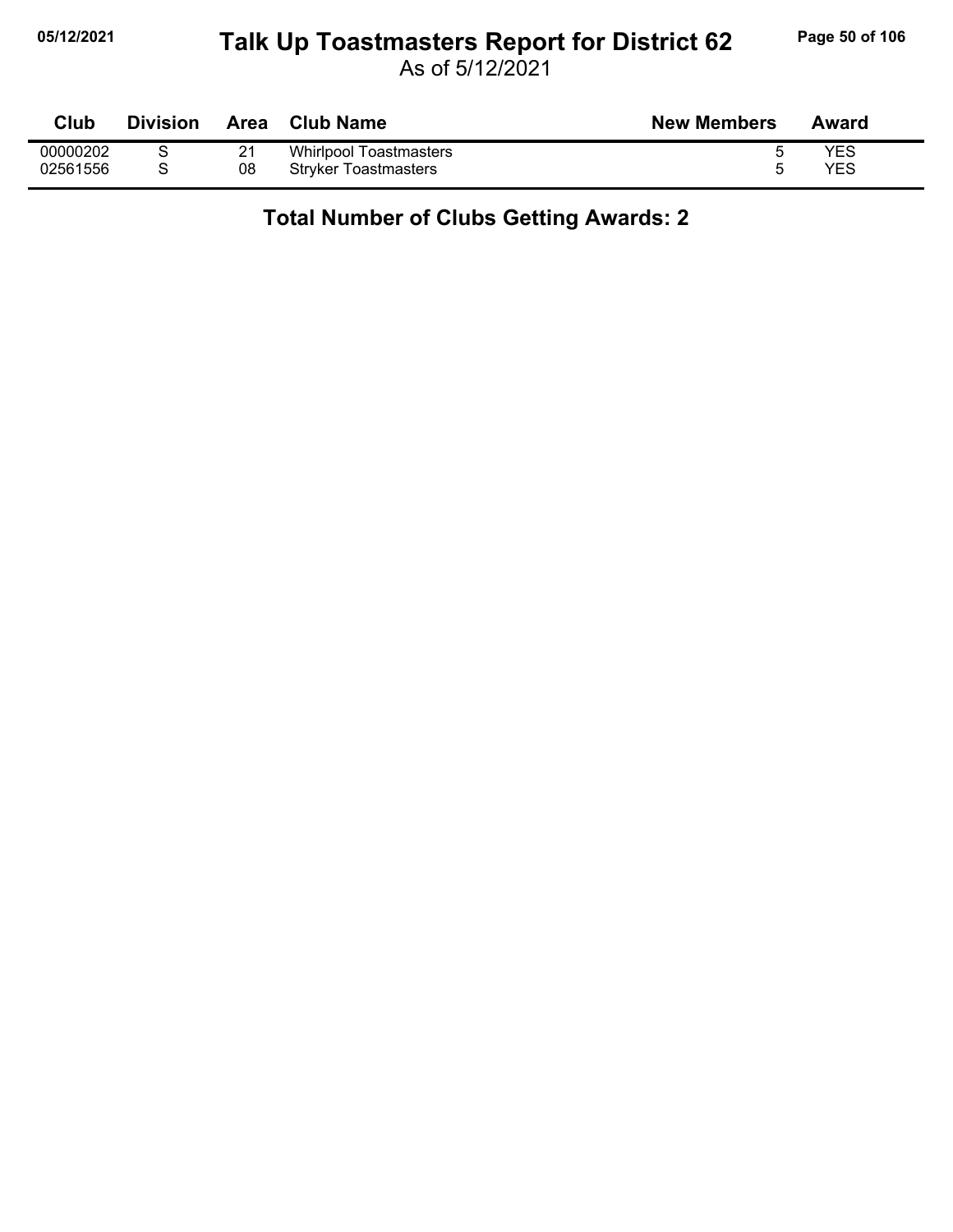# Talk Up Toastmasters Report for District 62

As of 5/12/2021

| Club | Division | Area | Club Name | New Members | Award |
|---|---|---|---|---|---|
| 00000202 | S | 21 | Whirlpool Toastmasters | 5 | YES |
| 02561556 | S | 08 | Stryker Toastmasters | 5 | YES |

## Total Number of Clubs Getting Awards: 2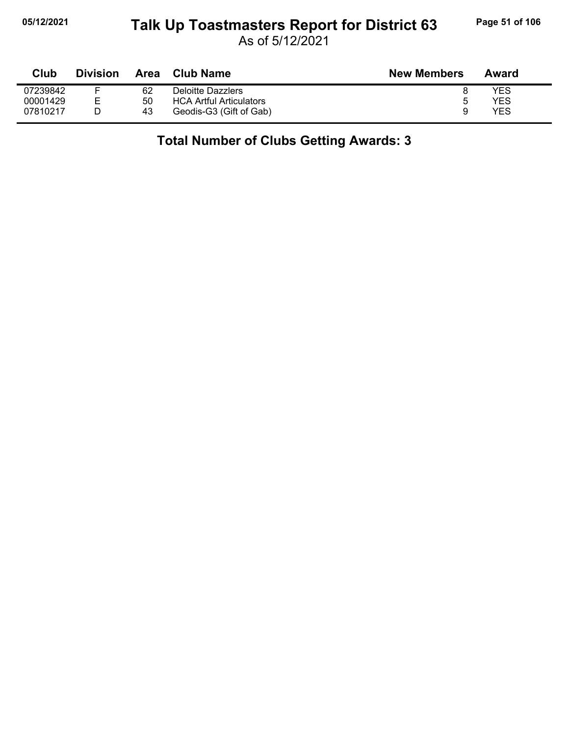# Talk Up Toastmasters Report for District 63

As of 5/12/2021

| Club | Division | Area | Club Name | New Members | Award |
|---|---|---|---|---|---|
| 07239842 | F | 62 | Deloitte Dazzlers | 8 | YES |
| 00001429 | E | 50 | HCA Artful Articulators | 5 | YES |
| 07810217 | D | 43 | Geodis-G3 (Gift of Gab) | 9 | YES |

## Total Number of Clubs Getting Awards: 3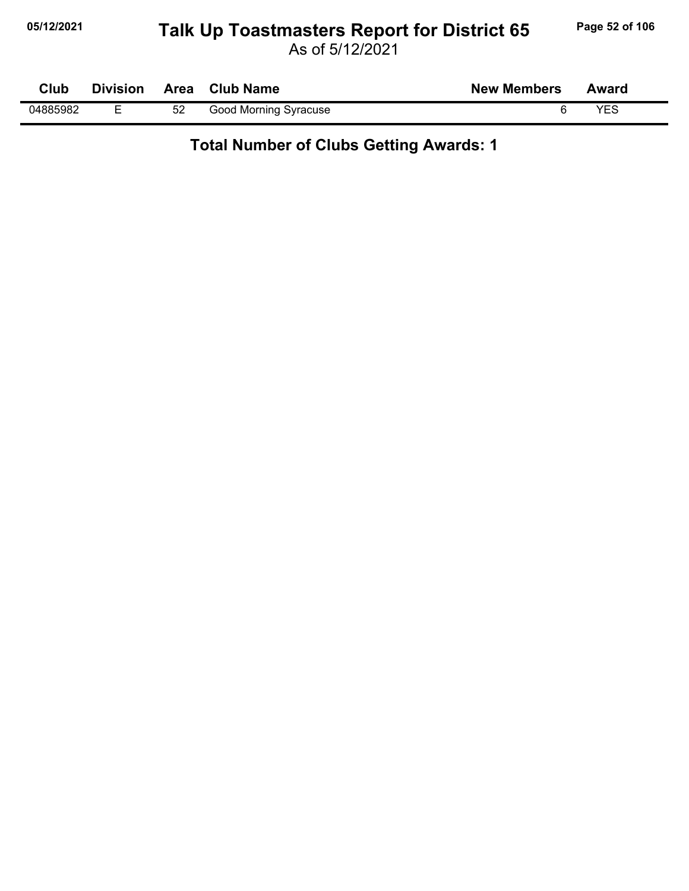# Talk Up Toastmasters Report for District 65

As of 5/12/2021

| Club | Division | Area | Club Name | New Members | Award |
|---|---|---|---|---|---|
| 04885982 | E | 52 | Good Morning Syracuse | 6 | YES |

## Total Number of Clubs Getting Awards: 1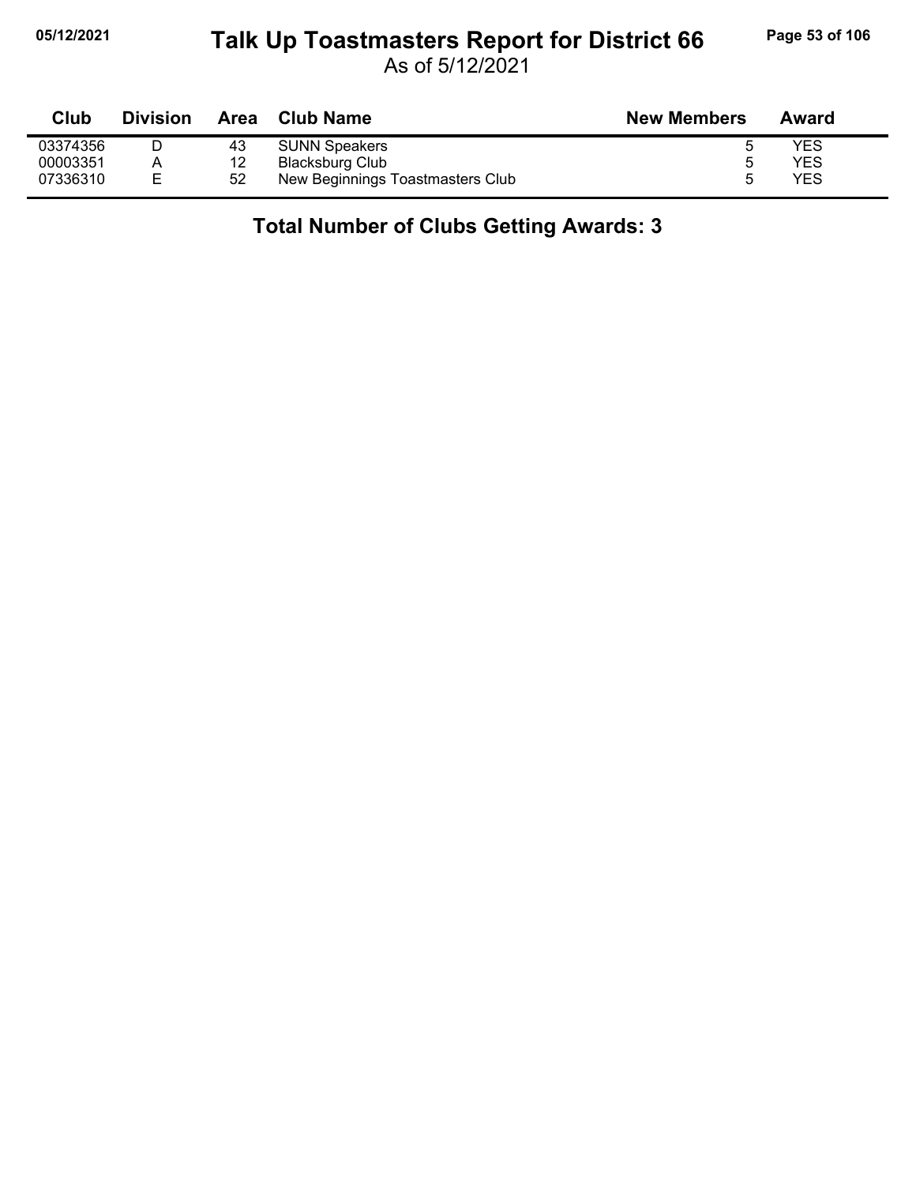# Talk Up Toastmasters Report for District 66

As of 5/12/2021

| Club | Division | Area | Club Name | New Members | Award |
|---|---|---|---|---|---|
| 03374356 | D | 43 | SUNN Speakers | 5 | YES |
| 00003351 | A | 12 | Blacksburg Club | 5 | YES |
| 07336310 | E | 52 | New Beginnings Toastmasters Club | 5 | YES |

## Total Number of Clubs Getting Awards: 3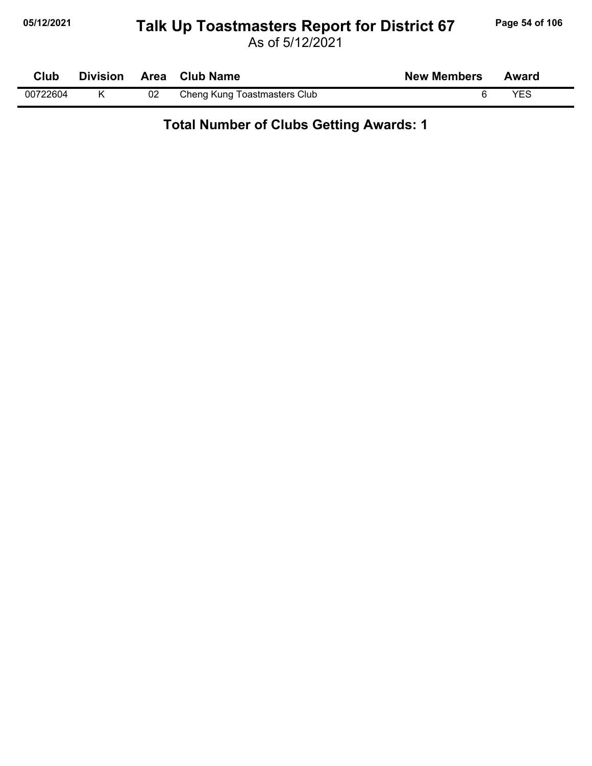# Talk Up Toastmasters Report for District 67

As of 5/12/2021

| Club | Division | Area | Club Name | New Members | Award |
|---|---|---|---|---|---|
| 00722604 | K | 02 | Cheng Kung Toastmasters Club | 6 | YES |

## Total Number of Clubs Getting Awards: 1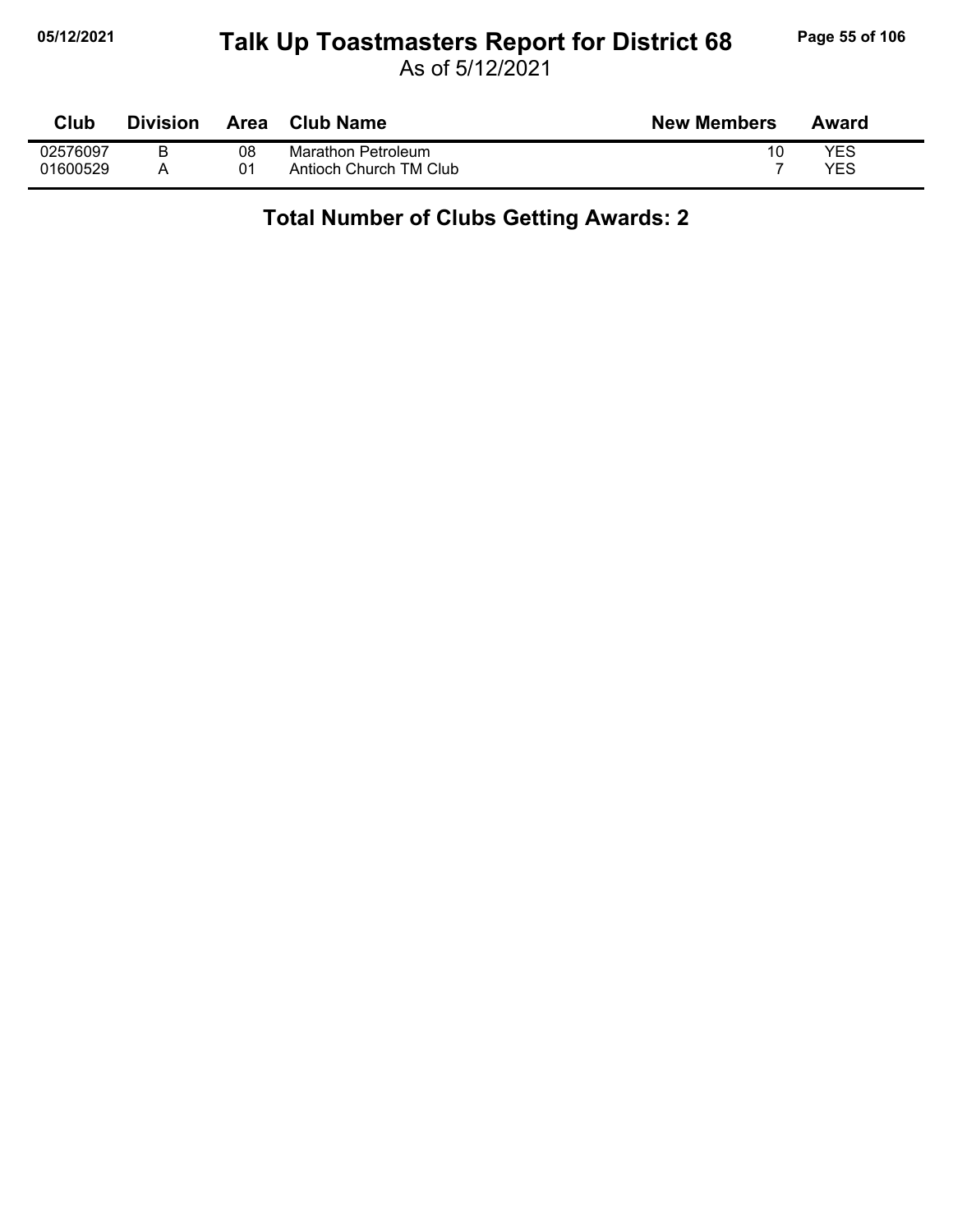# Talk Up Toastmasters Report for District 68

As of 5/12/2021

| Club | Division | Area | Club Name | New Members | Award |
|---|---|---|---|---|---|
| 02576097 | B | 08 | Marathon Petroleum | 10 | YES |
| 01600529 | A | 01 | Antioch Church TM Club | 7 | YES |

## Total Number of Clubs Getting Awards: 2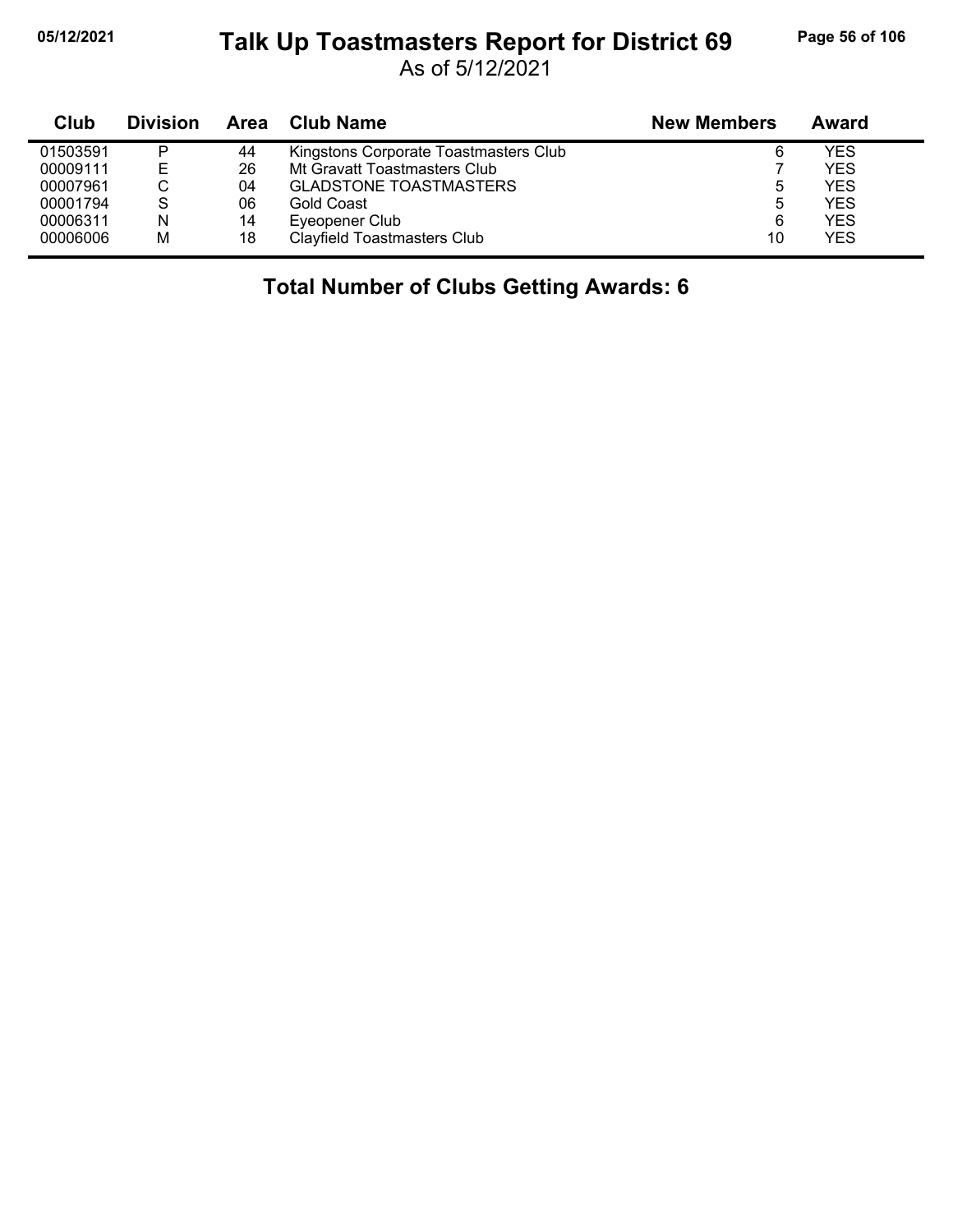# Talk Up Toastmasters Report for District 69

As of 5/12/2021

| Club | Division | Area | Club Name | New Members | Award |
|---|---|---|---|---|---|
| 01503591 | P | 44 | Kingstons Corporate Toastmasters Club | 6 | YES |
| 00009111 | E | 26 | Mt Gravatt Toastmasters Club | 7 | YES |
| 00007961 | C | 04 | GLADSTONE TOASTMASTERS | 5 | YES |
| 00001794 | S | 06 | Gold Coast | 5 | YES |
| 00006311 | N | 14 | Eyeopener Club | 6 | YES |
| 00006006 | M | 18 | Clayfield Toastmasters Club | 10 | YES |

**Total Number of Clubs Getting Awards: 6**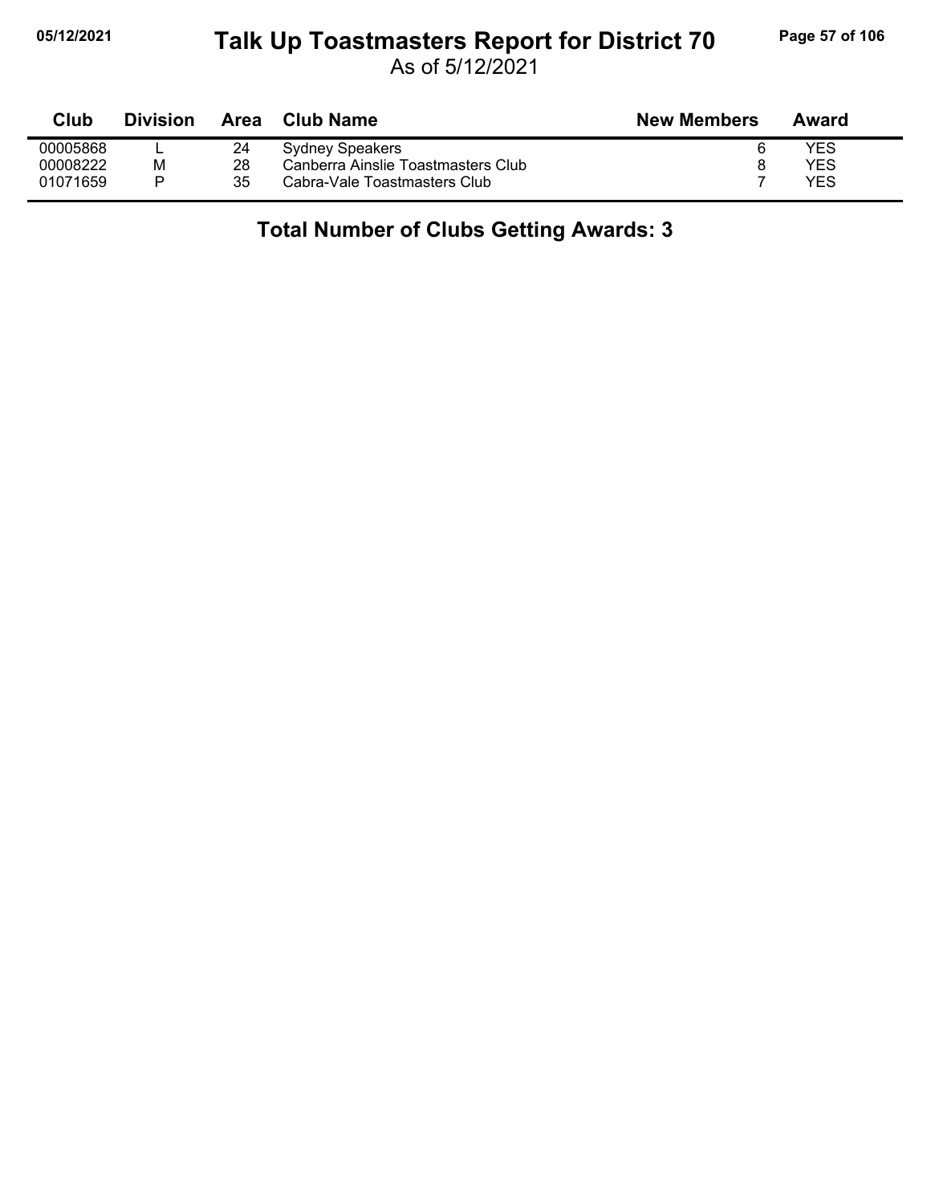# Talk Up Toastmasters Report for District 70

As of 5/12/2021

| Club | Division | Area | Club Name | New Members | Award |
|---|---|---|---|---|---|
| 00005868 | L | 24 | Sydney Speakers | 6 | YES |
| 00008222 | M | 28 | Canberra Ainslie Toastmasters Club | 8 | YES |
| 01071659 | P | 35 | Cabra-Vale Toastmasters Club | 7 | YES |

**Total Number of Clubs Getting Awards: 3**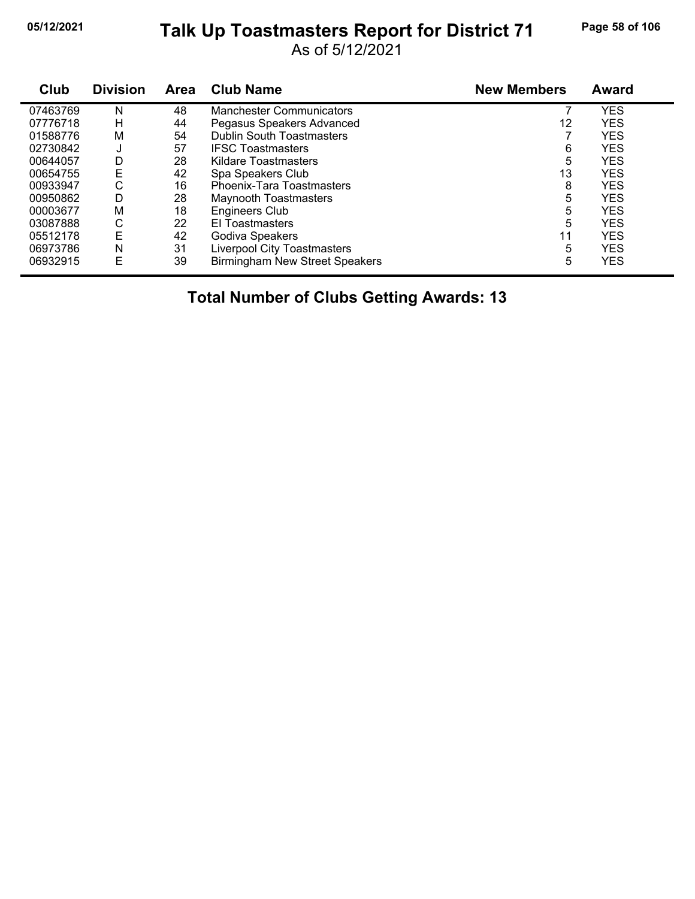# Talk Up Toastmasters Report for District 71

As of 5/12/2021

| Club | Division | Area | Club Name | New Members | Award |
|---|---|---|---|---|---|
| 07463769 | N | 48 | Manchester Communicators | 7 | YES |
| 07776718 | H | 44 | Pegasus Speakers Advanced | 12 | YES |
| 01588776 | M | 54 | Dublin South Toastmasters | 7 | YES |
| 02730842 | J | 57 | IFSC Toastmasters | 6 | YES |
| 00644057 | D | 28 | Kildare Toastmasters | 5 | YES |
| 00654755 | E | 42 | Spa Speakers Club | 13 | YES |
| 00933947 | C | 16 | Phoenix-Tara Toastmasters | 8 | YES |
| 00950862 | D | 28 | Maynooth Toastmasters | 5 | YES |
| 00003677 | M | 18 | Engineers Club | 5 | YES |
| 03087888 | C | 22 | EI Toastmasters | 5 | YES |
| 05512178 | E | 42 | Godiva Speakers | 11 | YES |
| 06973786 | N | 31 | Liverpool City Toastmasters | 5 | YES |
| 06932915 | E | 39 | Birmingham New Street Speakers | 5 | YES |

**Total Number of Clubs Getting Awards: 13**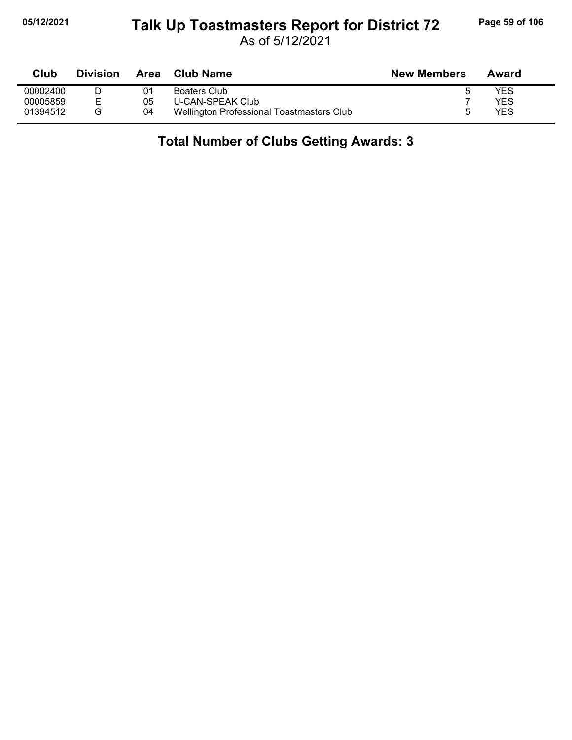# Talk Up Toastmasters Report for District 72

As of 5/12/2021

| Club | Division | Area | Club Name | New Members | Award |
|---|---|---|---|---|---|
| 00002400 | D | 01 | Boaters Club | 5 | YES |
| 00005859 | E | 05 | U-CAN-SPEAK Club | 7 | YES |
| 01394512 | G | 04 | Wellington Professional Toastmasters Club | 5 | YES |

**Total Number of Clubs Getting Awards: 3**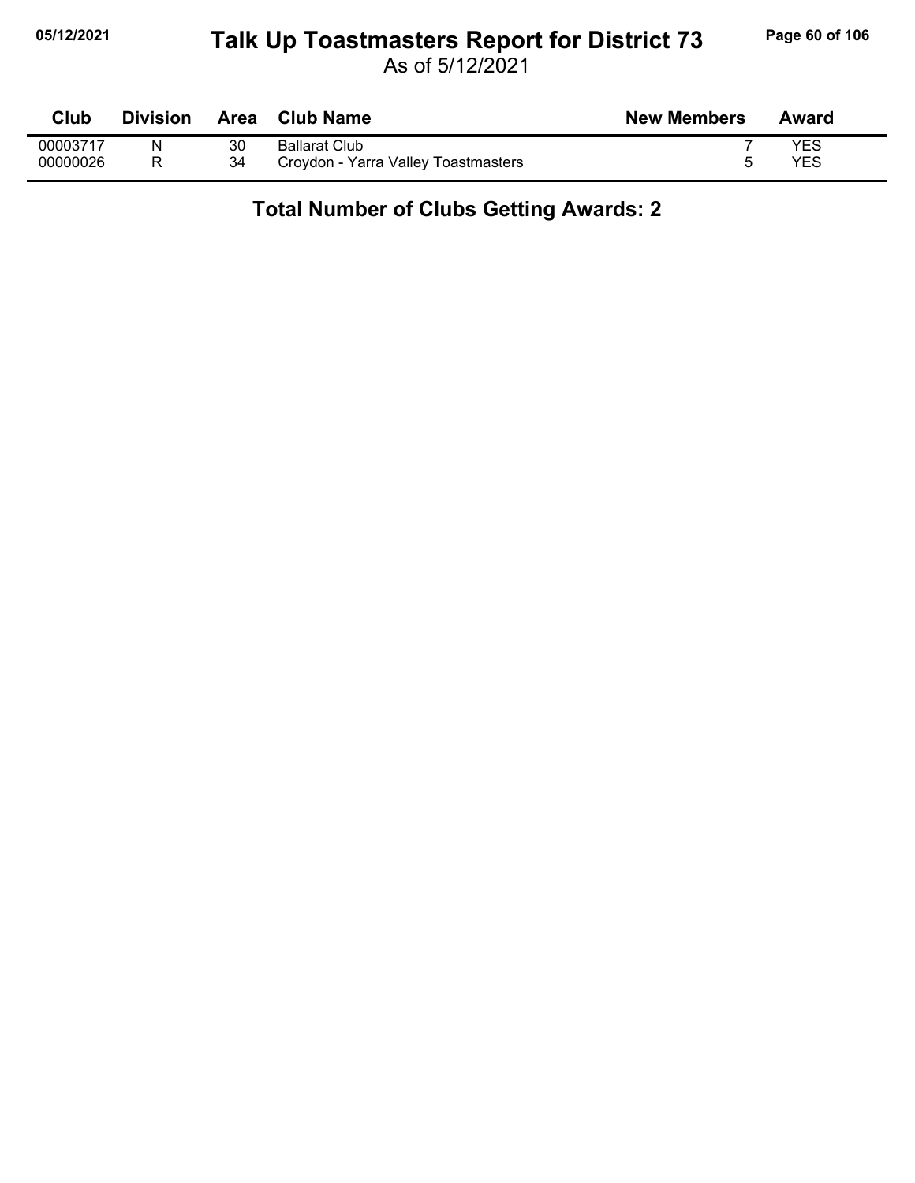# Talk Up Toastmasters Report for District 73

As of 5/12/2021

| Club | Division | Area | Club Name | New Members | Award |
|---|---|---|---|---|---|
| 00003717 | N | 30 | Ballarat Club | 7 | YES |
| 00000026 | R | 34 | Croydon - Yarra Valley Toastmasters | 5 | YES |

**Total Number of Clubs Getting Awards: 2**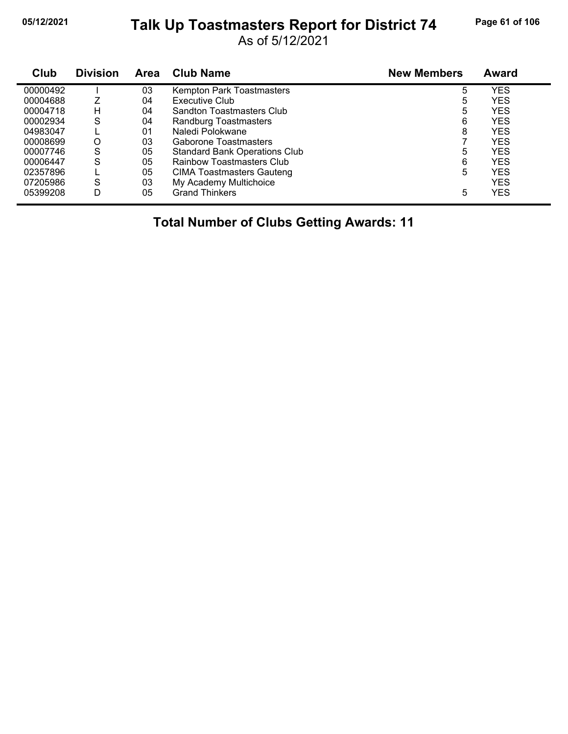# Talk Up Toastmasters Report for District 74

As of 5/12/2021

| Club | Division | Area | Club Name | New Members | Award |
|---|---|---|---|---|---|
| 00000492 | I | 03 | Kempton Park Toastmasters | 5 | YES |
| 00004688 | Z | 04 | Executive Club | 5 | YES |
| 00004718 | H | 04 | Sandton Toastmasters Club | 5 | YES |
| 00002934 | S | 04 | Randburg Toastmasters | 6 | YES |
| 04983047 | L | 01 | Naledi Polokwane | 8 | YES |
| 00008699 | O | 03 | Gaborone Toastmasters | 7 | YES |
| 00007746 | S | 05 | Standard Bank Operations Club | 5 | YES |
| 00006447 | S | 05 | Rainbow Toastmasters Club | 6 | YES |
| 02357896 | L | 05 | CIMA Toastmasters Gauteng | 5 | YES |
| 07205986 | S | 03 | My Academy Multichoice | | YES |
| 05399208 | D | 05 | Grand Thinkers | 5 | YES |

**Total Number of Clubs Getting Awards: 11**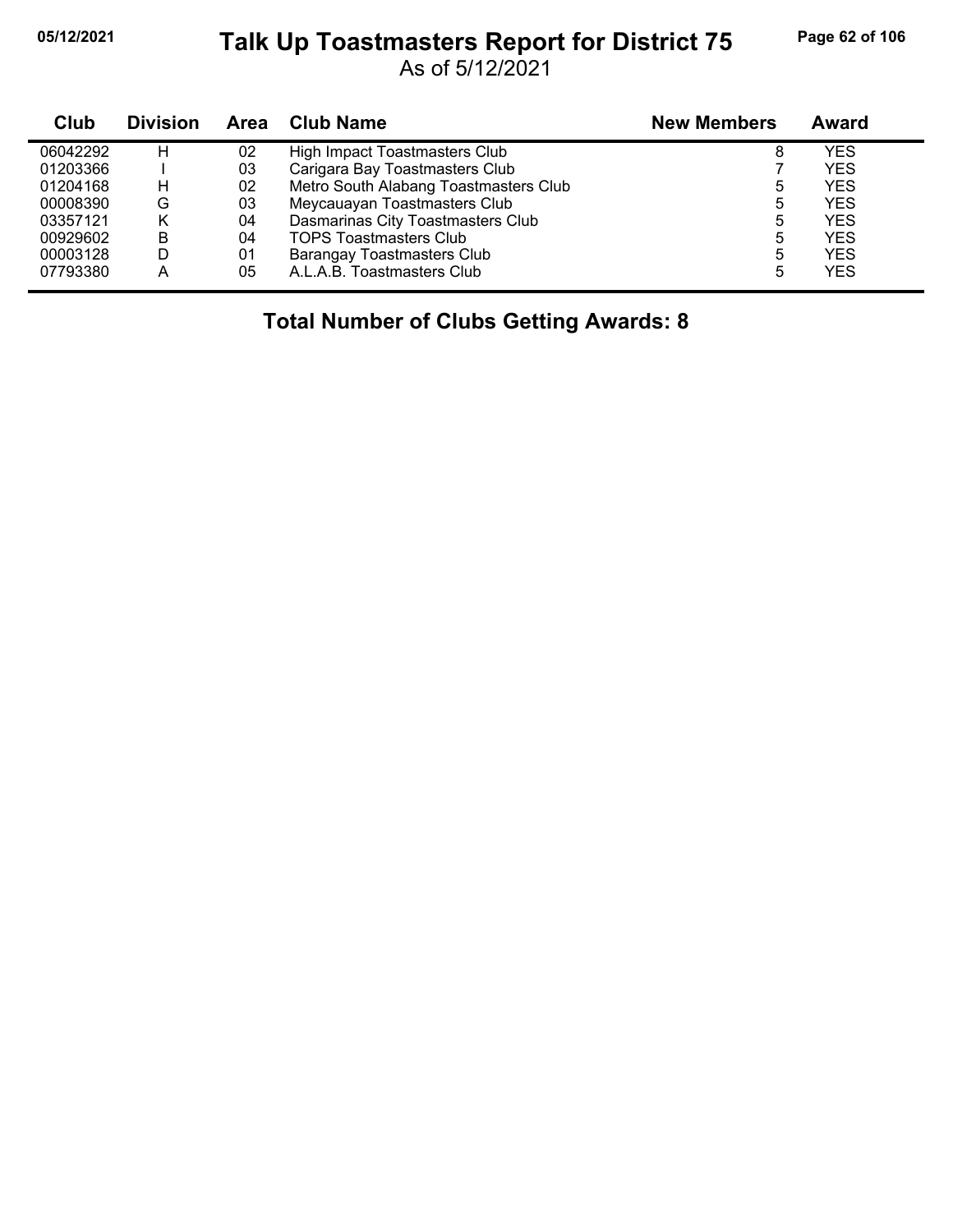# Talk Up Toastmasters Report for District 75

As of 5/12/2021

| Club | Division | Area | Club Name | New Members | Award |
|---|---|---|---|---|---|
| 06042292 | H | 02 | High Impact Toastmasters Club | 8 | YES |
| 01203366 | I | 03 | Carigara Bay Toastmasters Club | 7 | YES |
| 01204168 | H | 02 | Metro South Alabang Toastmasters Club | 5 | YES |
| 00008390 | G | 03 | Meycauayan Toastmasters Club | 5 | YES |
| 03357121 | K | 04 | Dasmarinas City Toastmasters Club | 5 | YES |
| 00929602 | B | 04 | TOPS Toastmasters Club | 5 | YES |
| 00003128 | D | 01 | Barangay Toastmasters Club | 5 | YES |
| 07793380 | A | 05 | A.L.A.B. Toastmasters Club | 5 | YES |

**Total Number of Clubs Getting Awards: 8**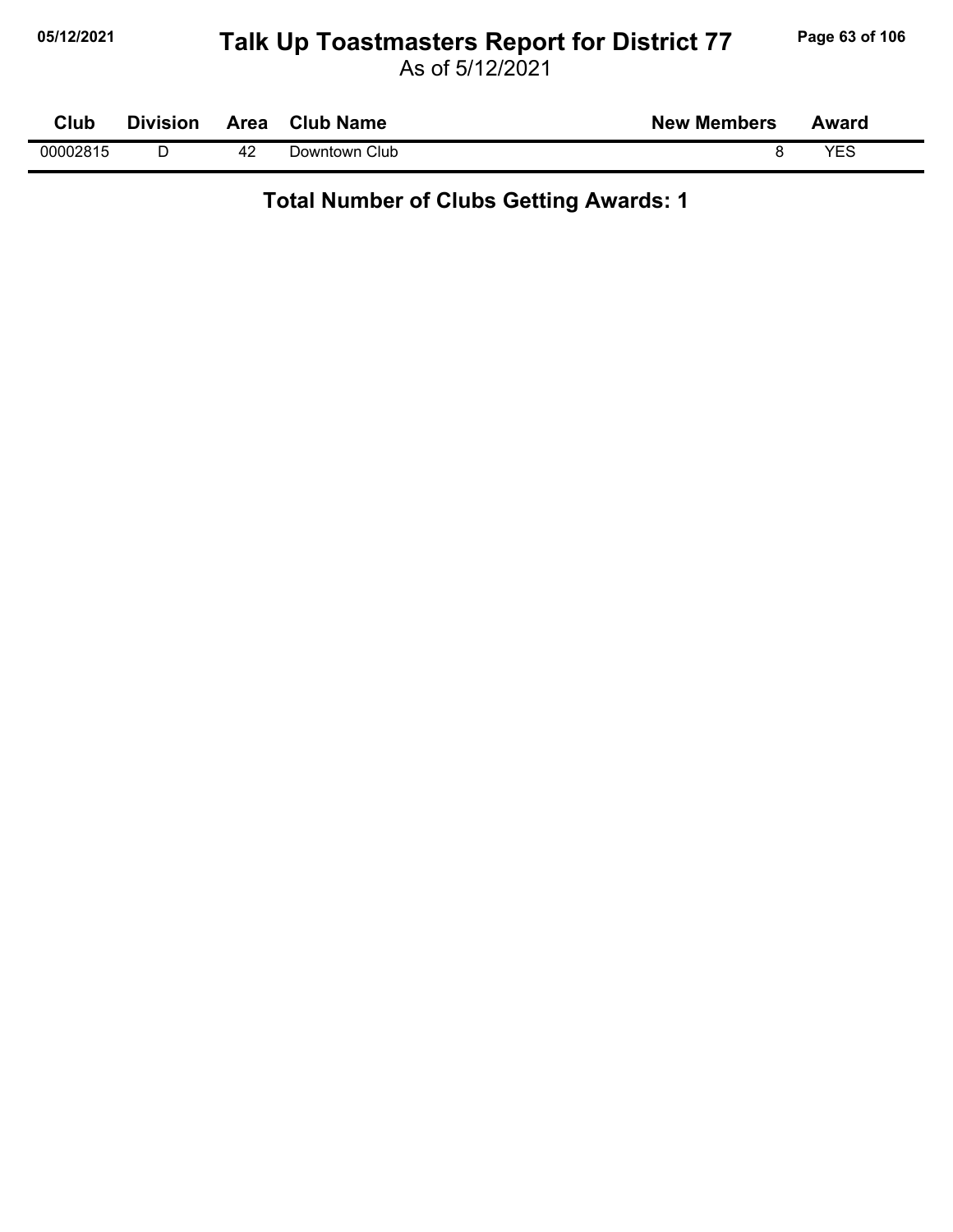# Talk Up Toastmasters Report for District 77

As of 5/12/2021

| Club | Division | Area | Club Name | New Members | Award |
|---|---|---|---|---|---|
| 00002815 | D | 42 | Downtown Club | 8 | YES |

**Total Number of Clubs Getting Awards: 1**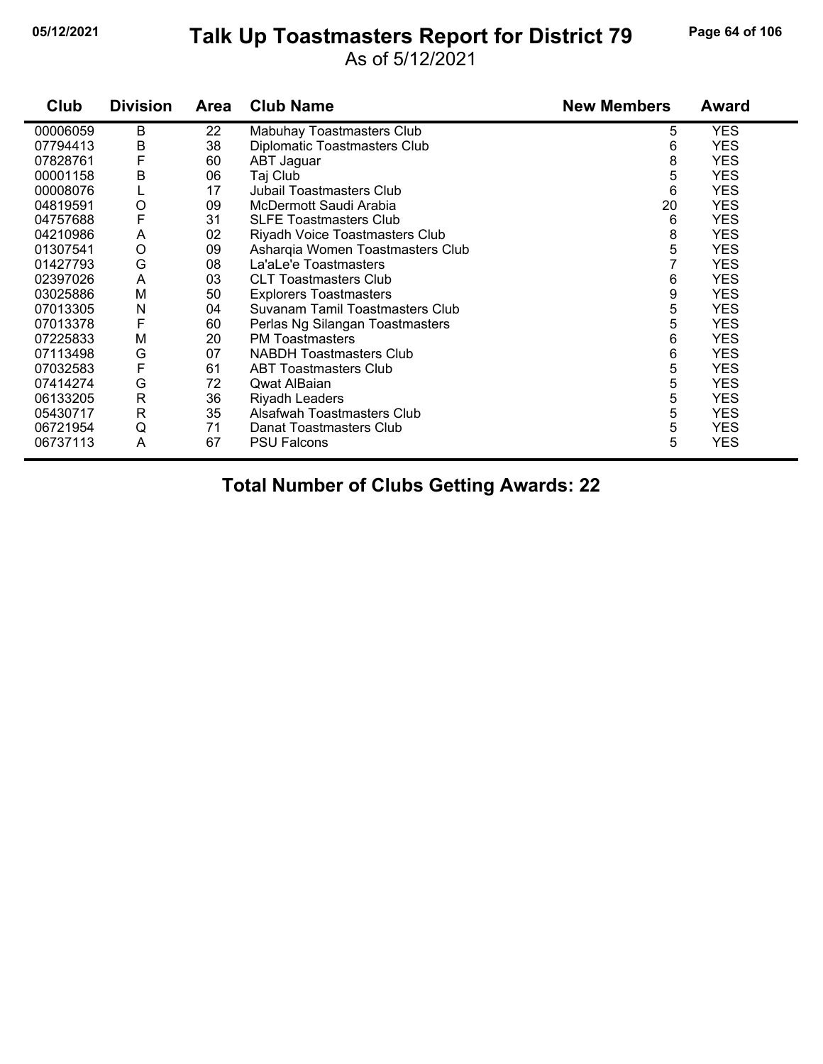# Talk Up Toastmasters Report for District 79

As of 5/12/2021

| Club | Division | Area | Club Name | New Members | Award |
|---|---|---|---|---|---|
| 00006059 | B | 22 | Mabuhay Toastmasters Club | 5 | YES |
| 07794413 | B | 38 | Diplomatic Toastmasters Club | 6 | YES |
| 07828761 | F | 60 | ABT Jaguar | 8 | YES |
| 00001158 | B | 06 | Taj Club | 5 | YES |
| 00008076 | L | 17 | Jubail Toastmasters Club | 6 | YES |
| 04819591 | O | 09 | McDermott Saudi Arabia | 20 | YES |
| 04757688 | F | 31 | SLFE Toastmasters Club | 6 | YES |
| 04210986 | A | 02 | Riyadh Voice Toastmasters Club | 8 | YES |
| 01307541 | O | 09 | Asharqia Women Toastmasters Club | 5 | YES |
| 01427793 | G | 08 | La'aLe'e Toastmasters | 7 | YES |
| 02397026 | A | 03 | CLT Toastmasters Club | 6 | YES |
| 03025886 | M | 50 | Explorers Toastmasters | 9 | YES |
| 07013305 | N | 04 | Suvanam Tamil Toastmasters Club | 5 | YES |
| 07013378 | F | 60 | Perlas Ng Silangan Toastmasters | 5 | YES |
| 07225833 | M | 20 | PM Toastmasters | 6 | YES |
| 07113498 | G | 07 | NABDH Toastmasters Club | 6 | YES |
| 07032583 | F | 61 | ABT Toastmasters Club | 5 | YES |
| 07414274 | G | 72 | Qwat AlBaian | 5 | YES |
| 06133205 | R | 36 | Riyadh Leaders | 5 | YES |
| 05430717 | R | 35 | Alsafwah Toastmasters Club | 5 | YES |
| 06721954 | Q | 71 | Danat Toastmasters Club | 5 | YES |
| 06737113 | A | 67 | PSU Falcons | 5 | YES |

**Total Number of Clubs Getting Awards: 22**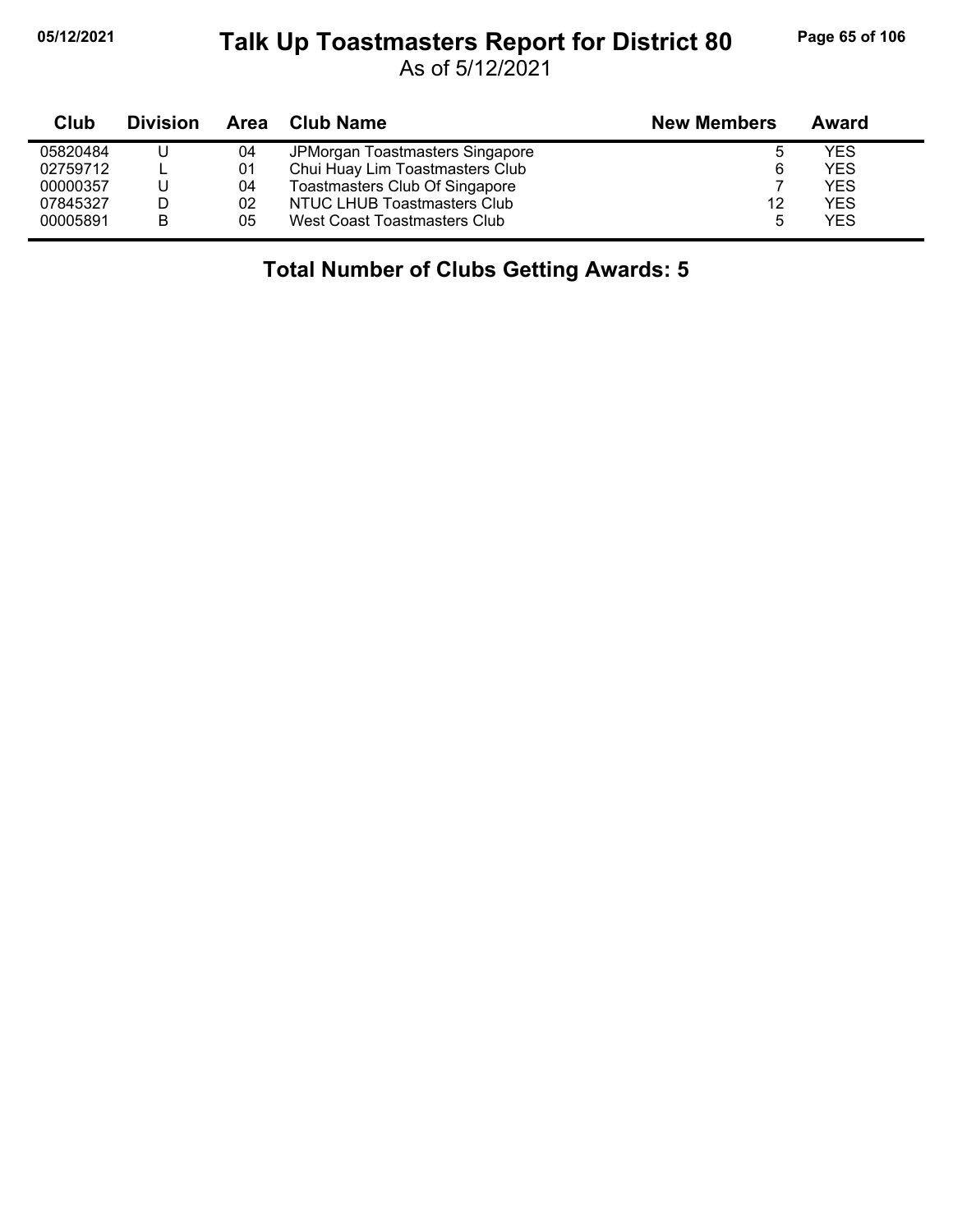# Talk Up Toastmasters Report for District 80

As of 5/12/2021

| Club | Division | Area | Club Name | New Members | Award |
|---|---|---|---|---|---|
| 05820484 | U | 04 | JPMorgan Toastmasters Singapore | 5 | YES |
| 02759712 | L | 01 | Chui Huay Lim Toastmasters Club | 6 | YES |
| 00000357 | U | 04 | Toastmasters Club Of Singapore | 7 | YES |
| 07845327 | D | 02 | NTUC LHUB Toastmasters Club | 12 | YES |
| 00005891 | B | 05 | West Coast Toastmasters Club | 5 | YES |

**Total Number of Clubs Getting Awards: 5**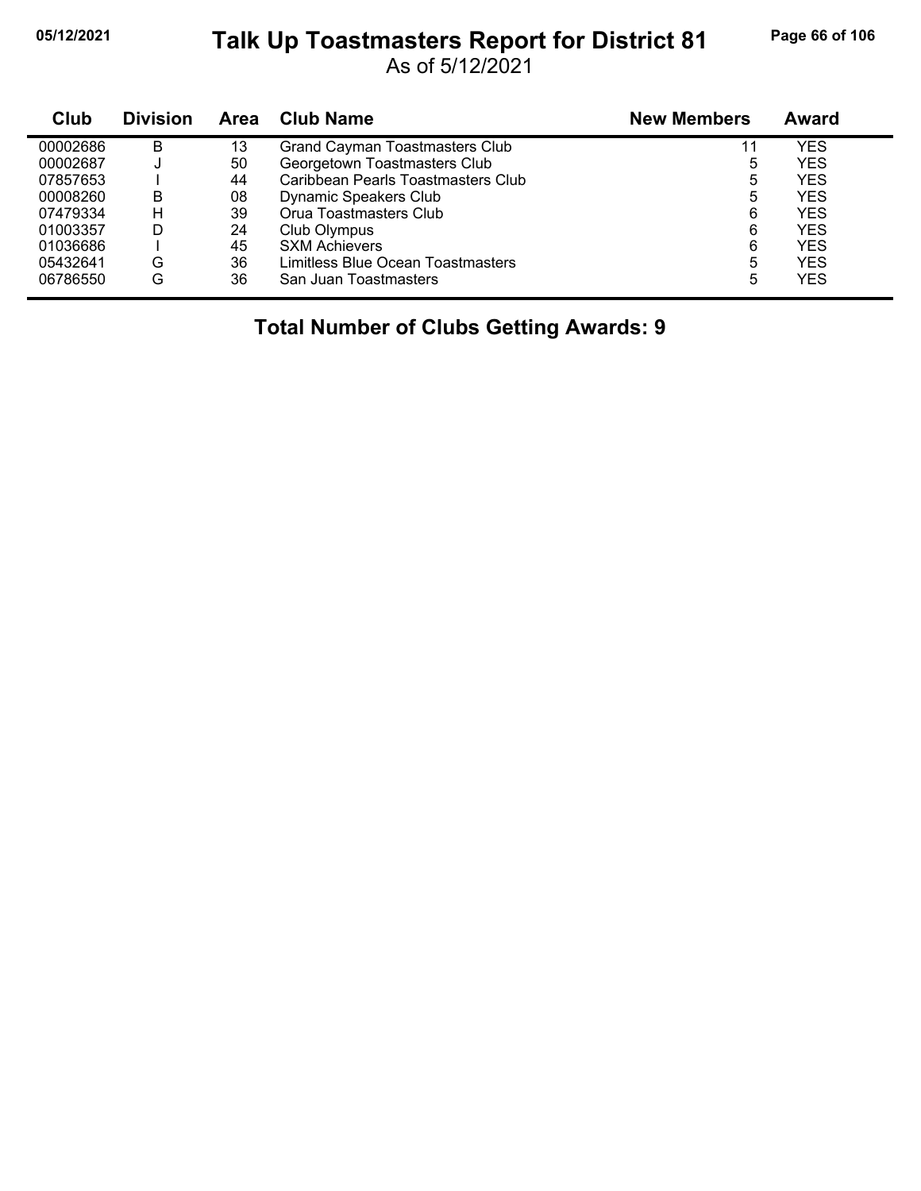# Talk Up Toastmasters Report for District 81

As of 5/12/2021

| Club | Division | Area | Club Name | New Members | Award |
|---|---|---|---|---|---|
| 00002686 | B | 13 | Grand Cayman Toastmasters Club | 11 | YES |
| 00002687 | J | 50 | Georgetown Toastmasters Club | 5 | YES |
| 07857653 | I | 44 | Caribbean Pearls Toastmasters Club | 5 | YES |
| 00008260 | B | 08 | Dynamic Speakers Club | 5 | YES |
| 07479334 | H | 39 | Orua Toastmasters Club | 6 | YES |
| 01003357 | D | 24 | Club Olympus | 6 | YES |
| 01036686 | I | 45 | SXM Achievers | 6 | YES |
| 05432641 | G | 36 | Limitless Blue Ocean Toastmasters | 5 | YES |
| 06786550 | G | 36 | San Juan Toastmasters | 5 | YES |

**Total Number of Clubs Getting Awards: 9**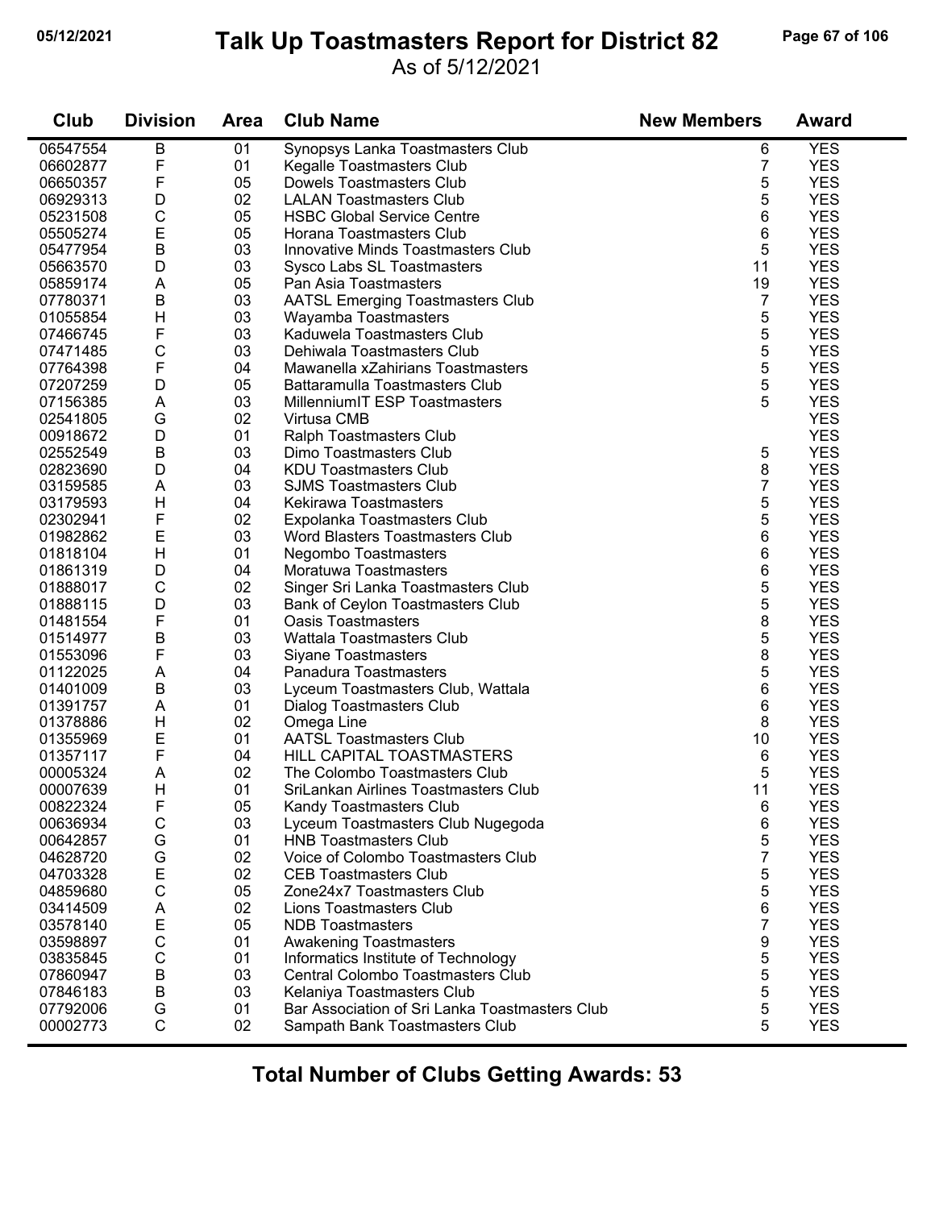# Talk Up Toastmasters Report for District 82

As of 5/12/2021

| Club | Division | Area | Club Name | New Members | Award |
|---|---|---|---|---|---|
| 06547554 | B | 01 | Synopsys Lanka Toastmasters Club | 6 | YES |
| 06602877 | F | 01 | Kegalle Toastmasters Club | 7 | YES |
| 06650357 | F | 05 | Dowels Toastmasters Club | 5 | YES |
| 06929313 | D | 02 | LALAN Toastmasters Club | 5 | YES |
| 05231508 | C | 05 | HSBC Global Service Centre | 6 | YES |
| 05505274 | E | 05 | Horana Toastmasters Club | 6 | YES |
| 05477954 | B | 03 | Innovative Minds Toastmasters Club | 5 | YES |
| 05663570 | D | 03 | Sysco Labs SL Toastmasters | 11 | YES |
| 05859174 | A | 05 | Pan Asia Toastmasters | 19 | YES |
| 07780371 | B | 03 | AATSL Emerging Toastmasters Club | 7 | YES |
| 01055854 | H | 03 | Wayamba Toastmasters | 5 | YES |
| 07466745 | F | 03 | Kaduwela Toastmasters Club | 5 | YES |
| 07471485 | C | 03 | Dehiwala Toastmasters Club | 5 | YES |
| 07764398 | F | 04 | Mawanella xZahirians Toastmasters | 5 | YES |
| 07207259 | D | 05 | Battaramulla Toastmasters Club | 5 | YES |
| 07156385 | A | 03 | MillenniumIT ESP Toastmasters | 5 | YES |
| 02541805 | G | 02 | Virtusa CMB | | YES |
| 00918672 | D | 01 | Ralph Toastmasters Club | | YES |
| 02552549 | B | 03 | Dimo Toastmasters Club | 5 | YES |
| 02823690 | D | 04 | KDU Toastmasters Club | 8 | YES |
| 03159585 | A | 03 | SJMS Toastmasters Club | 7 | YES |
| 03179593 | H | 04 | Kekirawa Toastmasters | 5 | YES |
| 02302941 | F | 02 | Expolanka Toastmasters Club | 5 | YES |
| 01982862 | E | 03 | Word Blasters Toastmasters Club | 6 | YES |
| 01818104 | H | 01 | Negombo Toastmasters | 6 | YES |
| 01861319 | D | 04 | Moratuwa Toastmasters | 6 | YES |
| 01888017 | C | 02 | Singer Sri Lanka Toastmasters Club | 5 | YES |
| 01888115 | D | 03 | Bank of Ceylon Toastmasters Club | 5 | YES |
| 01481554 | F | 01 | Oasis Toastmasters | 8 | YES |
| 01514977 | B | 03 | Wattala Toastmasters Club | 5 | YES |
| 01553096 | F | 03 | Siyane Toastmasters | 8 | YES |
| 01122025 | A | 04 | Panadura Toastmasters | 5 | YES |
| 01401009 | B | 03 | Lyceum Toastmasters Club, Wattala | 6 | YES |
| 01391757 | A | 01 | Dialog Toastmasters Club | 6 | YES |
| 01378886 | H | 02 | Omega Line | 8 | YES |
| 01355969 | E | 01 | AATSL Toastmasters Club | 10 | YES |
| 01357117 | F | 04 | HILL CAPITAL TOASTMASTERS | 6 | YES |
| 00005324 | A | 02 | The Colombo Toastmasters Club | 5 | YES |
| 00007639 | H | 01 | SriLankan Airlines Toastmasters Club | 11 | YES |
| 00822324 | F | 05 | Kandy Toastmasters Club | 6 | YES |
| 00636934 | C | 03 | Lyceum Toastmasters Club Nugegoda | 6 | YES |
| 00642857 | G | 01 | HNB Toastmasters Club | 5 | YES |
| 04628720 | G | 02 | Voice of Colombo Toastmasters Club | 7 | YES |
| 04703328 | E | 02 | CEB Toastmasters Club | 5 | YES |
| 04859680 | C | 05 | Zone24x7 Toastmasters Club | 5 | YES |
| 03414509 | A | 02 | Lions Toastmasters Club | 6 | YES |
| 03578140 | E | 05 | NDB Toastmasters | 7 | YES |
| 03598897 | C | 01 | Awakening Toastmasters | 9 | YES |
| 03835845 | C | 01 | Informatics Institute of Technology | 5 | YES |
| 07860947 | B | 03 | Central Colombo Toastmasters Club | 5 | YES |
| 07846183 | B | 03 | Kelaniya Toastmasters Club | 5 | YES |
| 07792006 | G | 01 | Bar Association of Sri Lanka Toastmasters Club | 5 | YES |
| 00002773 | C | 02 | Sampath Bank Toastmasters Club | 5 | YES |

**Total Number of Clubs Getting Awards: 53**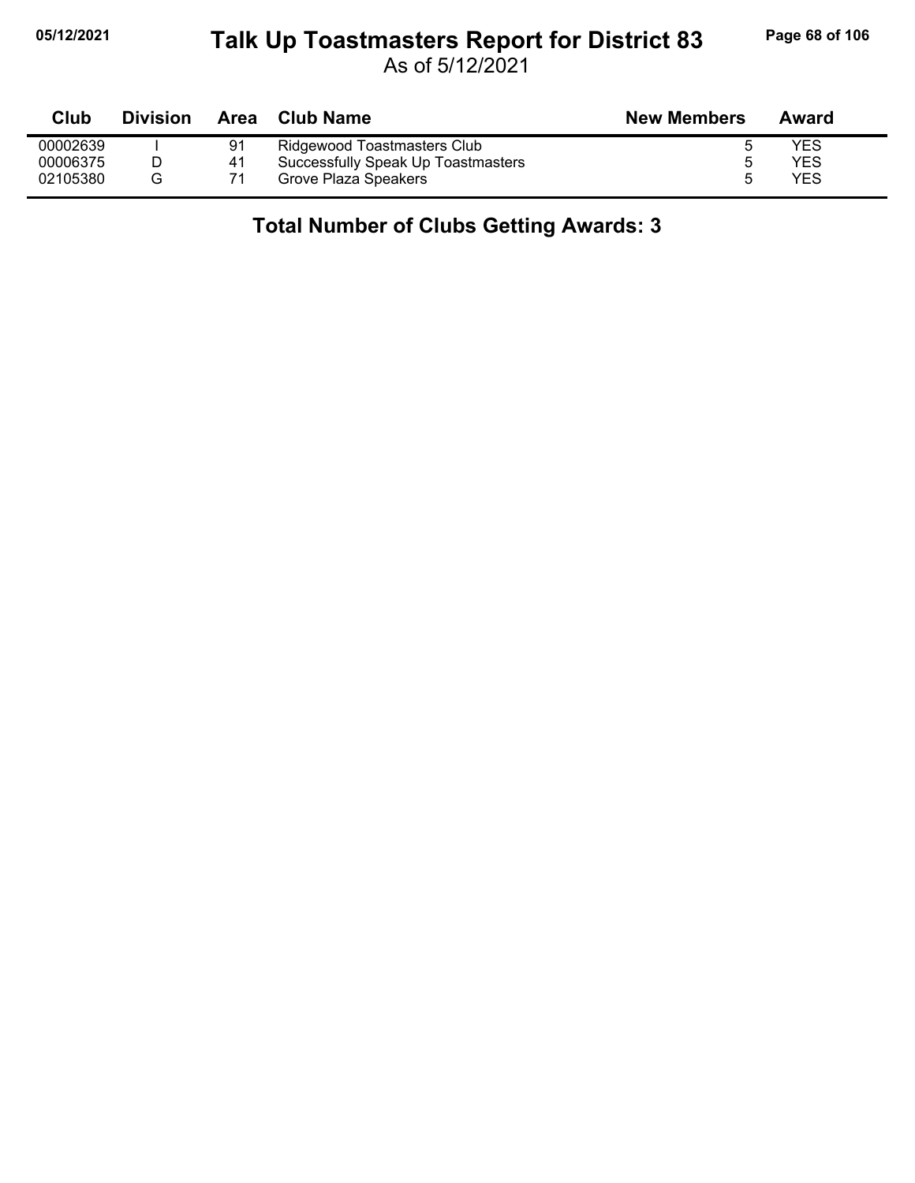# Talk Up Toastmasters Report for District 83

As of 5/12/2021

| Club | Division | Area | Club Name | New Members | Award |
|---|---|---|---|---|---|
| 00002639 | I | 91 | Ridgewood Toastmasters Club | 5 | YES |
| 00006375 | D | 41 | Successfully Speak Up Toastmasters | 5 | YES |
| 02105380 | G | 71 | Grove Plaza Speakers | 5 | YES |

## Total Number of Clubs Getting Awards: 3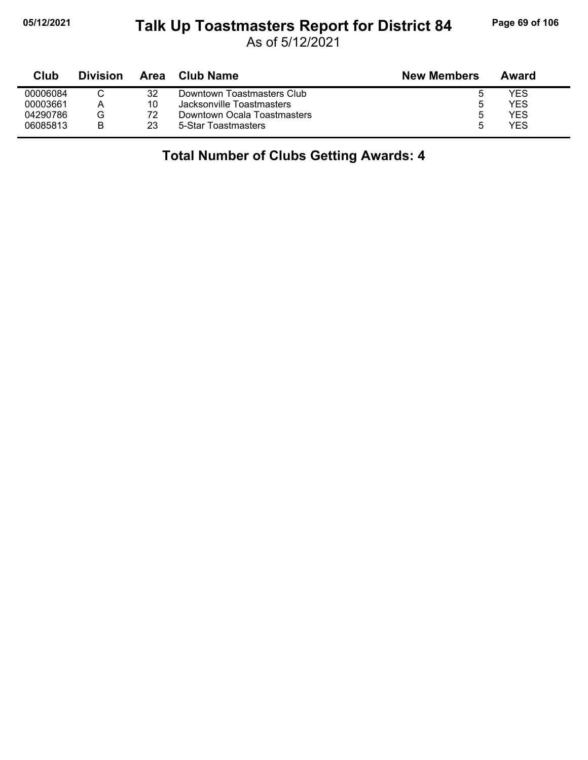# Talk Up Toastmasters Report for District 84

As of 5/12/2021

| Club | Division | Area | Club Name | New Members | Award |
|---|---|---|---|---|---|
| 00006084 | C | 32 | Downtown Toastmasters Club | 5 | YES |
| 00003661 | A | 10 | Jacksonville Toastmasters | 5 | YES |
| 04290786 | G | 72 | Downtown Ocala Toastmasters | 5 | YES |
| 06085813 | B | 23 | 5-Star Toastmasters | 5 | YES |

**Total Number of Clubs Getting Awards: 4**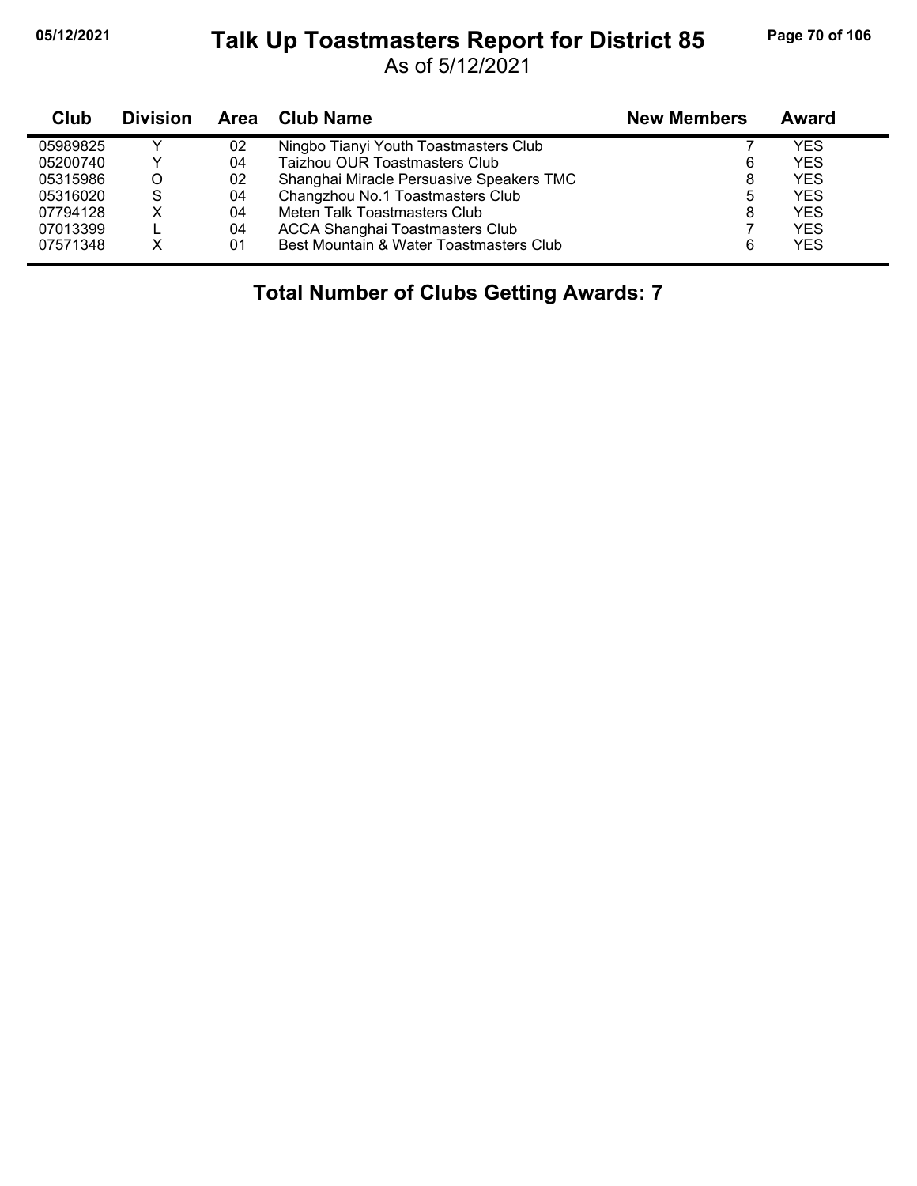# Talk Up Toastmasters Report for District 85

As of 5/12/2021

| Club | Division | Area | Club Name | New Members | Award |
|---|---|---|---|---|---|
| 05989825 | Y | 02 | Ningbo Tianyi Youth Toastmasters Club | 7 | YES |
| 05200740 | Y | 04 | Taizhou OUR Toastmasters Club | 6 | YES |
| 05315986 | O | 02 | Shanghai Miracle Persuasive Speakers TMC | 8 | YES |
| 05316020 | S | 04 | Changzhou No.1 Toastmasters Club | 5 | YES |
| 07794128 | X | 04 | Meten Talk Toastmasters Club | 8 | YES |
| 07013399 | L | 04 | ACCA Shanghai Toastmasters Club | 7 | YES |
| 07571348 | X | 01 | Best Mountain & Water Toastmasters Club | 6 | YES |

**Total Number of Clubs Getting Awards: 7**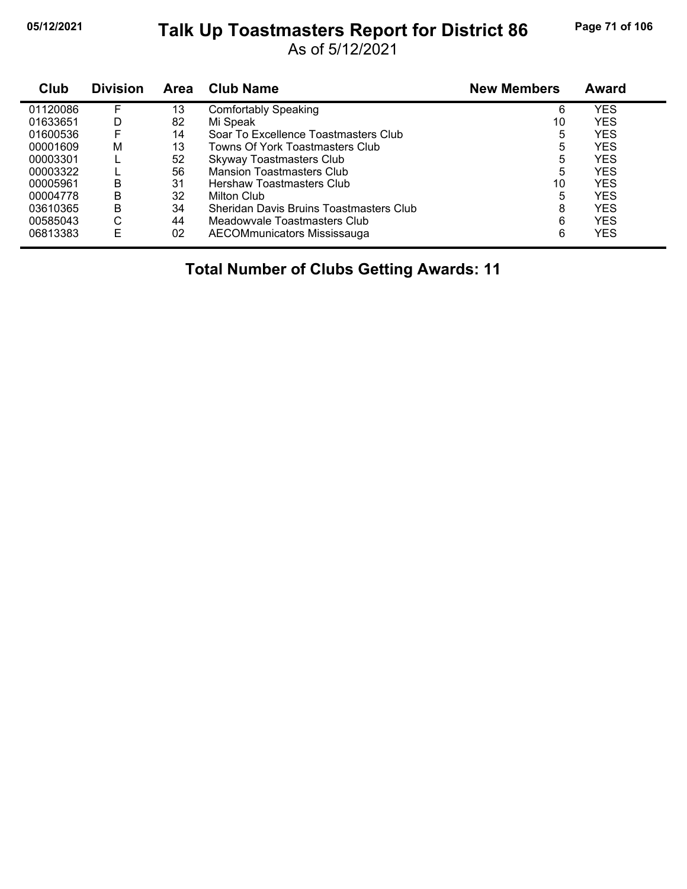# Talk Up Toastmasters Report for District 86

As of 5/12/2021

| Club | Division | Area | Club Name | New Members | Award |
|---|---|---|---|---|---|
| 01120086 | F | 13 | Comfortably Speaking | 6 | YES |
| 01633651 | D | 82 | Mi Speak | 10 | YES |
| 01600536 | F | 14 | Soar To Excellence Toastmasters Club | 5 | YES |
| 00001609 | M | 13 | Towns Of York Toastmasters Club | 5 | YES |
| 00003301 | L | 52 | Skyway Toastmasters Club | 5 | YES |
| 00003322 | L | 56 | Mansion Toastmasters Club | 5 | YES |
| 00005961 | B | 31 | Hershaw Toastmasters Club | 10 | YES |
| 00004778 | B | 32 | Milton Club | 5 | YES |
| 03610365 | B | 34 | Sheridan Davis Bruins Toastmasters Club | 8 | YES |
| 00585043 | C | 44 | Meadowvale Toastmasters Club | 6 | YES |
| 06813383 | E | 02 | AECOMmunicators Mississauga | 6 | YES |

**Total Number of Clubs Getting Awards: 11**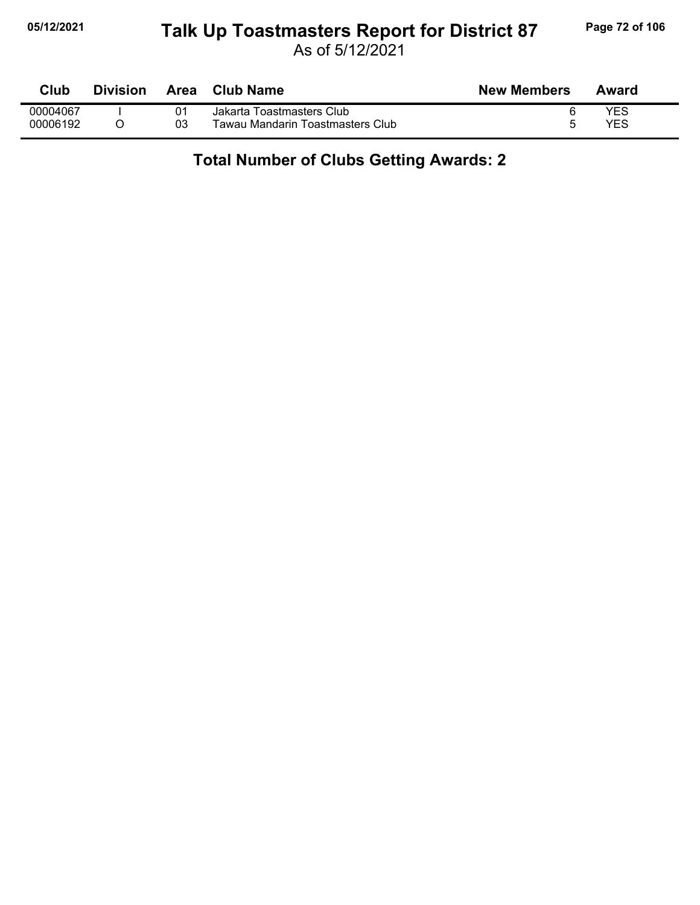# Talk Up Toastmasters Report for District 87

As of 5/12/2021

| Club | Division | Area | Club Name | New Members | Award |
|---|---|---|---|---|---|
| 00004067 | I | 01 | Jakarta Toastmasters Club | 6 | YES |
| 00006192 | O | 03 | Tawau Mandarin Toastmasters Club | 5 | YES |

**Total Number of Clubs Getting Awards: 2**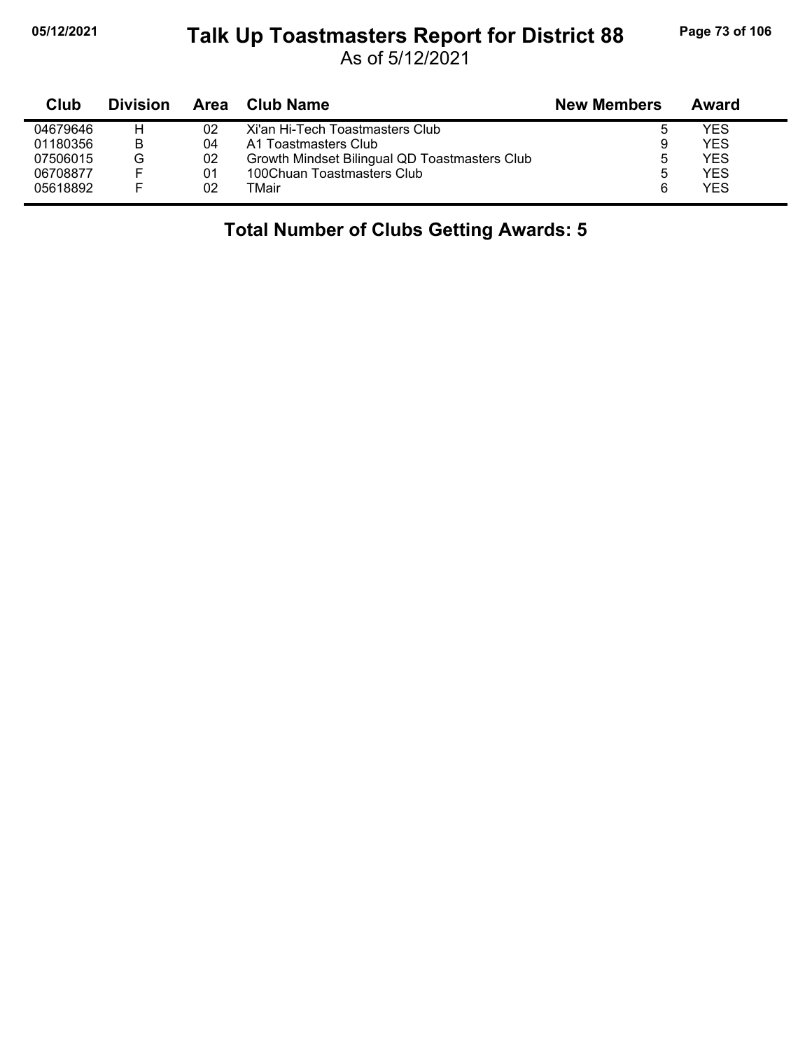# Talk Up Toastmasters Report for District 88

As of 5/12/2021

| Club | Division | Area | Club Name | New Members | Award |
|---|---|---|---|---|---|
| 04679646 | H | 02 | Xi'an Hi-Tech Toastmasters Club | 5 | YES |
| 01180356 | B | 04 | A1 Toastmasters Club | 9 | YES |
| 07506015 | G | 02 | Growth Mindset Bilingual QD Toastmasters Club | 5 | YES |
| 06708877 | F | 01 | 100Chuan Toastmasters Club | 5 | YES |
| 05618892 | F | 02 | TMair | 6 | YES |

**Total Number of Clubs Getting Awards: 5**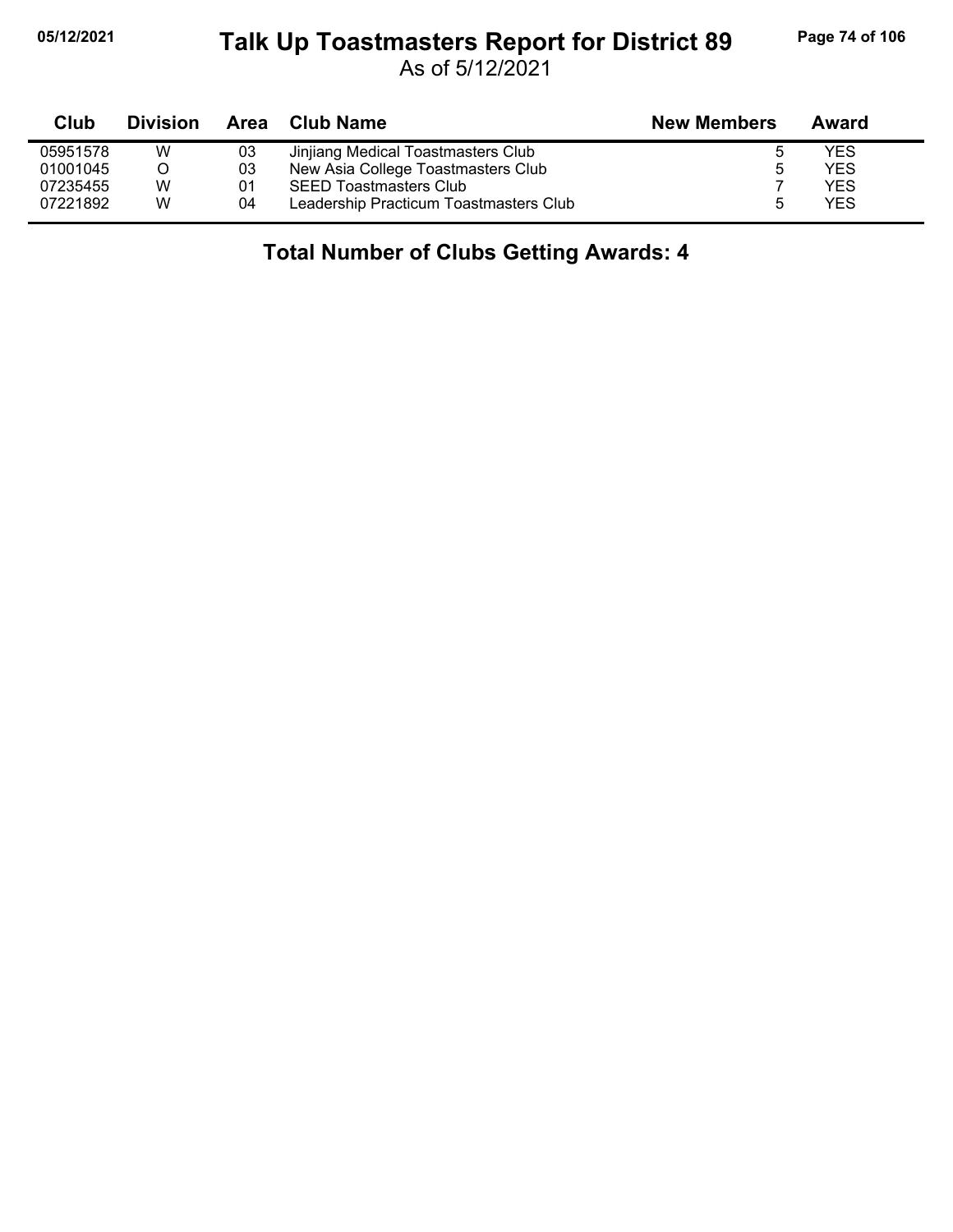# Talk Up Toastmasters Report for District 89

As of 5/12/2021

| Club | Division | Area | Club Name | New Members | Award |
|---|---|---|---|---|---|
| 05951578 | W | 03 | Jinjiang Medical Toastmasters Club | 5 | YES |
| 01001045 | O | 03 | New Asia College Toastmasters Club | 5 | YES |
| 07235455 | W | 01 | SEED Toastmasters Club | 7 | YES |
| 07221892 | W | 04 | Leadership Practicum Toastmasters Club | 5 | YES |

## Total Number of Clubs Getting Awards: 4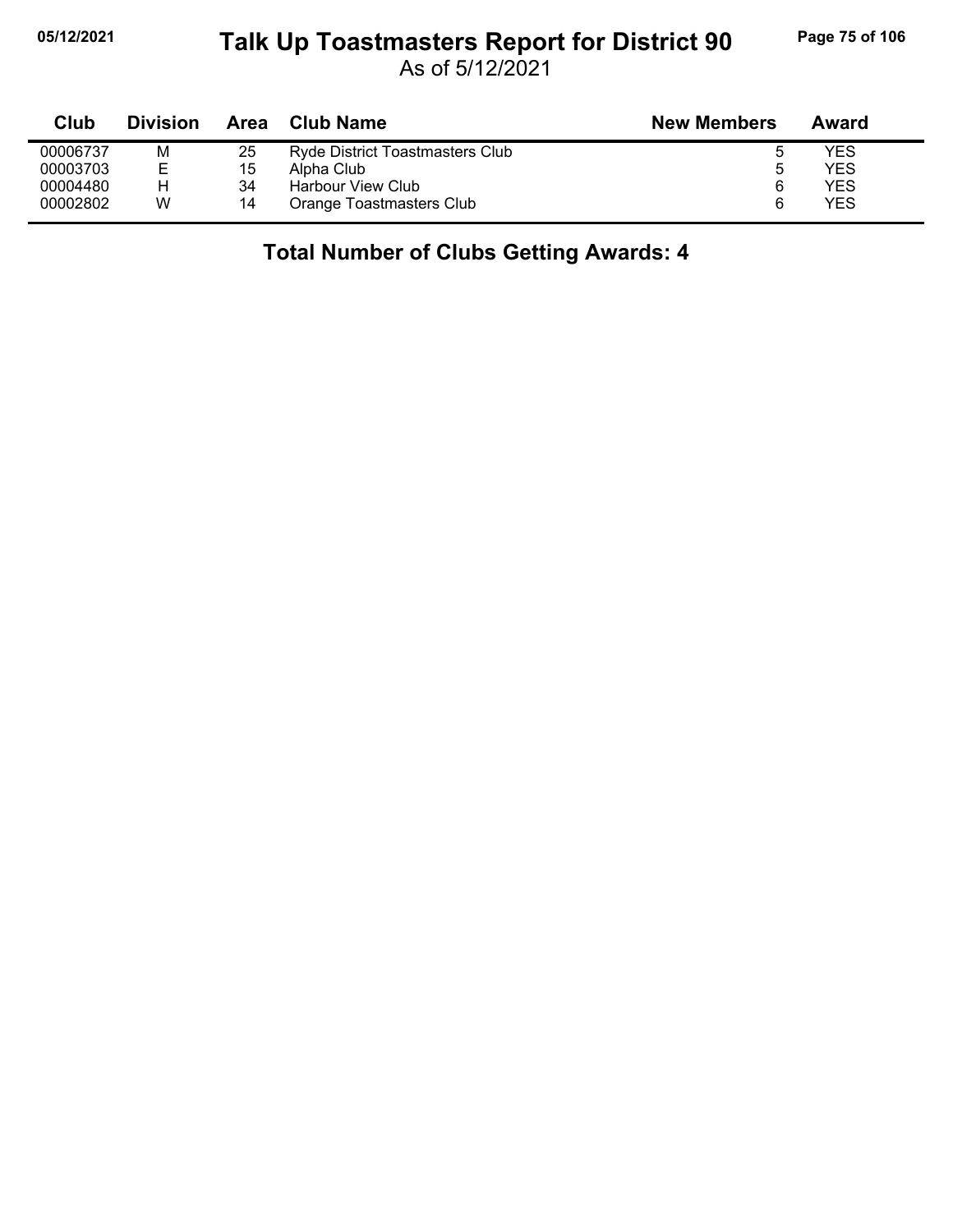# Talk Up Toastmasters Report for District 90

As of 5/12/2021

| Club | Division | Area | Club Name | New Members | Award |
|---|---|---|---|---|---|
| 00006737 | M | 25 | Ryde District Toastmasters Club | 5 | YES |
| 00003703 | E | 15 | Alpha Club | 5 | YES |
| 00004480 | H | 34 | Harbour View Club | 6 | YES |
| 00002802 | W | 14 | Orange Toastmasters Club | 6 | YES |

## Total Number of Clubs Getting Awards: 4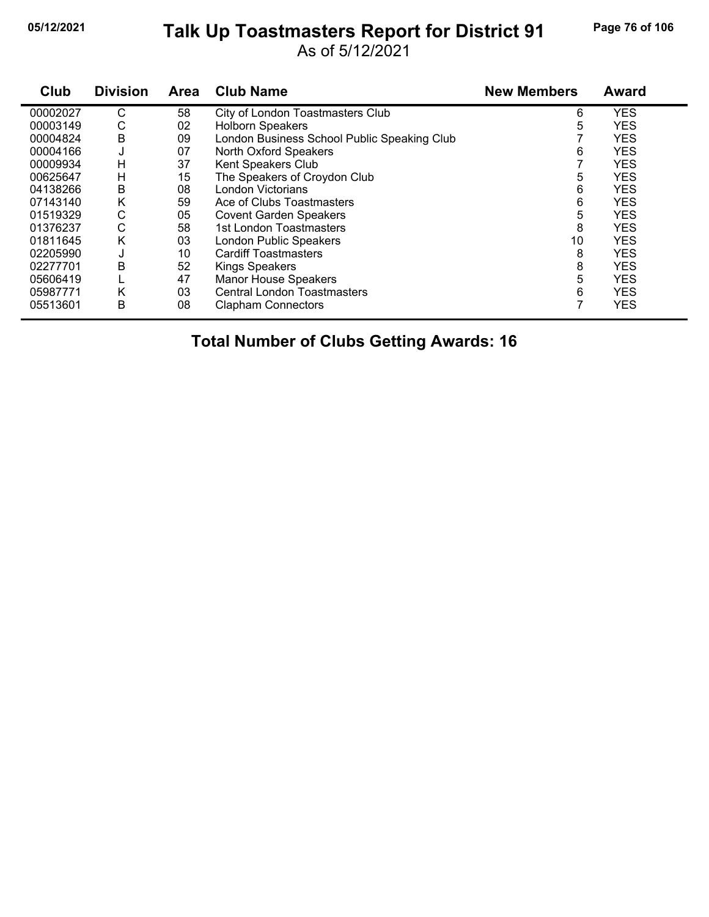# Talk Up Toastmasters Report for District 91

As of 5/12/2021

| Club | Division | Area | Club Name | New Members | Award |
|---|---|---|---|---|---|
| 00002027 | C | 58 | City of London Toastmasters Club | 6 | YES |
| 00003149 | C | 02 | Holborn Speakers | 5 | YES |
| 00004824 | B | 09 | London Business School Public Speaking Club | 7 | YES |
| 00004166 | J | 07 | North Oxford Speakers | 6 | YES |
| 00009934 | H | 37 | Kent Speakers Club | 7 | YES |
| 00625647 | H | 15 | The Speakers of Croydon Club | 5 | YES |
| 04138266 | B | 08 | London Victorians | 6 | YES |
| 07143140 | K | 59 | Ace of Clubs Toastmasters | 6 | YES |
| 01519329 | C | 05 | Covent Garden Speakers | 5 | YES |
| 01376237 | C | 58 | 1st London Toastmasters | 8 | YES |
| 01811645 | K | 03 | London Public Speakers | 10 | YES |
| 02205990 | J | 10 | Cardiff Toastmasters | 8 | YES |
| 02277701 | B | 52 | Kings Speakers | 8 | YES |
| 05606419 | L | 47 | Manor House Speakers | 5 | YES |
| 05987771 | K | 03 | Central London Toastmasters | 6 | YES |
| 05513601 | B | 08 | Clapham Connectors | 7 | YES |

**Total Number of Clubs Getting Awards: 16**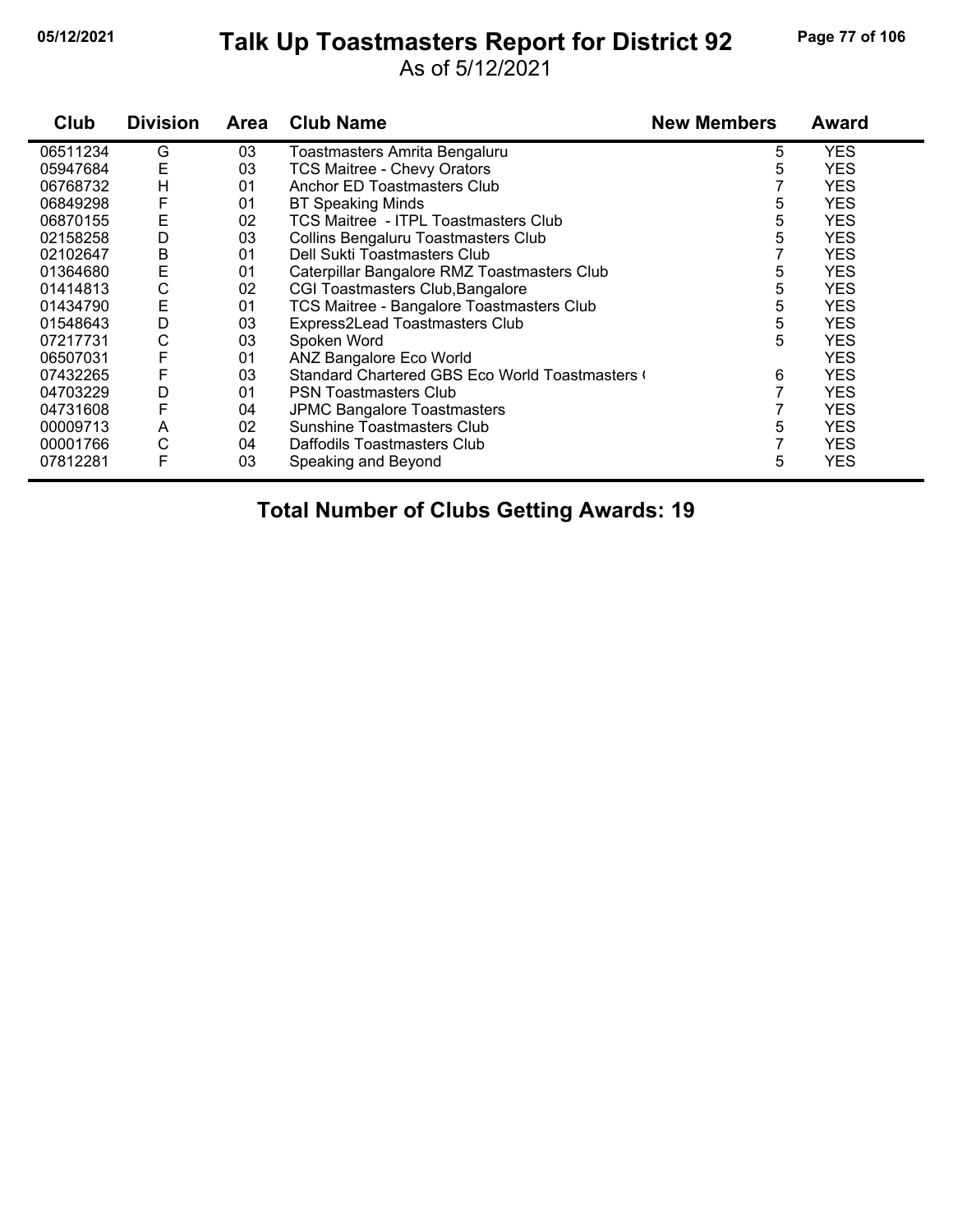# Talk Up Toastmasters Report for District 92

As of 5/12/2021

| Club | Division | Area | Club Name | New Members | Award |
|---|---|---|---|---|---|
| 06511234 | G | 03 | Toastmasters Amrita Bengaluru | 5 | YES |
| 05947684 | E | 03 | TCS Maitree - Chevy Orators | 5 | YES |
| 06768732 | H | 01 | Anchor ED Toastmasters Club | 7 | YES |
| 06849298 | F | 01 | BT Speaking Minds | 5 | YES |
| 06870155 | E | 02 | TCS Maitree - ITPL Toastmasters Club | 5 | YES |
| 02158258 | D | 03 | Collins Bengaluru Toastmasters Club | 5 | YES |
| 02102647 | B | 01 | Dell Sukti Toastmasters Club | 7 | YES |
| 01364680 | E | 01 | Caterpillar Bangalore RMZ Toastmasters Club | 5 | YES |
| 01414813 | C | 02 | CGI Toastmasters Club,Bangalore | 5 | YES |
| 01434790 | E | 01 | TCS Maitree - Bangalore Toastmasters Club | 5 | YES |
| 01548643 | D | 03 | Express2Lead Toastmasters Club | 5 | YES |
| 07217731 | C | 03 | Spoken Word | 5 | YES |
| 06507031 | F | 01 | ANZ Bangalore Eco World | | YES |
| 07432265 | F | 03 | Standard Chartered GBS Eco World Toastmasters ( | 6 | YES |
| 04703229 | D | 01 | PSN Toastmasters Club | 7 | YES |
| 04731608 | F | 04 | JPMC Bangalore Toastmasters | 7 | YES |
| 00009713 | A | 02 | Sunshine Toastmasters Club | 5 | YES |
| 00001766 | C | 04 | Daffodils Toastmasters Club | 7 | YES |
| 07812281 | F | 03 | Speaking and Beyond | 5 | YES |

**Total Number of Clubs Getting Awards: 19**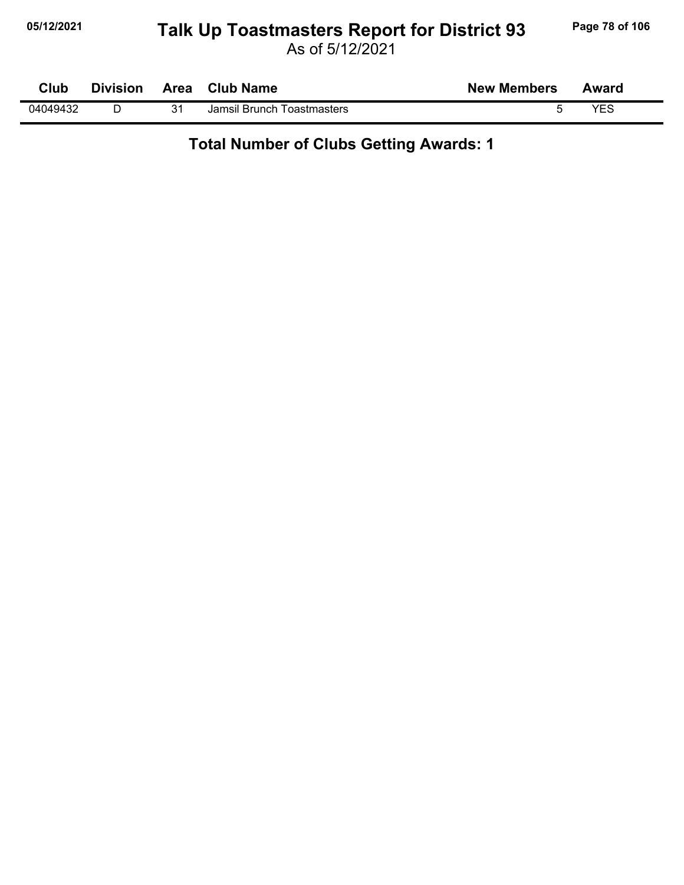# Talk Up Toastmasters Report for District 93

As of 5/12/2021

| Club | Division | Area | Club Name | New Members | Award |
|---|---|---|---|---|---|
| 04049432 | D | 31 | Jamsil Brunch Toastmasters | 5 | YES |

**Total Number of Clubs Getting Awards: 1**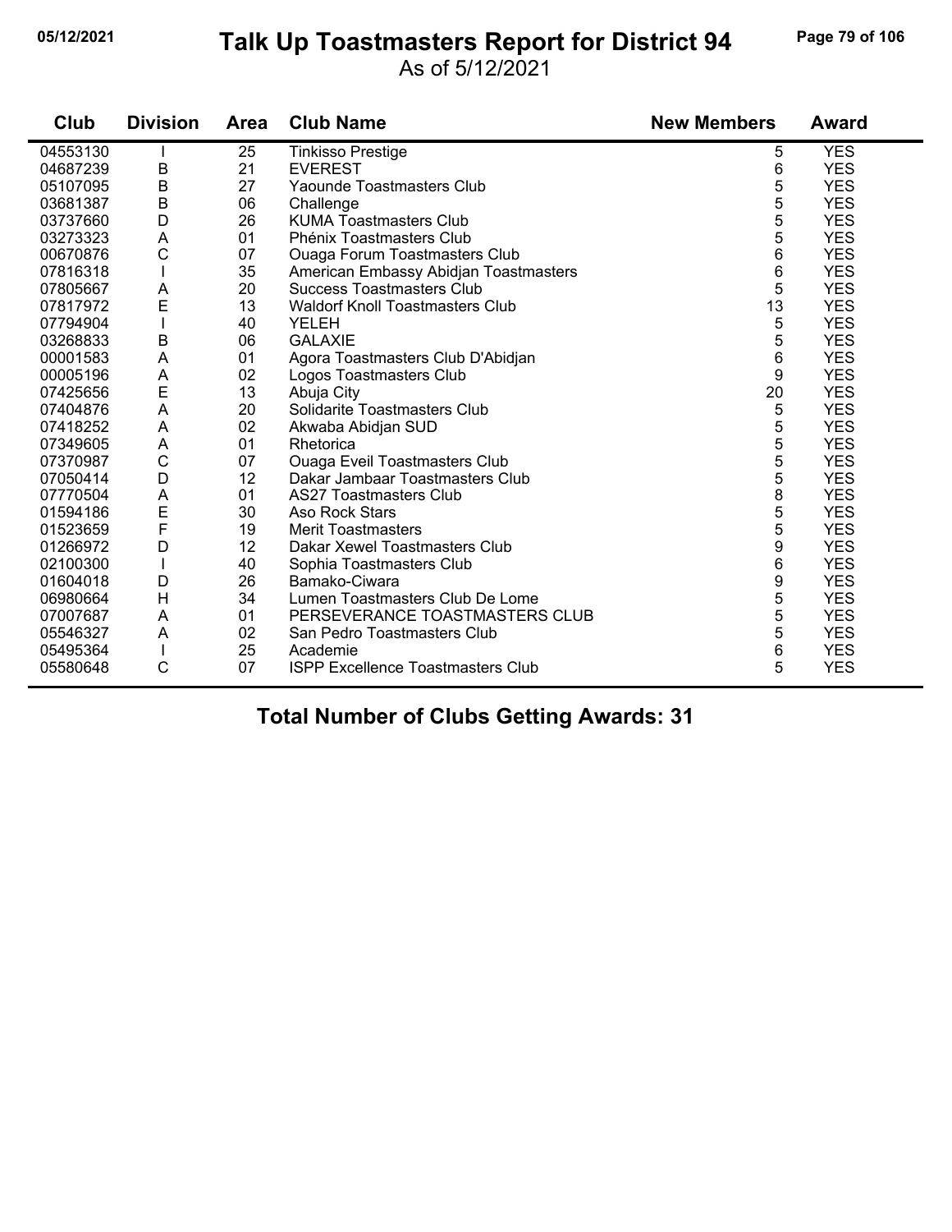# Talk Up Toastmasters Report for District 94

As of 5/12/2021

| Club | Division | Area | Club Name | New Members | Award |
|---|---|---|---|---|---|
| 04553130 | I | 25 | Tinkisso Prestige | 5 | YES |
| 04687239 | B | 21 | EVEREST | 6 | YES |
| 05107095 | B | 27 | Yaounde Toastmasters Club | 5 | YES |
| 03681387 | B | 06 | Challenge | 5 | YES |
| 03737660 | D | 26 | KUMA Toastmasters Club | 5 | YES |
| 03273323 | A | 01 | Phénix Toastmasters Club | 5 | YES |
| 00670876 | C | 07 | Ouaga Forum Toastmasters Club | 6 | YES |
| 07816318 | I | 35 | American Embassy Abidjan Toastmasters | 6 | YES |
| 07805667 | A | 20 | Success Toastmasters Club | 5 | YES |
| 07817972 | E | 13 | Waldorf Knoll Toastmasters Club | 13 | YES |
| 07794904 | I | 40 | YELEH | 5 | YES |
| 03268833 | B | 06 | GALAXIE | 5 | YES |
| 00001583 | A | 01 | Agora Toastmasters Club D'Abidjan | 6 | YES |
| 00005196 | A | 02 | Logos Toastmasters Club | 9 | YES |
| 07425656 | E | 13 | Abuja City | 20 | YES |
| 07404876 | A | 20 | Solidarite Toastmasters Club | 5 | YES |
| 07418252 | A | 02 | Akwaba Abidjan SUD | 5 | YES |
| 07349605 | A | 01 | Rhetorica | 5 | YES |
| 07370987 | C | 07 | Ouaga Eveil Toastmasters Club | 5 | YES |
| 07050414 | D | 12 | Dakar Jambaar Toastmasters Club | 5 | YES |
| 07770504 | A | 01 | AS27 Toastmasters Club | 8 | YES |
| 01594186 | E | 30 | Aso Rock Stars | 5 | YES |
| 01523659 | F | 19 | Merit Toastmasters | 5 | YES |
| 01266972 | D | 12 | Dakar Xewel Toastmasters Club | 9 | YES |
| 02100300 | I | 40 | Sophia Toastmasters Club | 6 | YES |
| 01604018 | D | 26 | Bamako-Ciwara | 9 | YES |
| 06980664 | H | 34 | Lumen Toastmasters Club De Lome | 5 | YES |
| 07007687 | A | 01 | PERSEVERANCE TOASTMASTERS CLUB | 5 | YES |
| 05546327 | A | 02 | San Pedro Toastmasters Club | 5 | YES |
| 05495364 | I | 25 | Academie | 6 | YES |
| 05580648 | C | 07 | ISPP Excellence Toastmasters Club | 5 | YES |

**Total Number of Clubs Getting Awards: 31**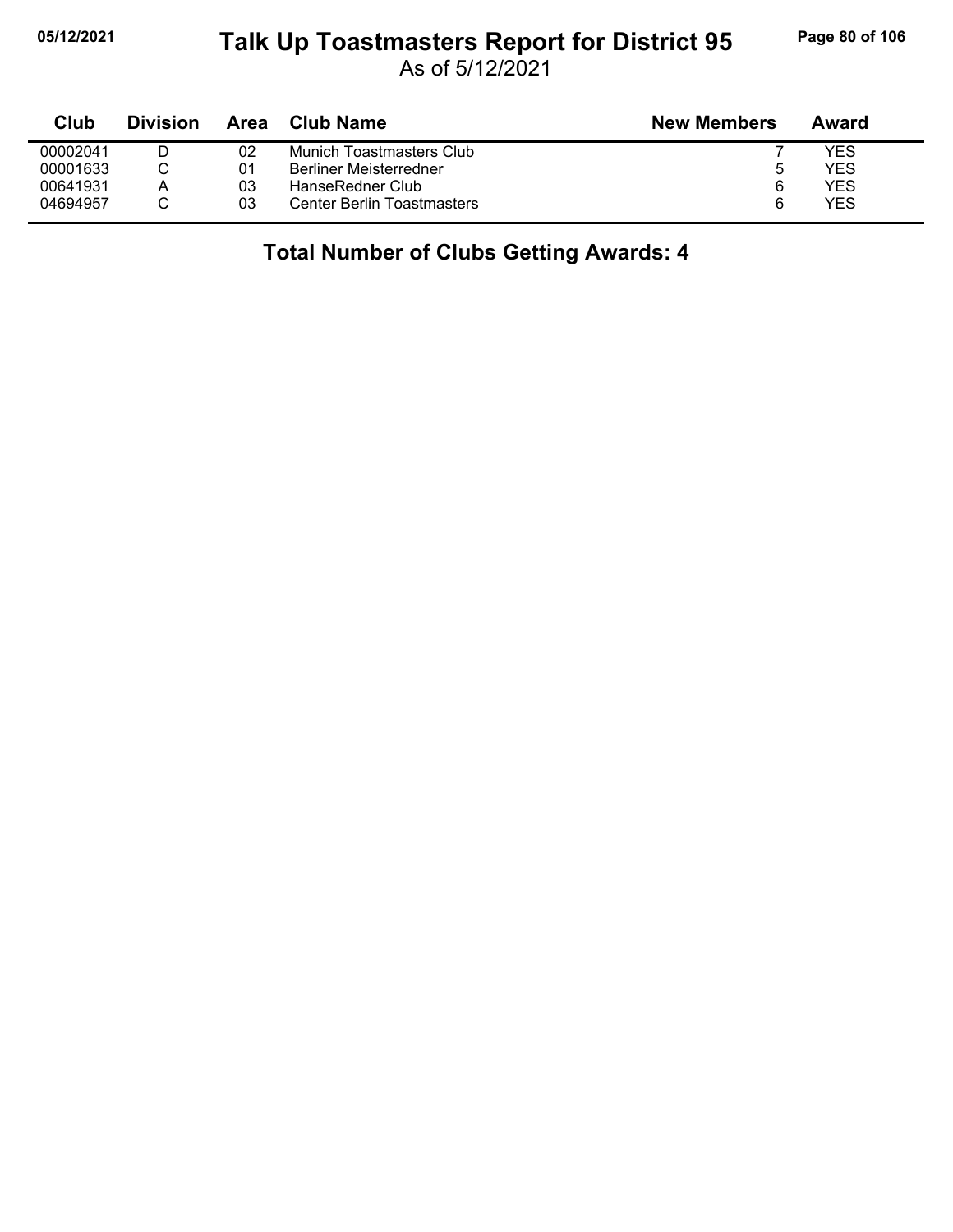# Talk Up Toastmasters Report for District 95

As of 5/12/2021

| Club | Division | Area | Club Name | New Members | Award |
|---|---|---|---|---|---|
| 00002041 | D | 02 | Munich Toastmasters Club | 7 | YES |
| 00001633 | C | 01 | Berliner Meisterredner | 5 | YES |
| 00641931 | A | 03 | HanseRedner Club | 6 | YES |
| 04694957 | C | 03 | Center Berlin Toastmasters | 6 | YES |

## Total Number of Clubs Getting Awards: 4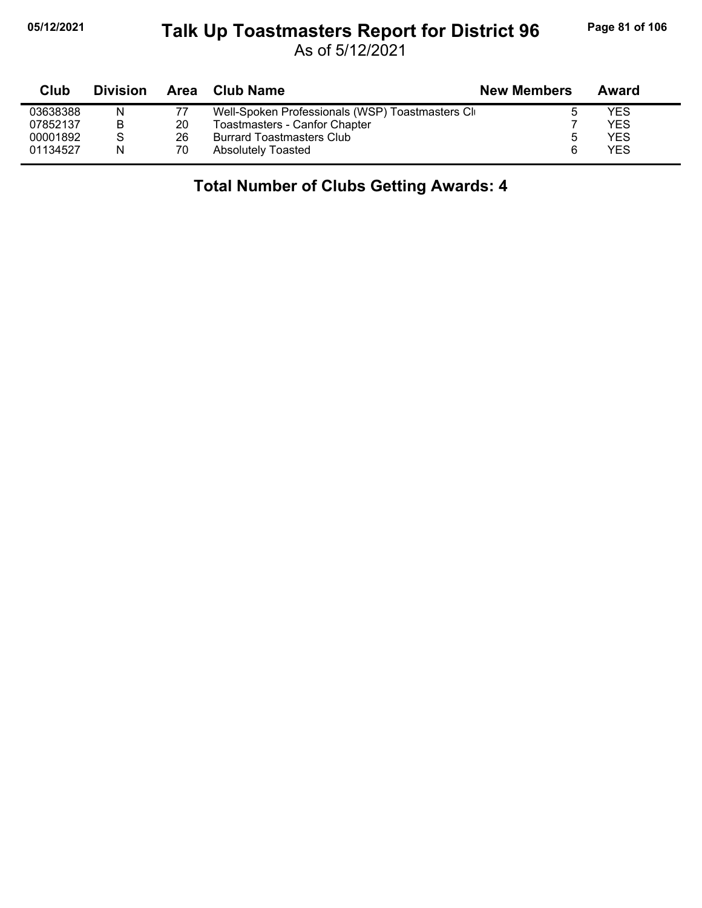# Talk Up Toastmasters Report for District 96

As of 5/12/2021

| Club | Division | Area | Club Name | New Members | Award |
|---|---|---|---|---|---|
| 03638388 | N | 77 | Well-Spoken Professionals (WSP) Toastmasters Cl | 5 | YES |
| 07852137 | B | 20 | Toastmasters - Canfor Chapter | 7 | YES |
| 00001892 | S | 26 | Burrard Toastmasters Club | 5 | YES |
| 01134527 | N | 70 | Absolutely Toasted | 6 | YES |

## Total Number of Clubs Getting Awards: 4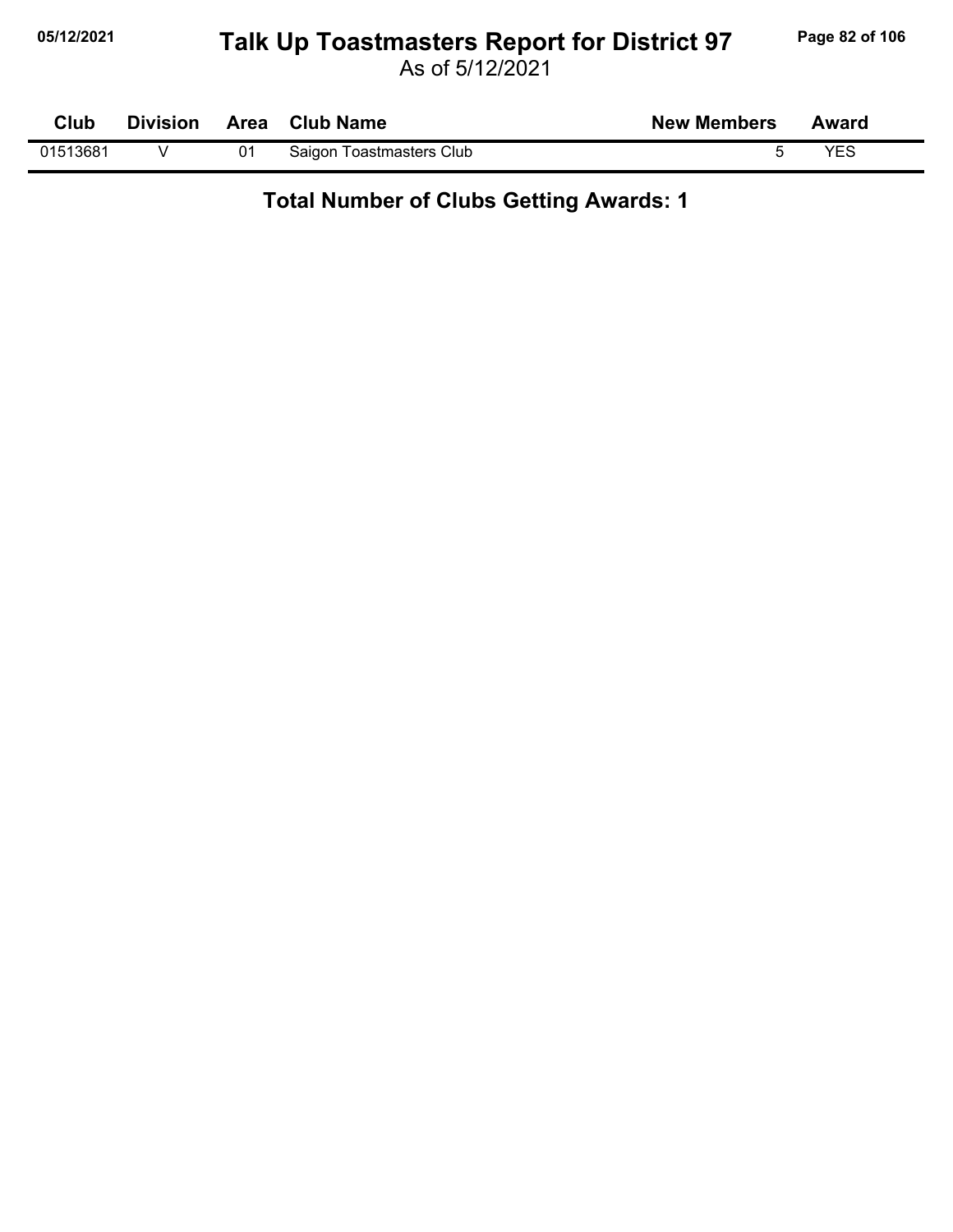# Talk Up Toastmasters Report for District 97

As of 5/12/2021

| Club | Division | Area | Club Name | New Members | Award |
|---|---|---|---|---|---|
| 01513681 | V | 01 | Saigon Toastmasters Club | 5 | YES |

**Total Number of Clubs Getting Awards: 1**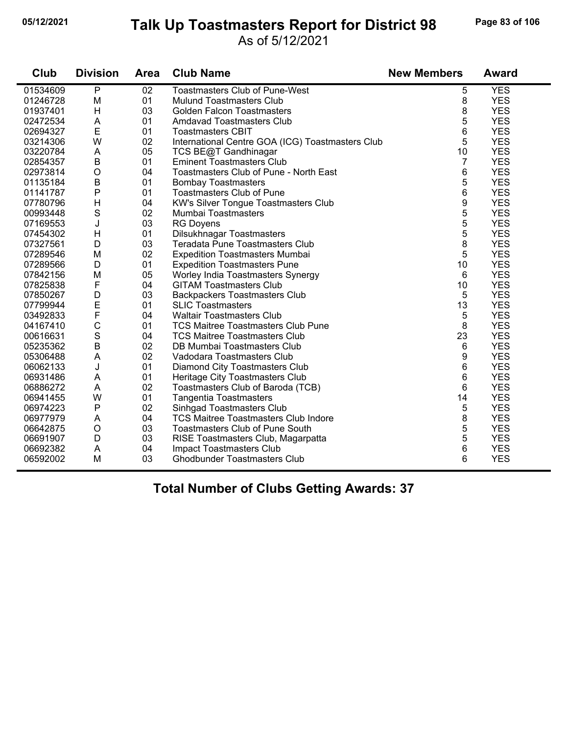# Talk Up Toastmasters Report for District 98

As of 5/12/2021

| Club | Division | Area | Club Name | New Members | Award |
|---|---|---|---|---|---|
| 01534609 | P | 02 | Toastmasters Club of Pune-West | 5 | YES |
| 01246728 | M | 01 | Mulund Toastmasters Club | 8 | YES |
| 01937401 | H | 03 | Golden Falcon Toastmasters | 8 | YES |
| 02472534 | A | 01 | Amdavad Toastmasters Club | 5 | YES |
| 02694327 | E | 01 | Toastmasters CBIT | 6 | YES |
| 03214306 | W | 02 | International Centre GOA (ICG) Toastmasters Club | 5 | YES |
| 03220784 | A | 05 | TCS BE@T Gandhinagar | 10 | YES |
| 02854357 | B | 01 | Eminent Toastmasters Club | 7 | YES |
| 02973814 | O | 04 | Toastmasters Club of Pune - North East | 6 | YES |
| 01135184 | B | 01 | Bombay Toastmasters | 5 | YES |
| 01141787 | P | 01 | Toastmasters Club of Pune | 6 | YES |
| 07780796 | H | 04 | KW's Silver Tongue Toastmasters Club | 9 | YES |
| 00993448 | S | 02 | Mumbai Toastmasters | 5 | YES |
| 07169553 | J | 03 | RG Doyens | 5 | YES |
| 07454302 | H | 01 | Dilsukhnagar Toastmasters | 5 | YES |
| 07327561 | D | 03 | Teradata Pune Toastmasters Club | 8 | YES |
| 07289546 | M | 02 | Expedition Toastmasters Mumbai | 5 | YES |
| 07289566 | D | 01 | Expedition Toastmasters Pune | 10 | YES |
| 07842156 | M | 05 | Worley India Toastmasters Synergy | 6 | YES |
| 07825838 | F | 04 | GITAM Toastmasters Club | 10 | YES |
| 07850267 | D | 03 | Backpackers Toastmasters Club | 5 | YES |
| 07799944 | E | 01 | SLIC Toastmasters | 13 | YES |
| 03492833 | F | 04 | Waltair Toastmasters Club | 5 | YES |
| 04167410 | C | 01 | TCS Maitree Toastmasters Club Pune | 8 | YES |
| 00616631 | S | 04 | TCS Maitree Toastmasters Club | 23 | YES |
| 05235362 | B | 02 | DB Mumbai Toastmasters Club | 6 | YES |
| 05306488 | A | 02 | Vadodara Toastmasters Club | 9 | YES |
| 06062133 | J | 01 | Diamond City Toastmasters Club | 6 | YES |
| 06931486 | A | 01 | Heritage City Toastmasters Club | 6 | YES |
| 06886272 | A | 02 | Toastmasters Club of Baroda (TCB) | 6 | YES |
| 06941455 | W | 01 | Tangentia Toastmasters | 14 | YES |
| 06974223 | P | 02 | Sinhgad Toastmasters Club | 5 | YES |
| 06977979 | A | 04 | TCS Maitree Toastmasters Club Indore | 8 | YES |
| 06642875 | O | 03 | Toastmasters Club of Pune South | 5 | YES |
| 06691907 | D | 03 | RISE Toastmasters Club, Magarpatta | 5 | YES |
| 06692382 | A | 04 | Impact Toastmasters Club | 6 | YES |
| 06592002 | M | 03 | Ghodbunder Toastmasters Club | 6 | YES |

**Total Number of Clubs Getting Awards: 37**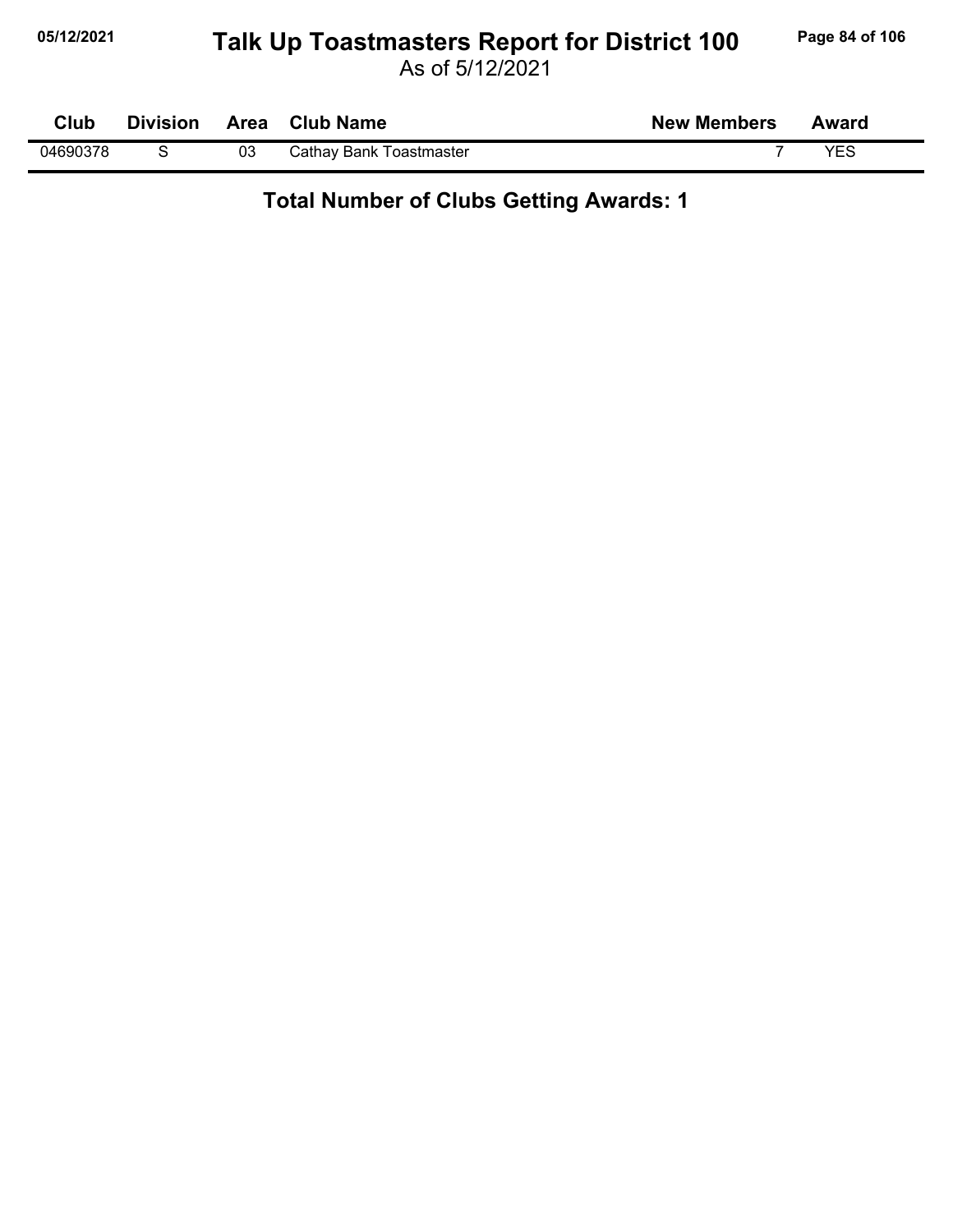# Talk Up Toastmasters Report for District 100

As of 5/12/2021

| Club | Division | Area | Club Name | New Members | Award |
|---|---|---|---|---|---|
| 04690378 | S | 03 | Cathay Bank Toastmaster | 7 | YES |

**Total Number of Clubs Getting Awards: 1**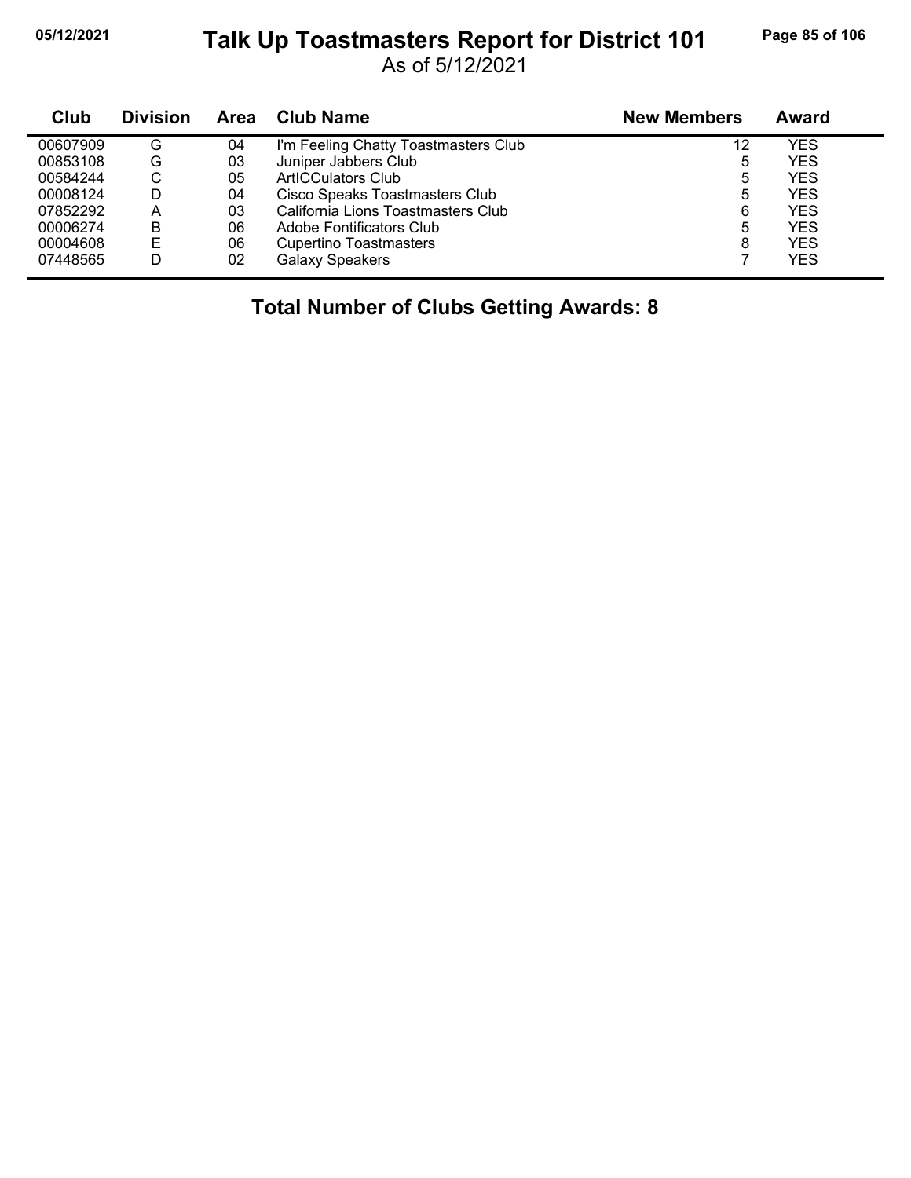# Talk Up Toastmasters Report for District 101

As of 5/12/2021

| Club | Division | Area | Club Name | New Members | Award |
|---|---|---|---|---|---|
| 00607909 | G | 04 | I'm Feeling Chatty Toastmasters Club | 12 | YES |
| 00853108 | G | 03 | Juniper Jabbers Club | 5 | YES |
| 00584244 | C | 05 | ArtICCulators Club | 5 | YES |
| 00008124 | D | 04 | Cisco Speaks Toastmasters Club | 5 | YES |
| 07852292 | A | 03 | California Lions Toastmasters Club | 6 | YES |
| 00006274 | B | 06 | Adobe Fontificators Club | 5 | YES |
| 00004608 | E | 06 | Cupertino Toastmasters | 8 | YES |
| 07448565 | D | 02 | Galaxy Speakers | 7 | YES |

**Total Number of Clubs Getting Awards: 8**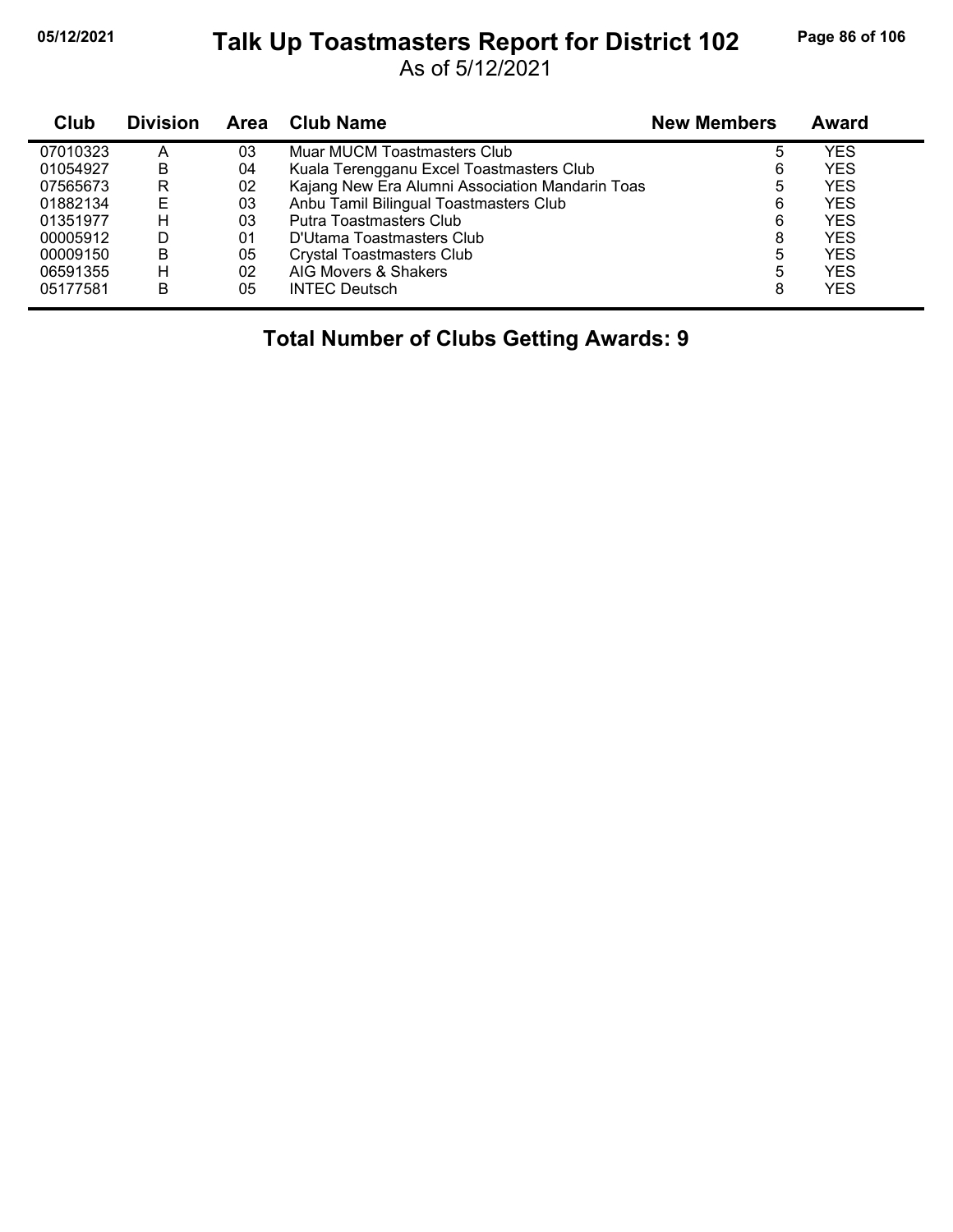# Talk Up Toastmasters Report for District 102

As of 5/12/2021

| Club | Division | Area | Club Name | New Members | Award |
|---|---|---|---|---|---|
| 07010323 | A | 03 | Muar MUCM Toastmasters Club | 5 | YES |
| 01054927 | B | 04 | Kuala Terengganu Excel Toastmasters Club | 6 | YES |
| 07565673 | R | 02 | Kajang New Era Alumni Association Mandarin Toas | 5 | YES |
| 01882134 | E | 03 | Anbu Tamil Bilingual Toastmasters Club | 6 | YES |
| 01351977 | H | 03 | Putra Toastmasters Club | 6 | YES |
| 00005912 | D | 01 | D'Utama Toastmasters Club | 8 | YES |
| 00009150 | B | 05 | Crystal Toastmasters Club | 5 | YES |
| 06591355 | H | 02 | AIG Movers & Shakers | 5 | YES |
| 05177581 | B | 05 | INTEC Deutsch | 8 | YES |

**Total Number of Clubs Getting Awards: 9**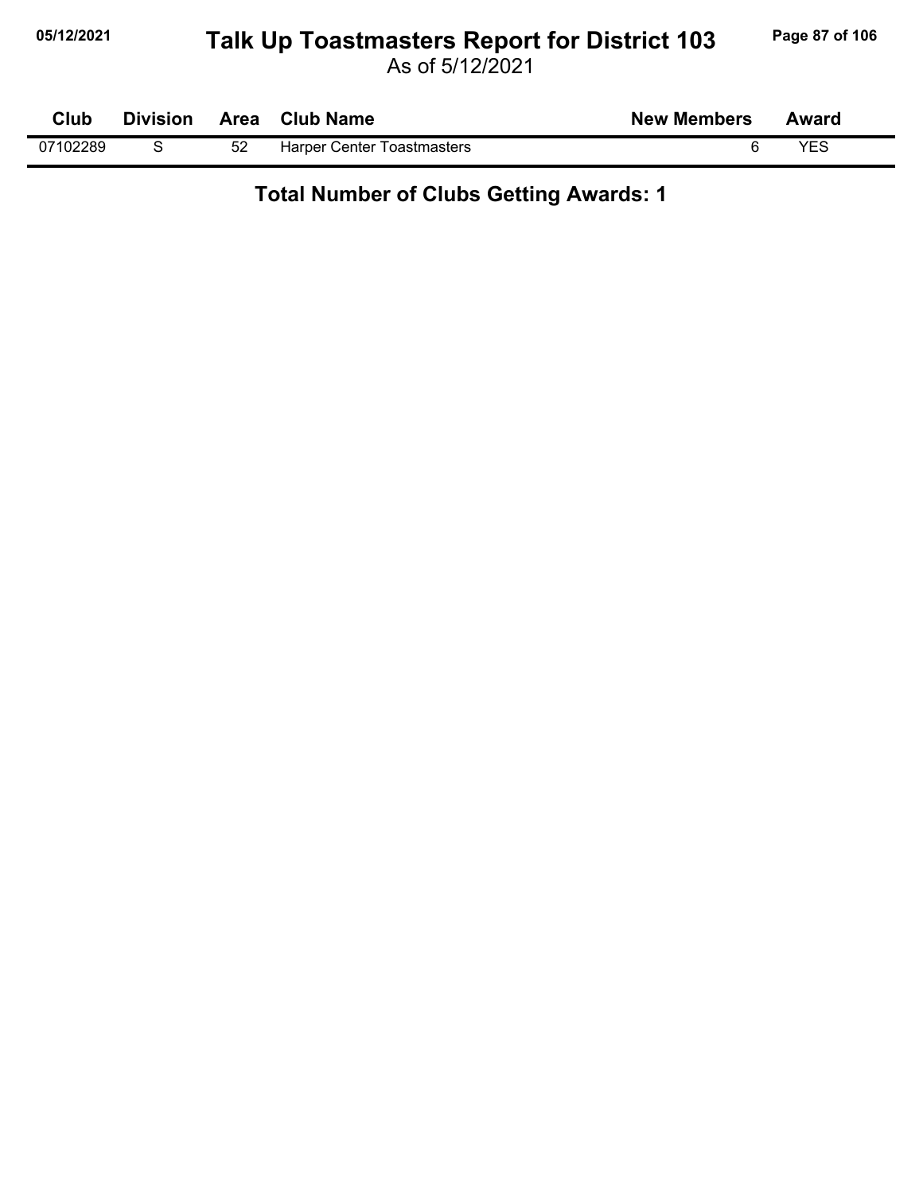# Talk Up Toastmasters Report for District 103

As of 5/12/2021

| Club | Division | Area | Club Name | New Members | Award |
|---|---|---|---|---|---|
| 07102289 | S | 52 | Harper Center Toastmasters | 6 | YES |

**Total Number of Clubs Getting Awards: 1**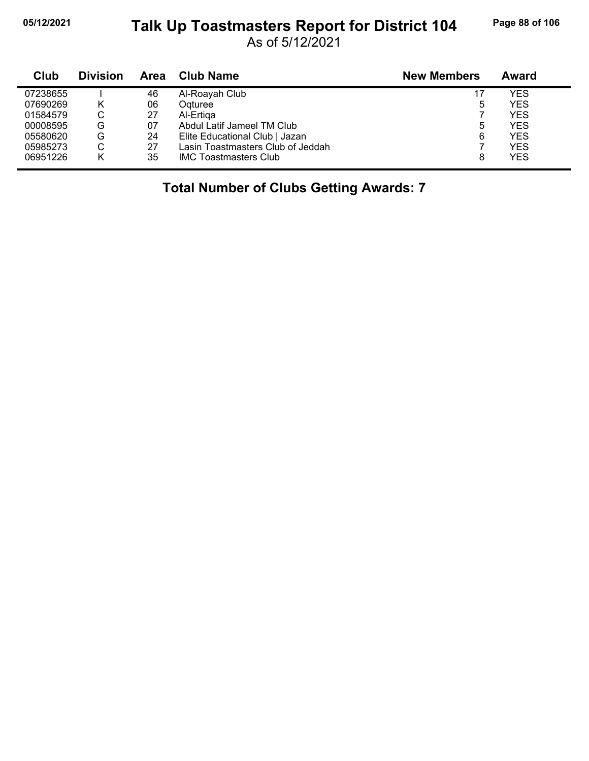# Talk Up Toastmasters Report for District 104

As of 5/12/2021

| Club | Division | Area | Club Name | New Members | Award |
|---|---|---|---|---|---|
| 07238655 | I | 46 | Al-Roayah Club | 17 | YES |
| 07690269 | K | 06 | Oqturee | 5 | YES |
| 01584579 | C | 27 | Al-Ertiqa | 7 | YES |
| 00008595 | G | 07 | Abdul Latif Jameel TM Club | 5 | YES |
| 05580620 | G | 24 | Elite Educational Club | Jazan | 6 | YES |
| 05985273 | C | 27 | Lasin Toastmasters Club of Jeddah | 7 | YES |
| 06951226 | K | 35 | IMC Toastmasters Club | 8 | YES |

**Total Number of Clubs Getting Awards: 7**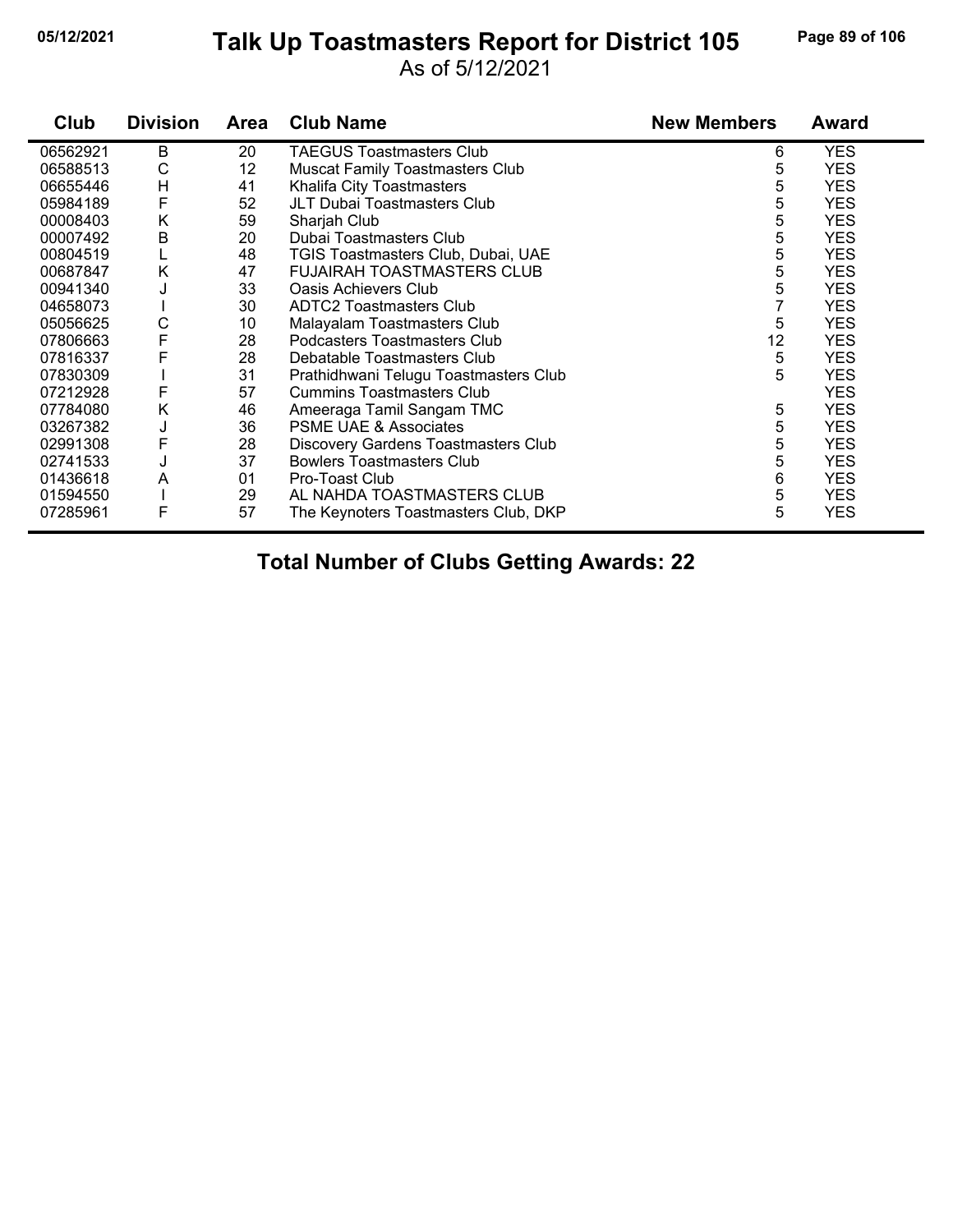# Talk Up Toastmasters Report for District 105

As of 5/12/2021

| Club | Division | Area | Club Name | New Members | Award |
|---|---|---|---|---|---|
| 06562921 | B | 20 | TAEGUS Toastmasters Club | 6 | YES |
| 06588513 | C | 12 | Muscat Family Toastmasters Club | 5 | YES |
| 06655446 | H | 41 | Khalifa City Toastmasters | 5 | YES |
| 05984189 | F | 52 | JLT Dubai Toastmasters Club | 5 | YES |
| 00008403 | K | 59 | Sharjah Club | 5 | YES |
| 00007492 | B | 20 | Dubai Toastmasters Club | 5 | YES |
| 00804519 | L | 48 | TGIS Toastmasters Club, Dubai, UAE | 5 | YES |
| 00687847 | K | 47 | FUJAIRAH TOASTMASTERS CLUB | 5 | YES |
| 00941340 | J | 33 | Oasis Achievers Club | 5 | YES |
| 04658073 | I | 30 | ADTC2 Toastmasters Club | 7 | YES |
| 05056625 | C | 10 | Malayalam Toastmasters Club | 5 | YES |
| 07806663 | F | 28 | Podcasters Toastmasters Club | 12 | YES |
| 07816337 | F | 28 | Debatable Toastmasters Club | 5 | YES |
| 07830309 | I | 31 | Prathidhwani Telugu Toastmasters Club | 5 | YES |
| 07212928 | F | 57 | Cummins Toastmasters Club | | YES |
| 07784080 | K | 46 | Ameeraga Tamil Sangam TMC | 5 | YES |
| 03267382 | J | 36 | PSME UAE & Associates | 5 | YES |
| 02991308 | F | 28 | Discovery Gardens Toastmasters Club | 5 | YES |
| 02741533 | J | 37 | Bowlers Toastmasters Club | 5 | YES |
| 01436618 | A | 01 | Pro-Toast Club | 6 | YES |
| 01594550 | I | 29 | AL NAHDA TOASTMASTERS CLUB | 5 | YES |
| 07285961 | F | 57 | The Keynoters Toastmasters Club, DKP | 5 | YES |

**Total Number of Clubs Getting Awards: 22**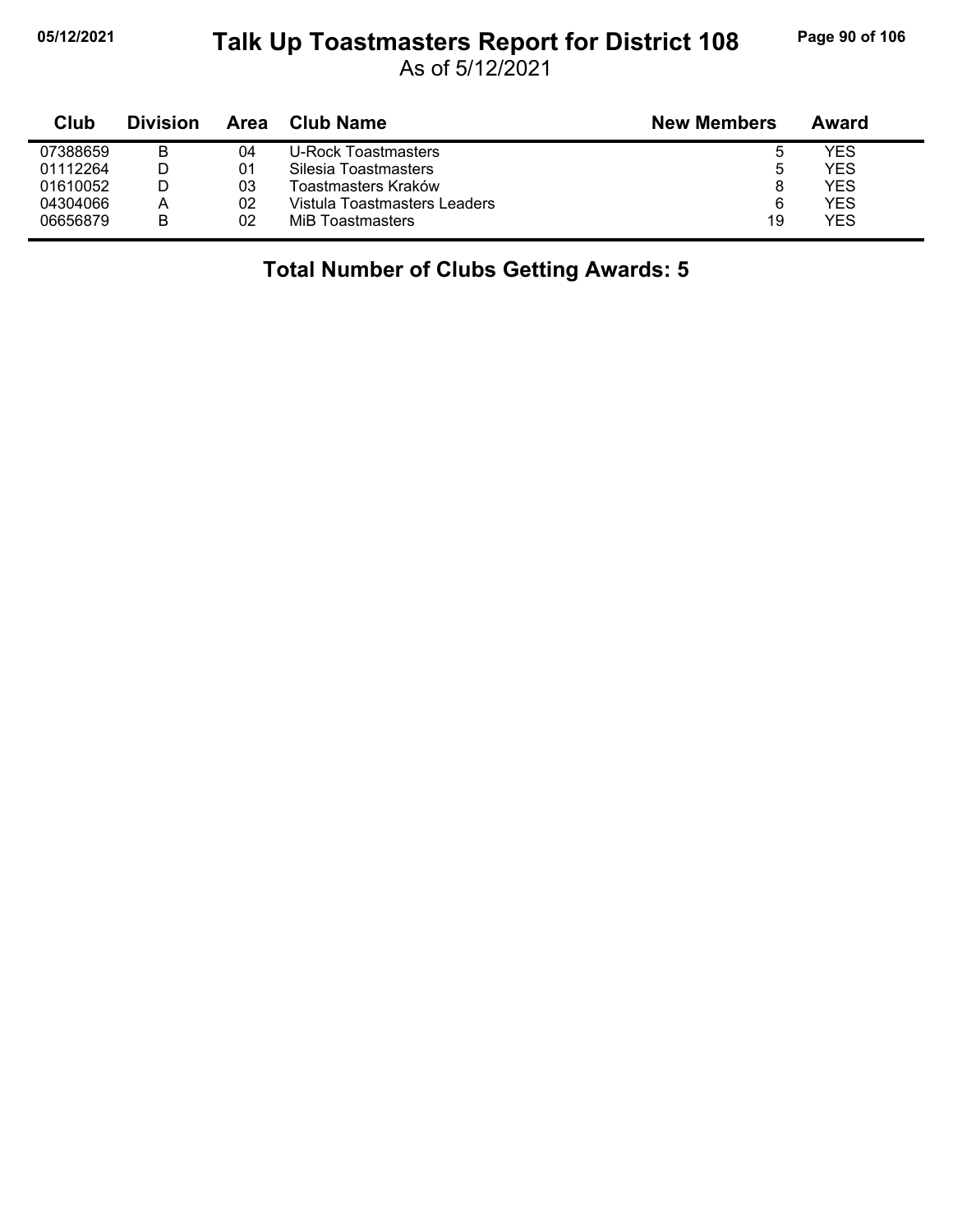# Talk Up Toastmasters Report for District 108

As of 5/12/2021

| Club | Division | Area | Club Name | New Members | Award |
|---|---|---|---|---|---|
| 07388659 | B | 04 | U-Rock Toastmasters | 5 | YES |
| 01112264 | D | 01 | Silesia Toastmasters | 5 | YES |
| 01610052 | D | 03 | Toastmasters Kraków | 8 | YES |
| 04304066 | A | 02 | Vistula Toastmasters Leaders | 6 | YES |
| 06656879 | B | 02 | MiB Toastmasters | 19 | YES |

**Total Number of Clubs Getting Awards: 5**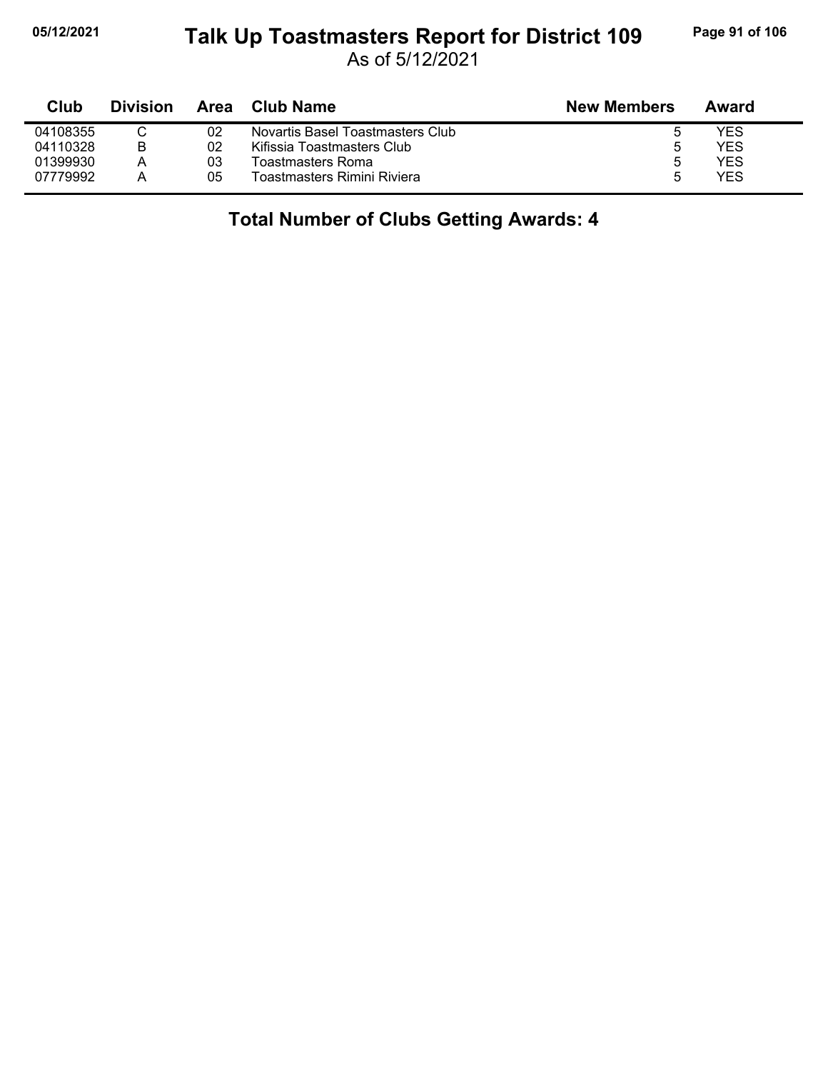# Talk Up Toastmasters Report for District 109

As of 5/12/2021

| Club | Division | Area | Club Name | New Members | Award |
|---|---|---|---|---|---|
| 04108355 | C | 02 | Novartis Basel Toastmasters Club | 5 | YES |
| 04110328 | B | 02 | Kifissia Toastmasters Club | 5 | YES |
| 01399930 | A | 03 | Toastmasters Roma | 5 | YES |
| 07779992 | A | 05 | Toastmasters Rimini Riviera | 5 | YES |

## Total Number of Clubs Getting Awards: 4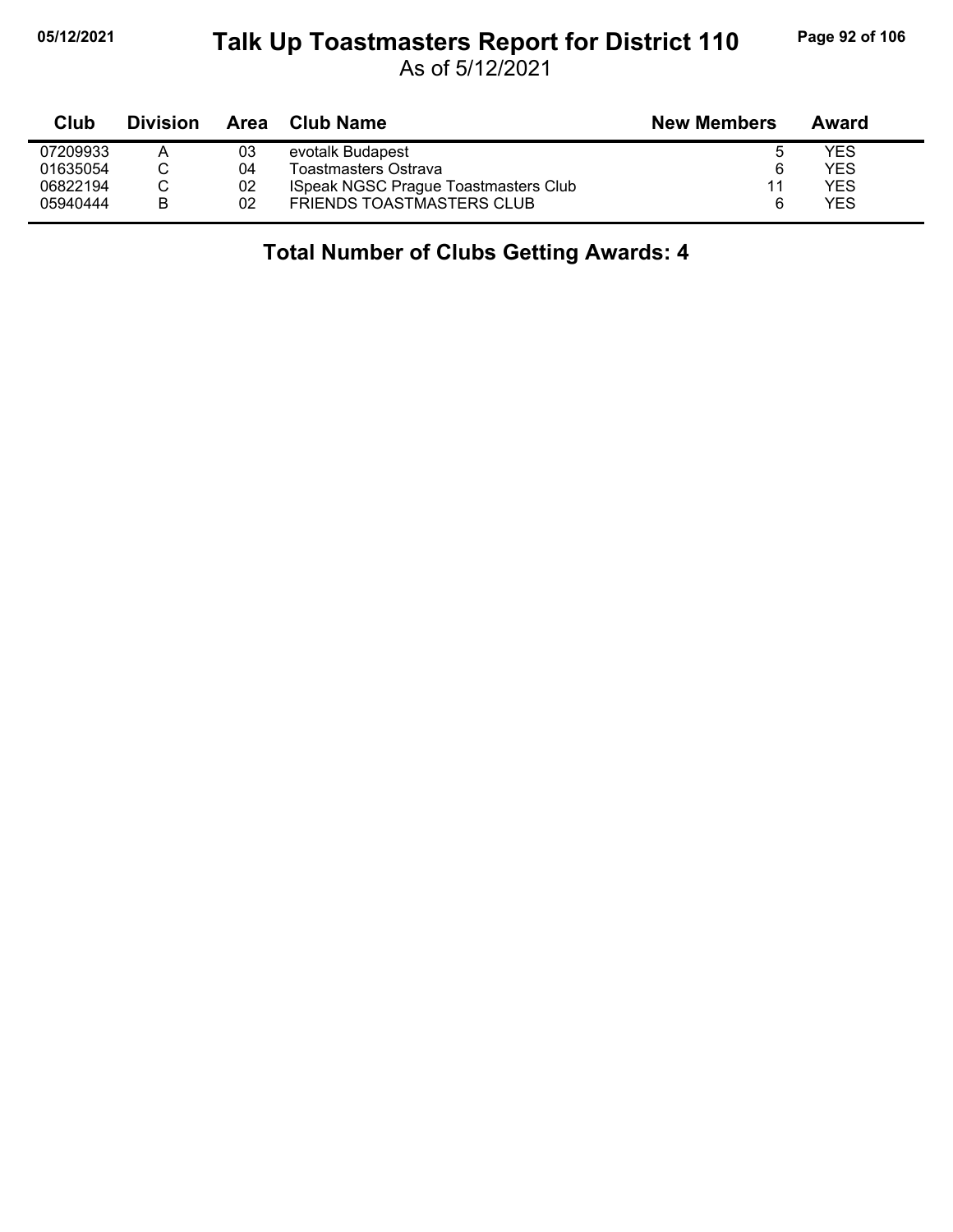# Talk Up Toastmasters Report for District 110

As of 5/12/2021

| Club | Division | Area | Club Name | New Members | Award |
|---|---|---|---|---|---|
| 07209933 | A | 03 | evotalk Budapest | 5 | YES |
| 01635054 | C | 04 | Toastmasters Ostrava | 6 | YES |
| 06822194 | C | 02 | ISpeak NGSC Prague Toastmasters Club | 11 | YES |
| 05940444 | B | 02 | FRIENDS TOASTMASTERS CLUB | 6 | YES |

**Total Number of Clubs Getting Awards: 4**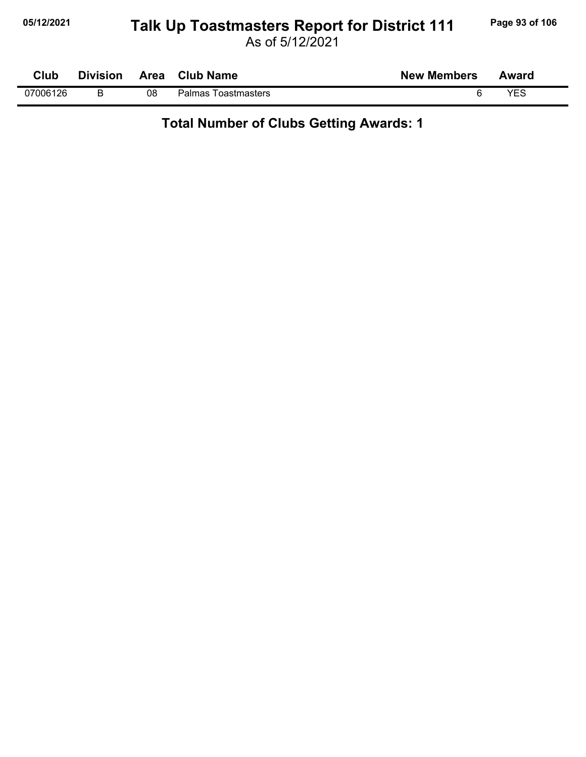# Talk Up Toastmasters Report for District 111

As of 5/12/2021

| Club | Division | Area | Club Name | New Members | Award |
|---|---|---|---|---|---|
| 07006126 | B | 08 | Palmas Toastmasters | 6 | YES |

**Total Number of Clubs Getting Awards: 1**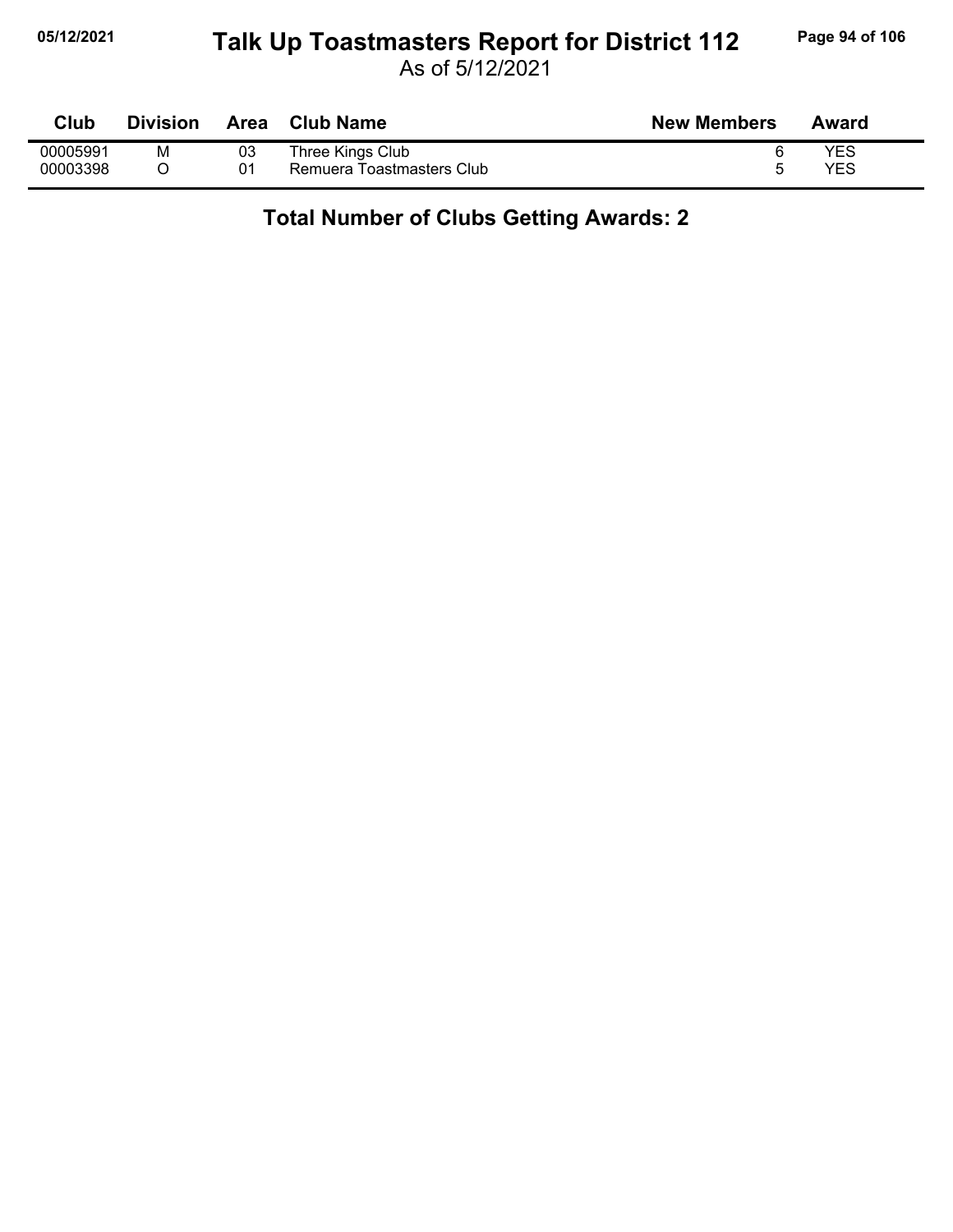# Talk Up Toastmasters Report for District 112

As of 5/12/2021

| Club | Division | Area | Club Name | New Members | Award |
|---|---|---|---|---|---|
| 00005991 | M | 03 | Three Kings Club | 6 | YES |
| 00003398 | O | 01 | Remuera Toastmasters Club | 5 | YES |

**Total Number of Clubs Getting Awards: 2**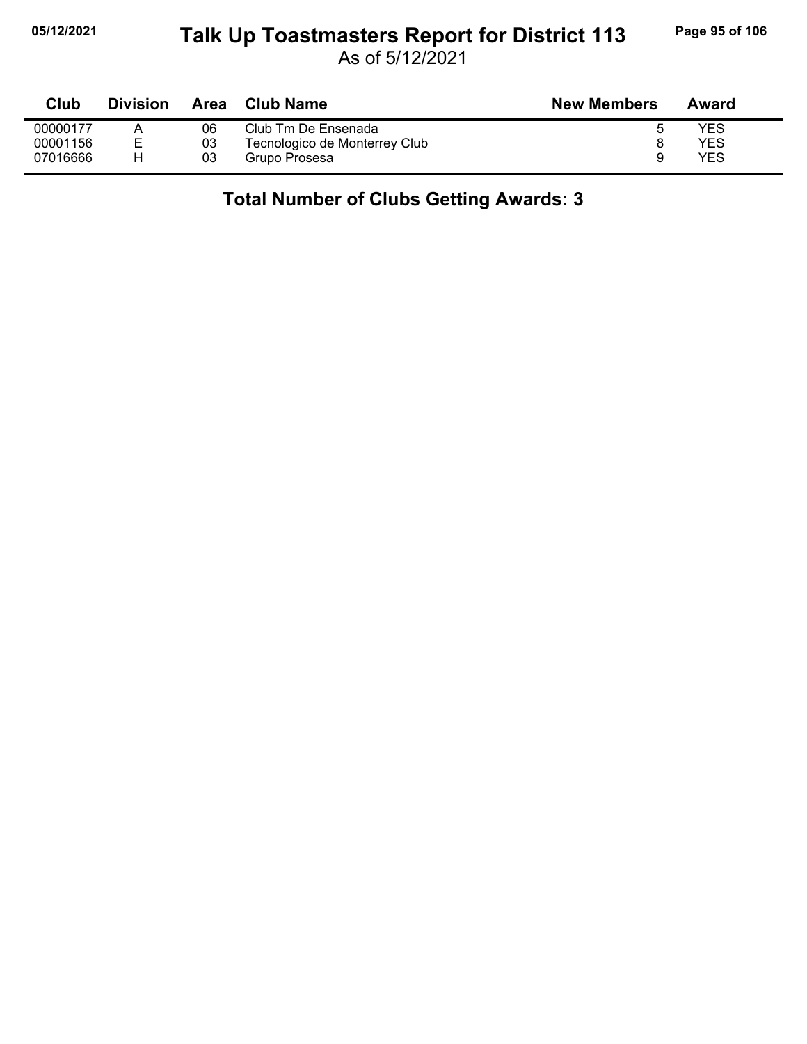# Talk Up Toastmasters Report for District 113

As of 5/12/2021

| Club | Division | Area | Club Name | New Members | Award |
|---|---|---|---|---|---|
| 00000177 | A | 06 | Club Tm De Ensenada | 5 | YES |
| 00001156 | E | 03 | Tecnologico de Monterrey Club | 8 | YES |
| 07016666 | H | 03 | Grupo Prosesa | 9 | YES |

**Total Number of Clubs Getting Awards: 3**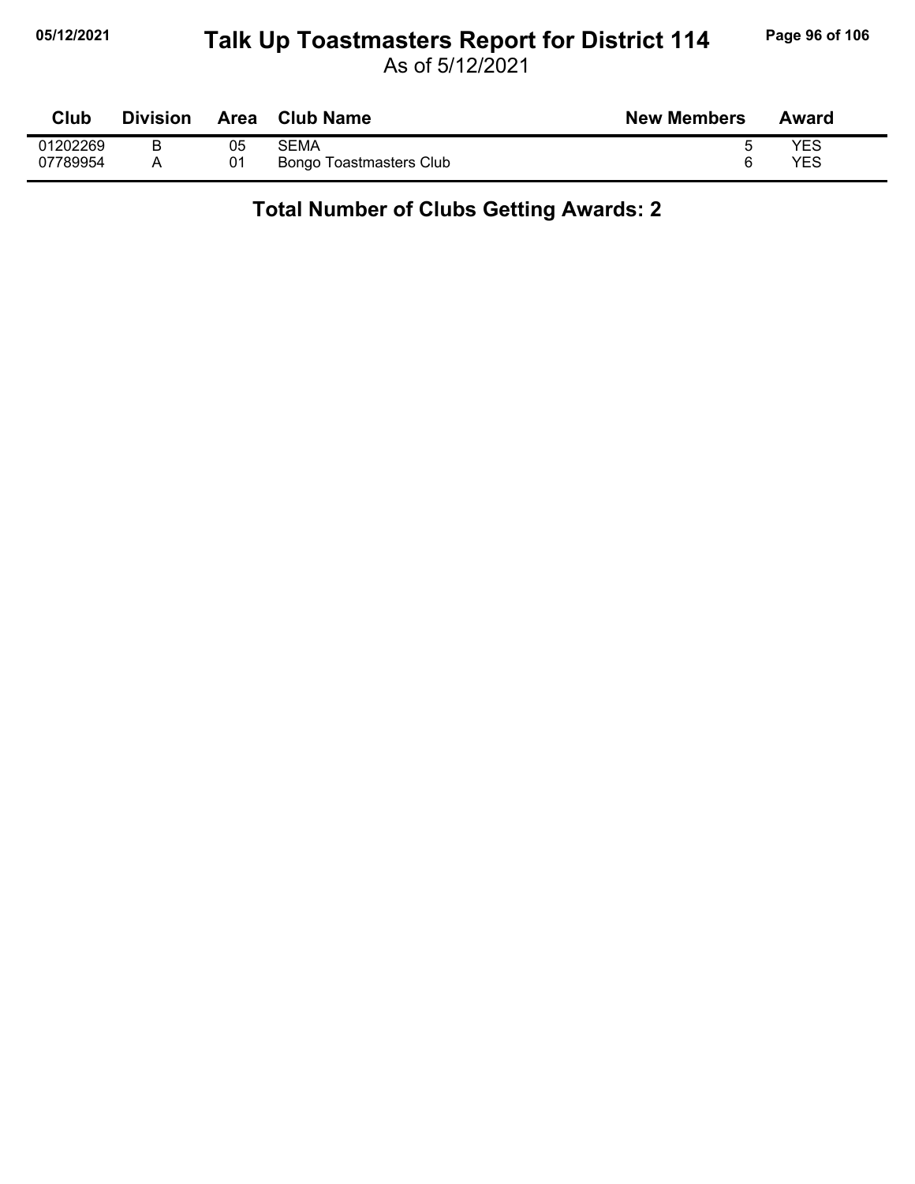# Talk Up Toastmasters Report for District 114

As of 5/12/2021

| Club | Division | Area | Club Name | New Members | Award |
|---|---|---|---|---|---|
| 01202269 | B | 05 | SEMA | 5 | YES |
| 07789954 | A | 01 | Bongo Toastmasters Club | 6 | YES |

**Total Number of Clubs Getting Awards: 2**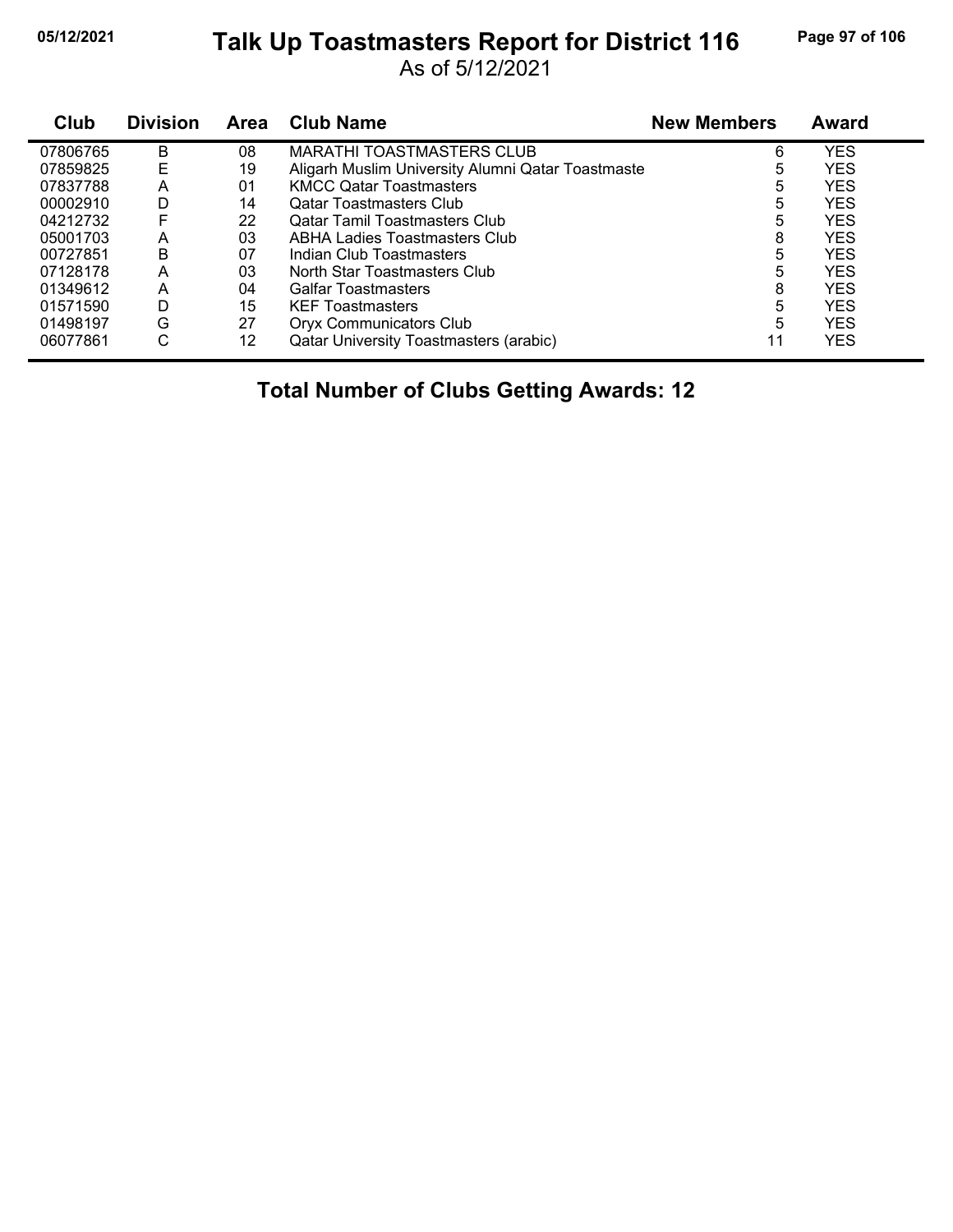# Talk Up Toastmasters Report for District 116

As of 5/12/2021

| Club | Division | Area | Club Name | New Members | Award |
|---|---|---|---|---|---|
| 07806765 | B | 08 | MARATHI TOASTMASTERS CLUB | 6 | YES |
| 07859825 | E | 19 | Aligarh Muslim University Alumni Qatar Toastmaste | 5 | YES |
| 07837788 | A | 01 | KMCC Qatar Toastmasters | 5 | YES |
| 00002910 | D | 14 | Qatar Toastmasters Club | 5 | YES |
| 04212732 | F | 22 | Qatar Tamil Toastmasters Club | 5 | YES |
| 05001703 | A | 03 | ABHA Ladies Toastmasters Club | 8 | YES |
| 00727851 | B | 07 | Indian Club Toastmasters | 5 | YES |
| 07128178 | A | 03 | North Star Toastmasters Club | 5 | YES |
| 01349612 | A | 04 | Galfar Toastmasters | 8 | YES |
| 01571590 | D | 15 | KEF Toastmasters | 5 | YES |
| 01498197 | G | 27 | Oryx Communicators Club | 5 | YES |
| 06077861 | C | 12 | Qatar University Toastmasters (arabic) | 11 | YES |

## Total Number of Clubs Getting Awards: 12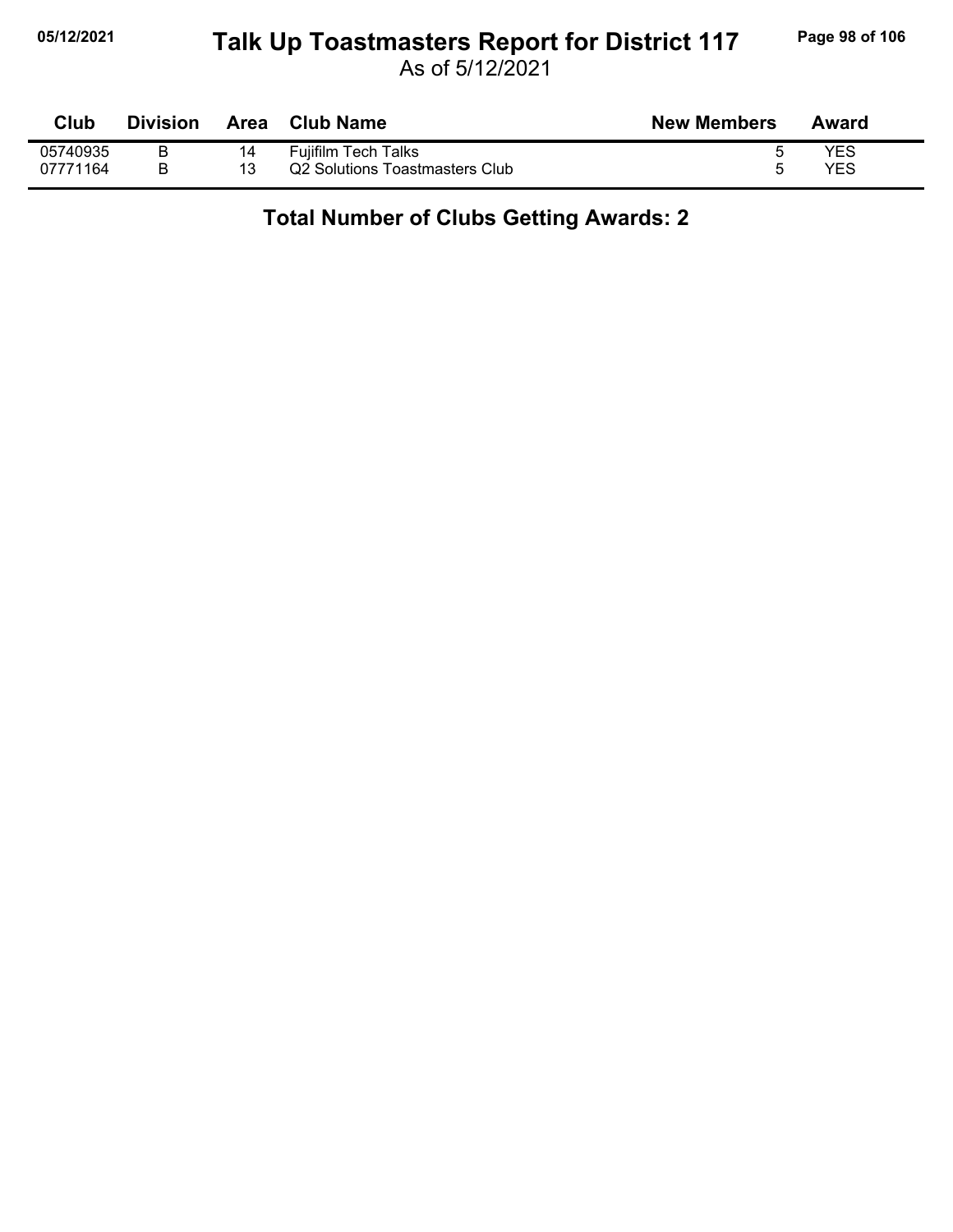# Talk Up Toastmasters Report for District 117

As of 5/12/2021

| Club | Division | Area | Club Name | New Members | Award |
|---|---|---|---|---|---|
| 05740935 | B | 14 | Fujifilm Tech Talks | 5 | YES |
| 07771164 | B | 13 | Q2 Solutions Toastmasters Club | 5 | YES |

**Total Number of Clubs Getting Awards: 2**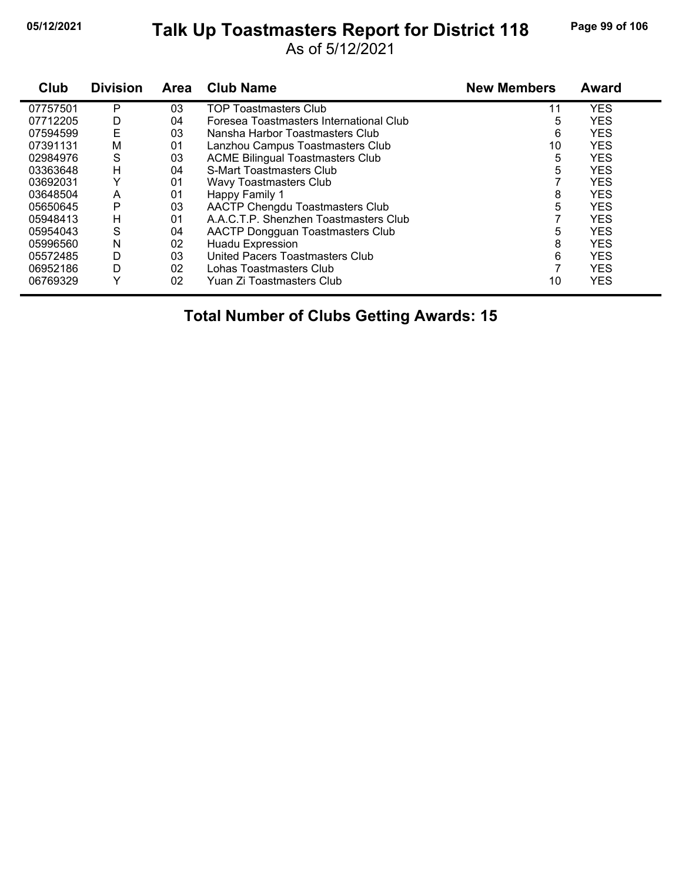# Talk Up Toastmasters Report for District 118

As of 5/12/2021

| Club | Division | Area | Club Name | New Members | Award |
|---|---|---|---|---|---|
| 07757501 | P | 03 | TOP Toastmasters Club | 11 | YES |
| 07712205 | D | 04 | Foresea Toastmasters International Club | 5 | YES |
| 07594599 | E | 03 | Nansha Harbor Toastmasters Club | 6 | YES |
| 07391131 | M | 01 | Lanzhou Campus Toastmasters Club | 10 | YES |
| 02984976 | S | 03 | ACME Bilingual Toastmasters Club | 5 | YES |
| 03363648 | H | 04 | S-Mart Toastmasters Club | 5 | YES |
| 03692031 | Y | 01 | Wavy Toastmasters Club | 7 | YES |
| 03648504 | A | 01 | Happy Family 1 | 8 | YES |
| 05650645 | P | 03 | AACTP Chengdu Toastmasters Club | 5 | YES |
| 05948413 | H | 01 | A.A.C.T.P. Shenzhen Toastmasters Club | 7 | YES |
| 05954043 | S | 04 | AACTP Dongguan Toastmasters Club | 5 | YES |
| 05996560 | N | 02 | Huadu Expression | 8 | YES |
| 05572485 | D | 03 | United Pacers Toastmasters Club | 6 | YES |
| 06952186 | D | 02 | Lohas Toastmasters Club | 7 | YES |
| 06769329 | Y | 02 | Yuan Zi Toastmasters Club | 10 | YES |

**Total Number of Clubs Getting Awards: 15**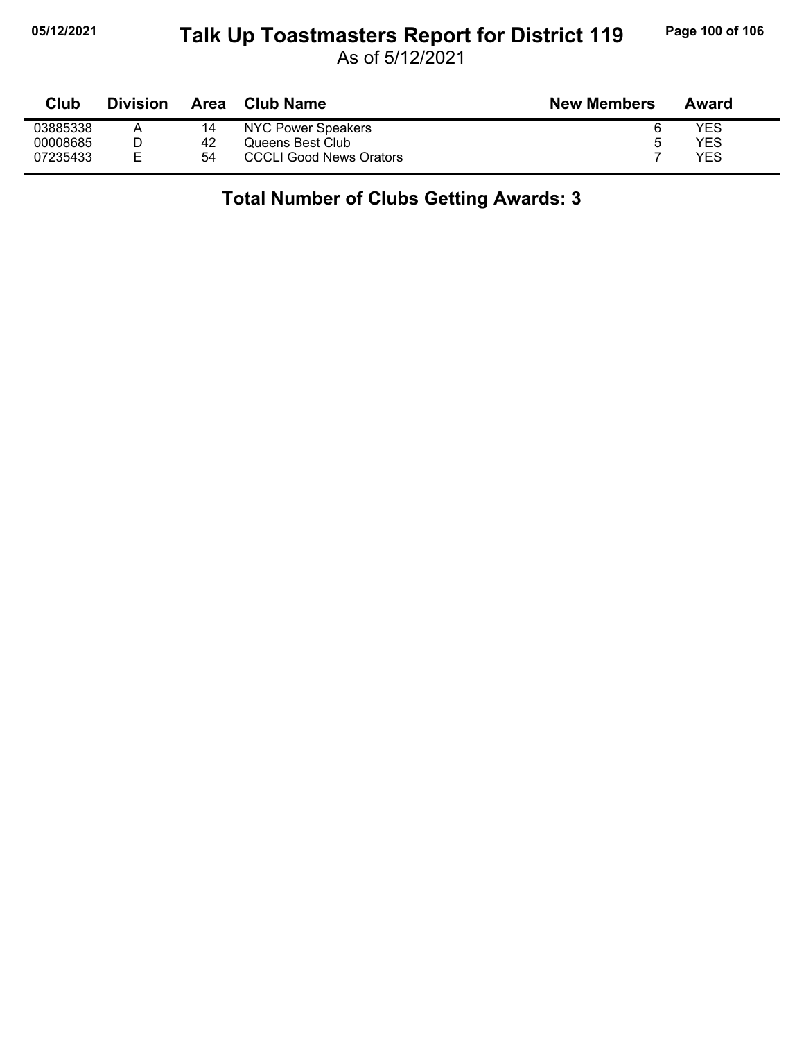# Talk Up Toastmasters Report for District 119

As of 5/12/2021

| Club | Division | Area | Club Name | New Members | Award |
|---|---|---|---|---|---|
| 03885338 | A | 14 | NYC Power Speakers | 6 | YES |
| 00008685 | D | 42 | Queens Best Club | 5 | YES |
| 07235433 | E | 54 | CCCLI Good News Orators | 7 | YES |

**Total Number of Clubs Getting Awards: 3**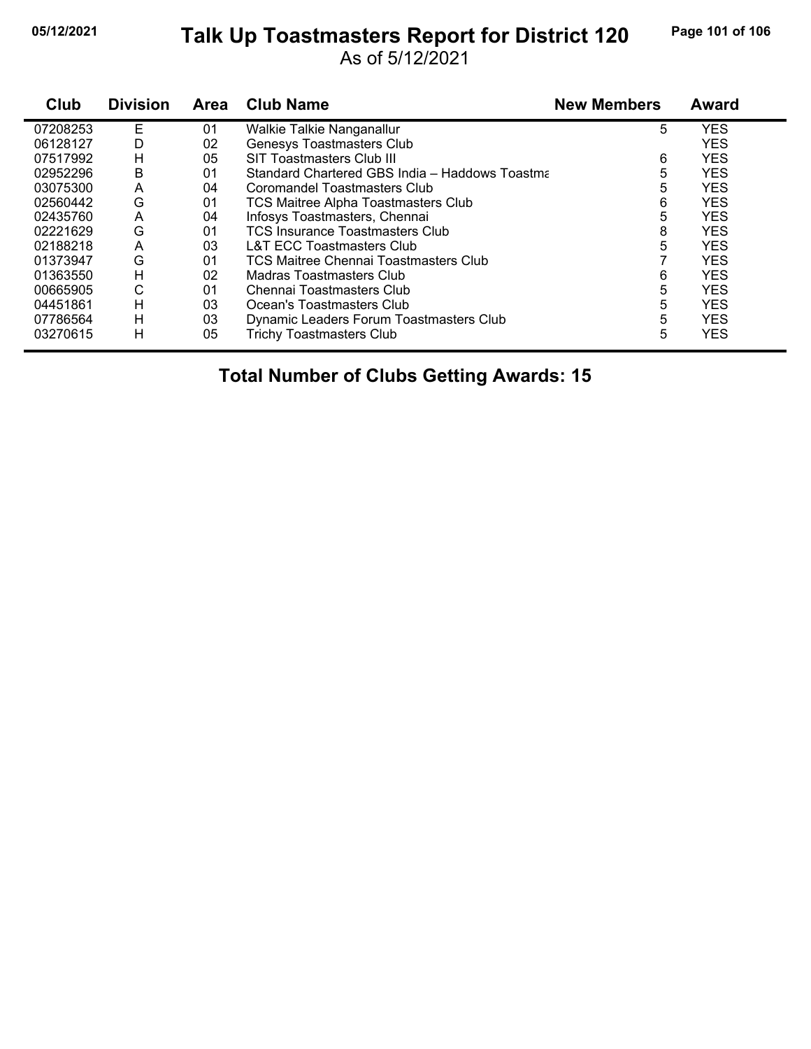# Talk Up Toastmasters Report for District 120

As of 5/12/2021

| Club | Division | Area | Club Name | New Members | Award |
|---|---|---|---|---|---|
| 07208253 | E | 01 | Walkie Talkie Nanganallur | 5 | YES |
| 06128127 | D | 02 | Genesys Toastmasters Club | | YES |
| 07517992 | H | 05 | SIT Toastmasters Club III | 6 | YES |
| 02952296 | B | 01 | Standard Chartered GBS India – Haddows Toastma | 5 | YES |
| 03075300 | A | 04 | Coromandel Toastmasters Club | 5 | YES |
| 02560442 | G | 01 | TCS Maitree Alpha Toastmasters Club | 6 | YES |
| 02435760 | A | 04 | Infosys Toastmasters, Chennai | 5 | YES |
| 02221629 | G | 01 | TCS Insurance Toastmasters Club | 8 | YES |
| 02188218 | A | 03 | L&T ECC Toastmasters Club | 5 | YES |
| 01373947 | G | 01 | TCS Maitree Chennai Toastmasters Club | 7 | YES |
| 01363550 | H | 02 | Madras Toastmasters Club | 6 | YES |
| 00665905 | C | 01 | Chennai Toastmasters Club | 5 | YES |
| 04451861 | H | 03 | Ocean's Toastmasters Club | 5 | YES |
| 07786564 | H | 03 | Dynamic Leaders Forum Toastmasters Club | 5 | YES |
| 03270615 | H | 05 | Trichy Toastmasters Club | 5 | YES |

**Total Number of Clubs Getting Awards: 15**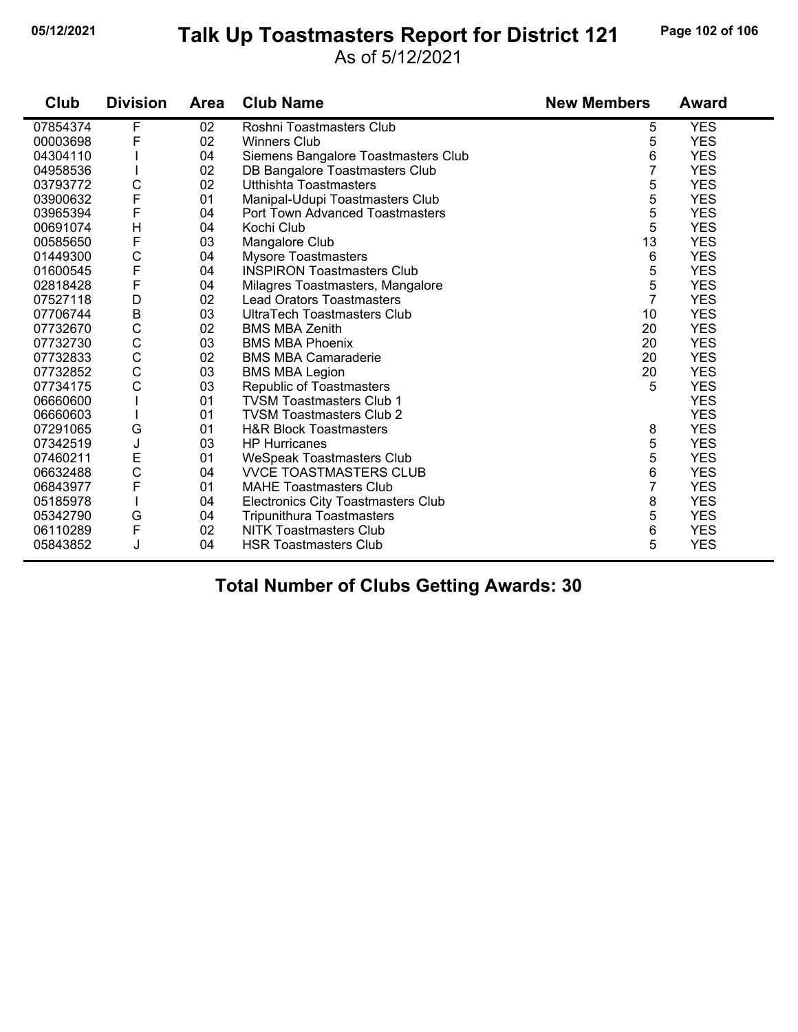# Talk Up Toastmasters Report for District 121

As of 5/12/2021

| Club | Division | Area | Club Name | New Members | Award |
|---|---|---|---|---|---|
| 07854374 | F | 02 | Roshni Toastmasters Club | 5 | YES |
| 00003698 | F | 02 | Winners Club | 5 | YES |
| 04304110 | I | 04 | Siemens Bangalore Toastmasters Club | 6 | YES |
| 04958536 | I | 02 | DB Bangalore Toastmasters Club | 7 | YES |
| 03793772 | C | 02 | Utthishta Toastmasters | 5 | YES |
| 03900632 | F | 01 | Manipal-Udupi Toastmasters Club | 5 | YES |
| 03965394 | F | 04 | Port Town Advanced Toastmasters | 5 | YES |
| 00691074 | H | 04 | Kochi Club | 5 | YES |
| 00585650 | F | 03 | Mangalore Club | 13 | YES |
| 01449300 | C | 04 | Mysore Toastmasters | 6 | YES |
| 01600545 | F | 04 | INSPIRON Toastmasters Club | 5 | YES |
| 02818428 | F | 04 | Milagres Toastmasters, Mangalore | 5 | YES |
| 07527118 | D | 02 | Lead Orators Toastmasters | 7 | YES |
| 07706744 | B | 03 | UltraTech Toastmasters Club | 10 | YES |
| 07732670 | C | 02 | BMS MBA Zenith | 20 | YES |
| 07732730 | C | 03 | BMS MBA Phoenix | 20 | YES |
| 07732833 | C | 02 | BMS MBA Camaraderie | 20 | YES |
| 07732852 | C | 03 | BMS MBA Legion | 20 | YES |
| 07734175 | C | 03 | Republic of Toastmasters | 5 | YES |
| 06660600 | I | 01 | TVSM Toastmasters Club 1 | | YES |
| 06660603 | I | 01 | TVSM Toastmasters Club 2 | | YES |
| 07291065 | G | 01 | H&R Block Toastmasters | 8 | YES |
| 07342519 | J | 03 | HP Hurricanes | 5 | YES |
| 07460211 | E | 01 | WeSpeak Toastmasters Club | 5 | YES |
| 06632488 | C | 04 | VVCE TOASTMASTERS CLUB | 6 | YES |
| 06843977 | F | 01 | MAHE Toastmasters Club | 7 | YES |
| 05185978 | I | 04 | Electronics City Toastmasters Club | 8 | YES |
| 05342790 | G | 04 | Tripunithura Toastmasters | 5 | YES |
| 06110289 | F | 02 | NITK Toastmasters Club | 6 | YES |
| 05843852 | J | 04 | HSR Toastmasters Club | 5 | YES |

**Total Number of Clubs Getting Awards: 30**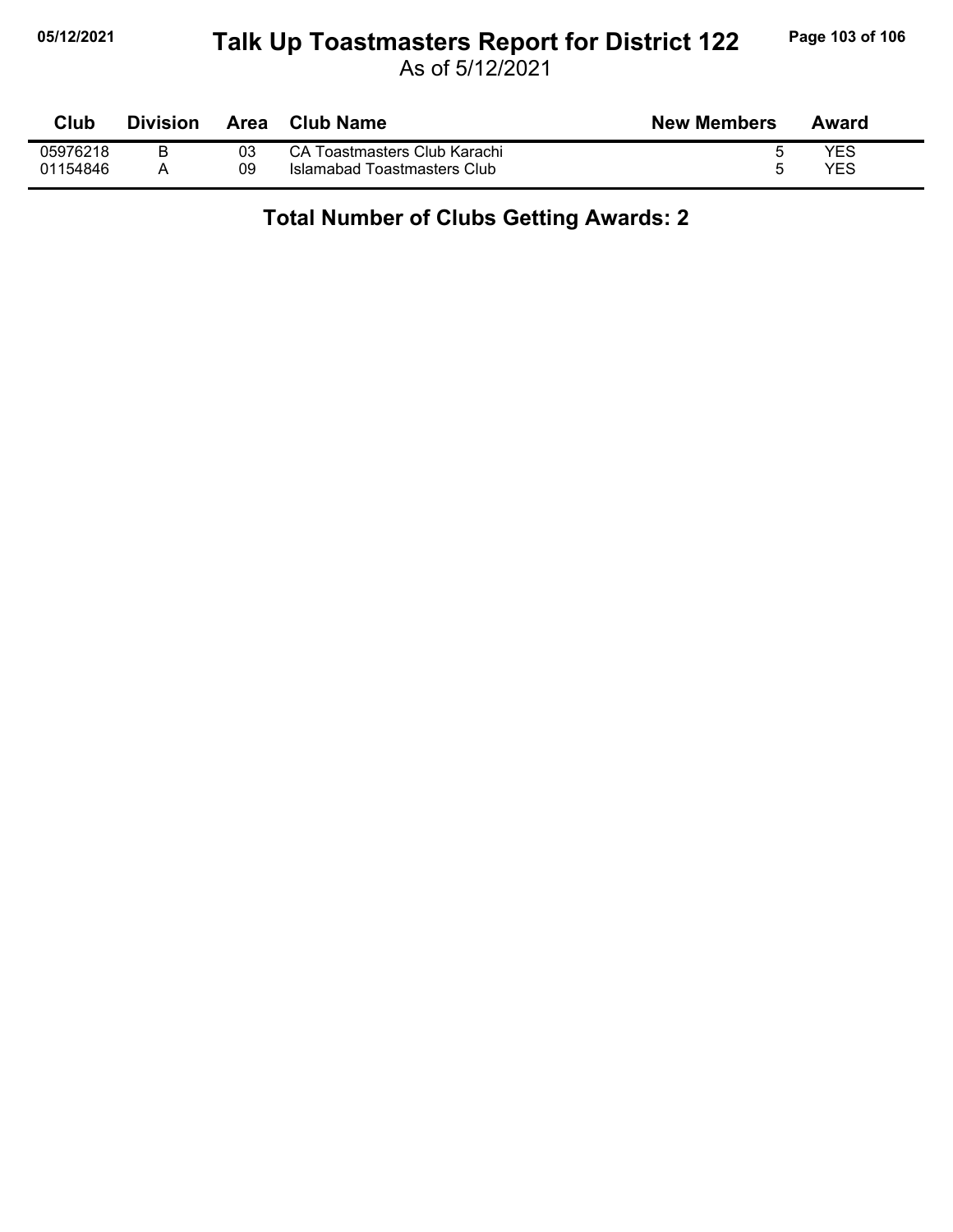# Talk Up Toastmasters Report for District 122

As of 5/12/2021

| Club | Division | Area | Club Name | New Members | Award |
|---|---|---|---|---|---|
| 05976218 | B | 03 | CA Toastmasters Club Karachi | 5 | YES |
| 01154846 | A | 09 | Islamabad Toastmasters Club | 5 | YES |

## Total Number of Clubs Getting Awards: 2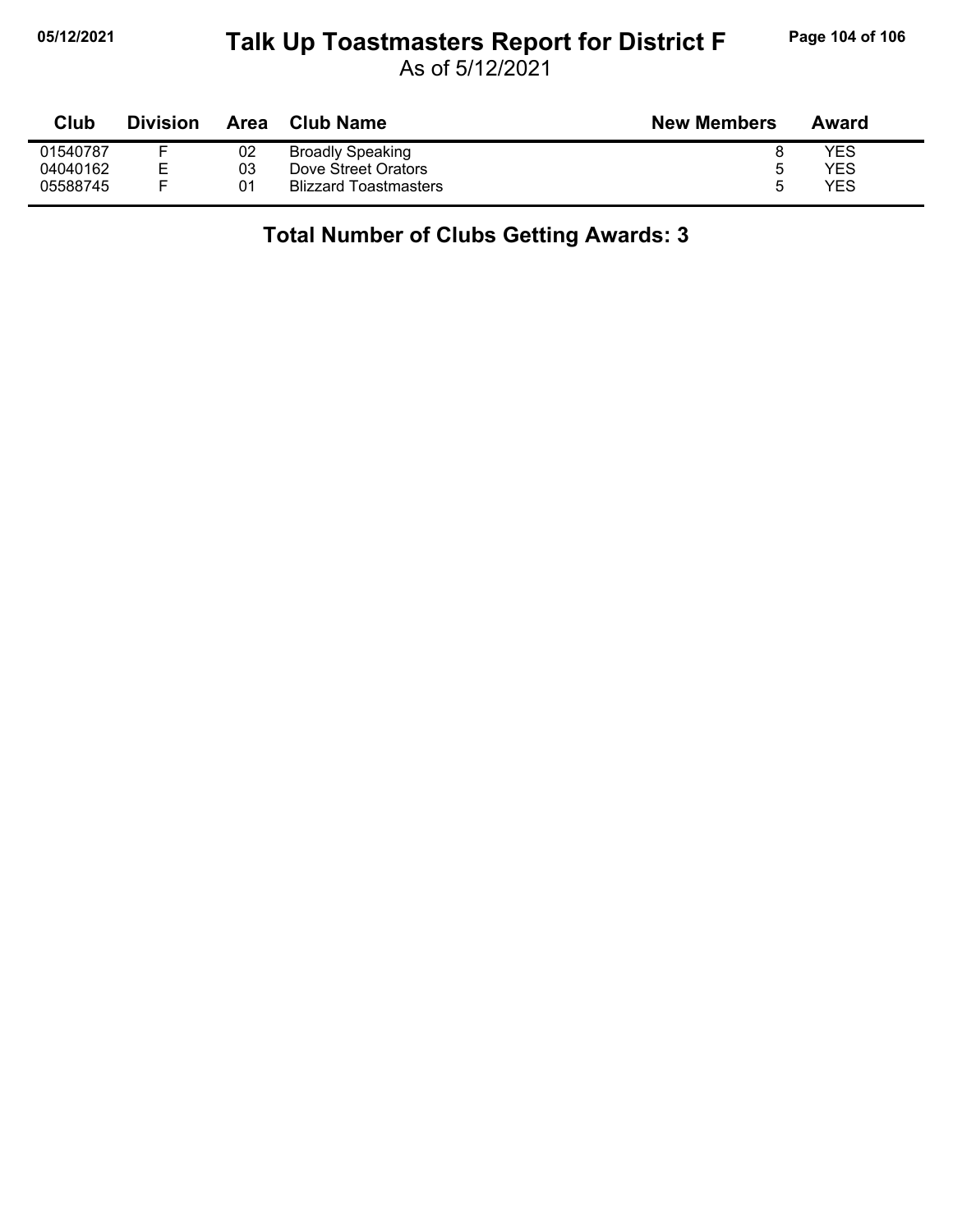# Talk Up Toastmasters Report for District F

As of 5/12/2021

| Club | Division | Area | Club Name | New Members | Award |
|---|---|---|---|---|---|
| 01540787 | F | 02 | Broadly Speaking | 8 | YES |
| 04040162 | E | 03 | Dove Street Orators | 5 | YES |
| 05588745 | F | 01 | Blizzard Toastmasters | 5 | YES |

## Total Number of Clubs Getting Awards: 3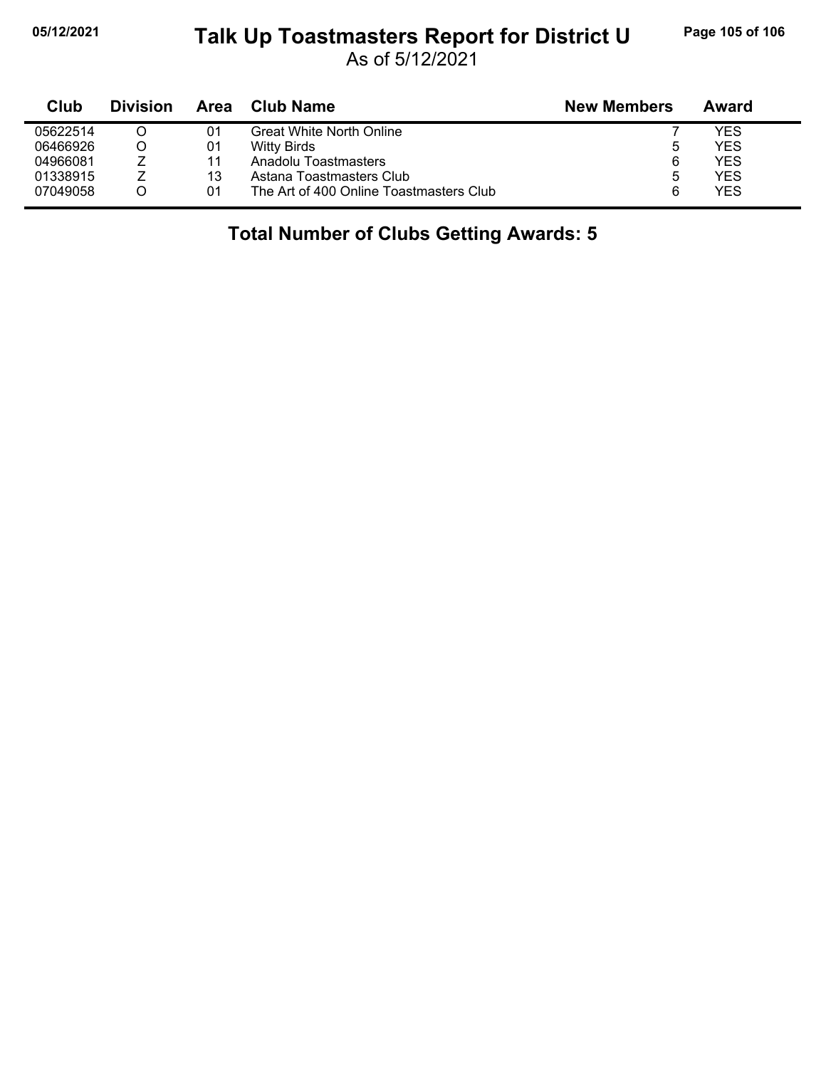# Talk Up Toastmasters Report for District U

As of 5/12/2021

| Club | Division | Area | Club Name | New Members | Award |
|---|---|---|---|---|---|
| 05622514 | O | 01 | Great White North Online | 7 | YES |
| 06466926 | O | 01 | Witty Birds | 5 | YES |
| 04966081 | Z | 11 | Anadolu Toastmasters | 6 | YES |
| 01338915 | Z | 13 | Astana Toastmasters Club | 5 | YES |
| 07049058 | O | 01 | The Art of 400 Online Toastmasters Club | 6 | YES |

**Total Number of Clubs Getting Awards: 5**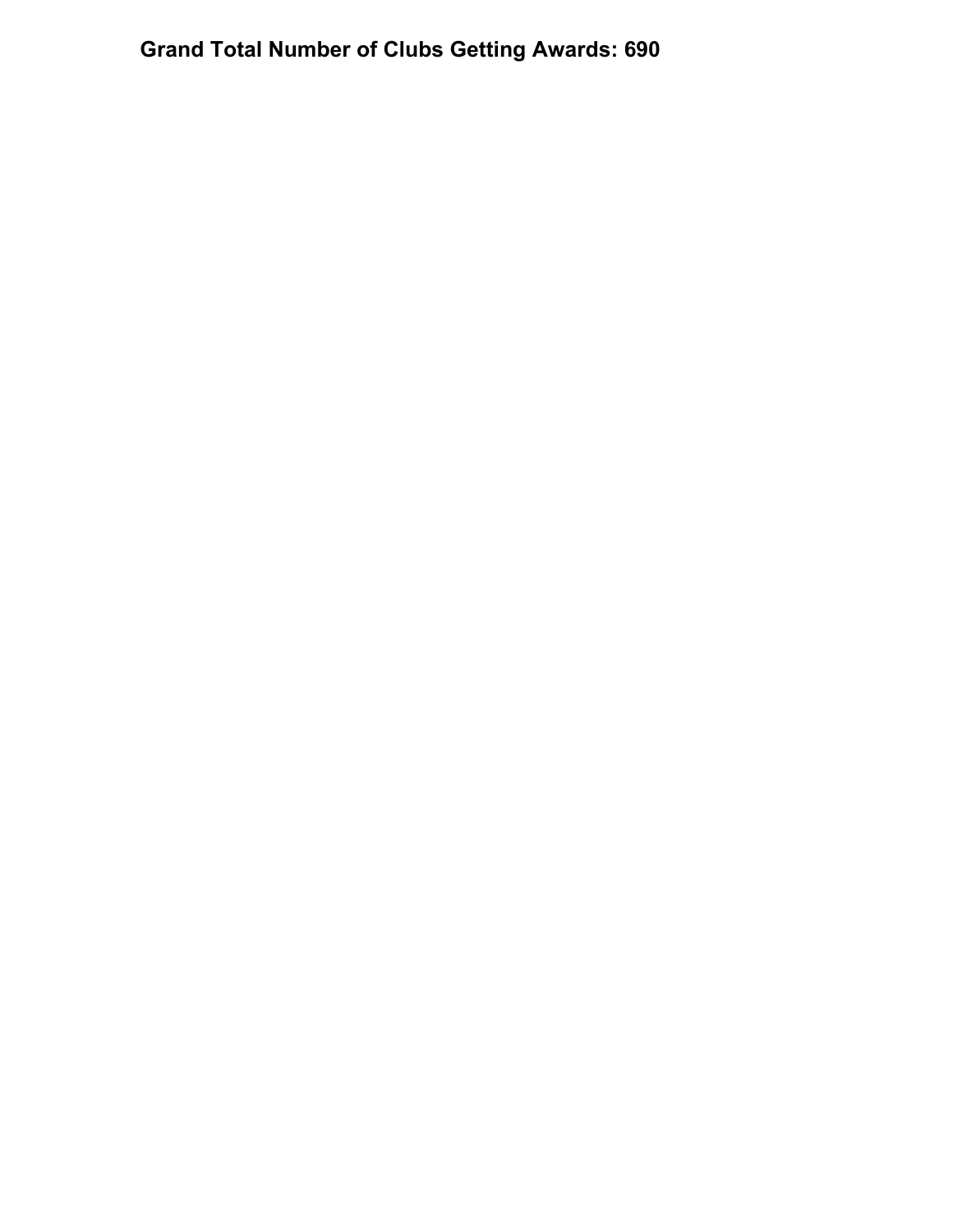**Grand Total Number of Clubs Getting Awards: 690**